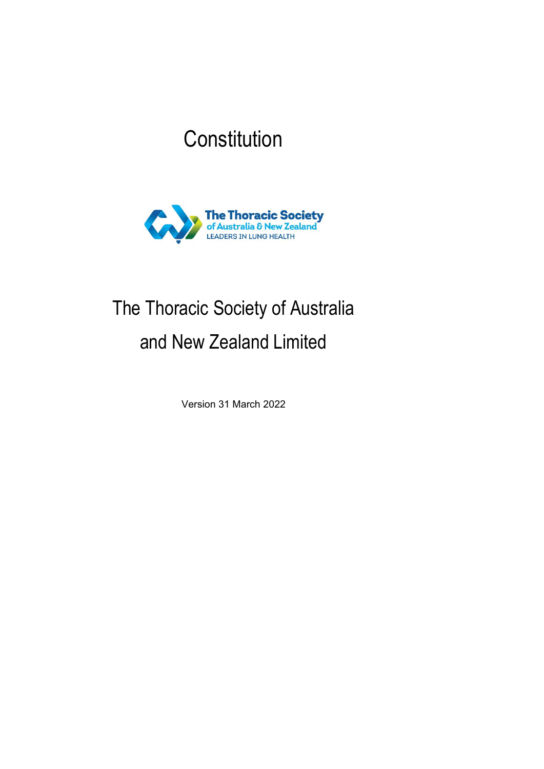# Constitution

The Thoracic Society of Australia and New Zealand Limited

Version 31 March 2022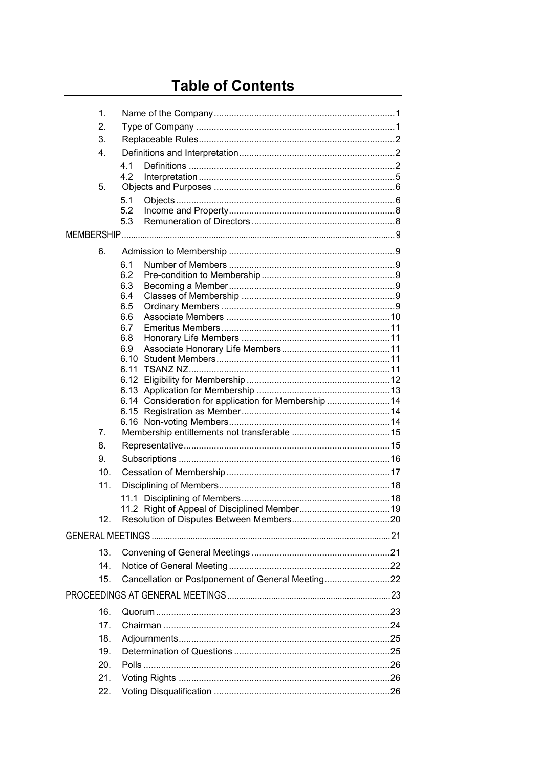# Table of Contents

1. Name of the Company ....... 1
2. Type of Company ....... 1
3. Replaceable Rules ....... 2
4. Definitions and Interpretation ....... 2
   - 4.1 Definitions ....... 2
   - 4.2 Interpretation ....... 5
5. Objects and Purposes ....... 6
   - 5.1 Objects ....... 6
   - 5.2 Income and Property ....... 8
   - 5.3 Remuneration of Directors ....... 8

MEMBERSHIP ....... 9

6. Admission to Membership ....... 9
   - 6.1 Number of Members ....... 9
   - 6.2 Pre-condition to Membership ....... 9
   - 6.3 Becoming a Member ....... 9
   - 6.4 Classes of Membership ....... 9
   - 6.5 Ordinary Members ....... 9
   - 6.6 Associate Members ....... 10
   - 6.7 Emeritus Members ....... 11
   - 6.8 Honorary Life Members ....... 11
   - 6.9 Associate Honorary Life Members ....... 11
   - 6.10 Student Members ....... 11
   - 6.11 TSANZ NZ ....... 11
   - 6.12 Eligibility for Membership ....... 12
   - 6.13 Application for Membership ....... 13
   - 6.14 Consideration for application for Membership ....... 14
   - 6.15 Registration as Member ....... 14
   - 6.16 Non-voting Members ....... 14
7. Membership entitlements not transferable ....... 15
8. Representative ....... 15
9. Subscriptions ....... 16
10. Cessation of Membership ....... 17
11. Disciplining of Members ....... 18
    - 11.1 Disciplining of Members ....... 18
    - 11.2 Right of Appeal of Disciplined Member ....... 19
12. Resolution of Disputes Between Members ....... 20

GENERAL MEETINGS ....... 21

13. Convening of General Meetings ....... 21
14. Notice of General Meeting ....... 22
15. Cancellation or Postponement of General Meeting ....... 22

PROCEEDINGS AT GENERAL MEETINGS ....... 23

16. Quorum ....... 23
17. Chairman ....... 24
18. Adjournments ....... 25
19. Determination of Questions ....... 25
20. Polls ....... 26
21. Voting Rights ....... 26
22. Voting Disqualification ....... 26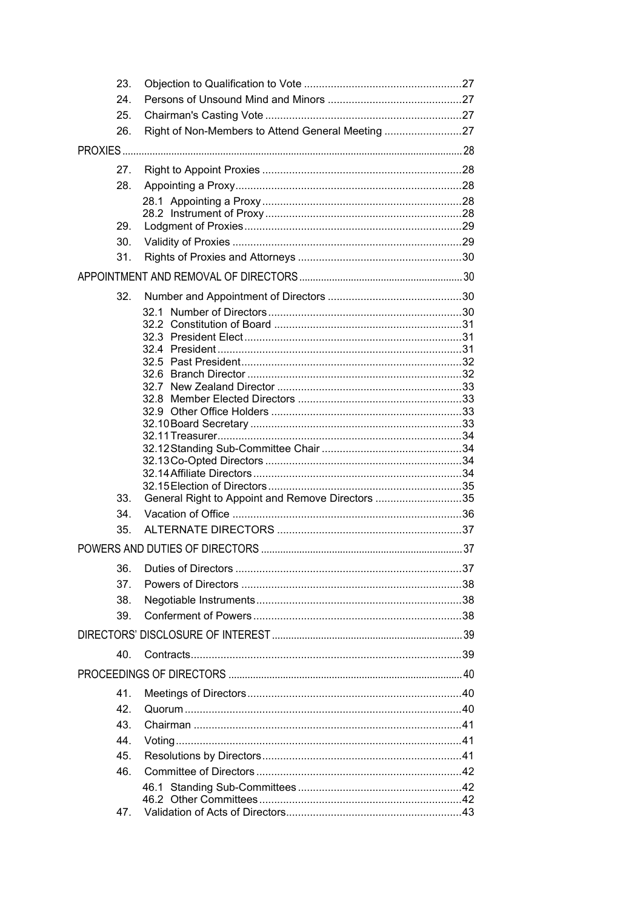| | | |
|---|---|---|
| 23. | Objection to Qualification to Vote | 27 |
| 24. | Persons of Unsound Mind and Minors | 27 |
| 25. | Chairman's Casting Vote | 27 |
| 26. | Right of Non-Members to Attend General Meeting | 27 |
| **PROXIES** | | 28 |
| 27. | Right to Appoint Proxies | 28 |
| 28. | Appointing a Proxy | 28 |
| | 28.1 Appointing a Proxy | 28 |
| | 28.2 Instrument of Proxy | 28 |
| 29. | Lodgment of Proxies | 29 |
| 30. | Validity of Proxies | 29 |
| 31. | Rights of Proxies and Attorneys | 30 |
| **APPOINTMENT AND REMOVAL OF DIRECTORS** | | 30 |
| 32. | Number and Appointment of Directors | 30 |
| | 32.1 Number of Directors | 30 |
| | 32.2 Constitution of Board | 31 |
| | 32.3 President Elect | 31 |
| | 32.4 President | 31 |
| | 32.5 Past President | 32 |
| | 32.6 Branch Director | 32 |
| | 32.7 New Zealand Director | 33 |
| | 32.8 Member Elected Directors | 33 |
| | 32.9 Other Office Holders | 33 |
| | 32.10 Board Secretary | 33 |
| | 32.11 Treasurer | 34 |
| | 32.12 Standing Sub-Committee Chair | 34 |
| | 32.13 Co-Opted Directors | 34 |
| | 32.14 Affiliate Directors | 34 |
| | 32.15 Election of Directors | 35 |
| 33. | General Right to Appoint and Remove Directors | 35 |
| 34. | Vacation of Office | 36 |
| 35. | ALTERNATE DIRECTORS | 37 |
| **POWERS AND DUTIES OF DIRECTORS** | | 37 |
| 36. | Duties of Directors | 37 |
| 37. | Powers of Directors | 38 |
| 38. | Negotiable Instruments | 38 |
| 39. | Conferment of Powers | 38 |
| **DIRECTORS' DISCLOSURE OF INTEREST** | | 39 |
| 40. | Contracts | 39 |
| **PROCEEDINGS OF DIRECTORS** | | 40 |
| 41. | Meetings of Directors | 40 |
| 42. | Quorum | 40 |
| 43. | Chairman | 41 |
| 44. | Voting | 41 |
| 45. | Resolutions by Directors | 41 |
| 46. | Committee of Directors | 42 |
| | 46.1 Standing Sub-Committees | 42 |
| | 46.2 Other Committees | 42 |
| 47. | Validation of Acts of Directors | 43 |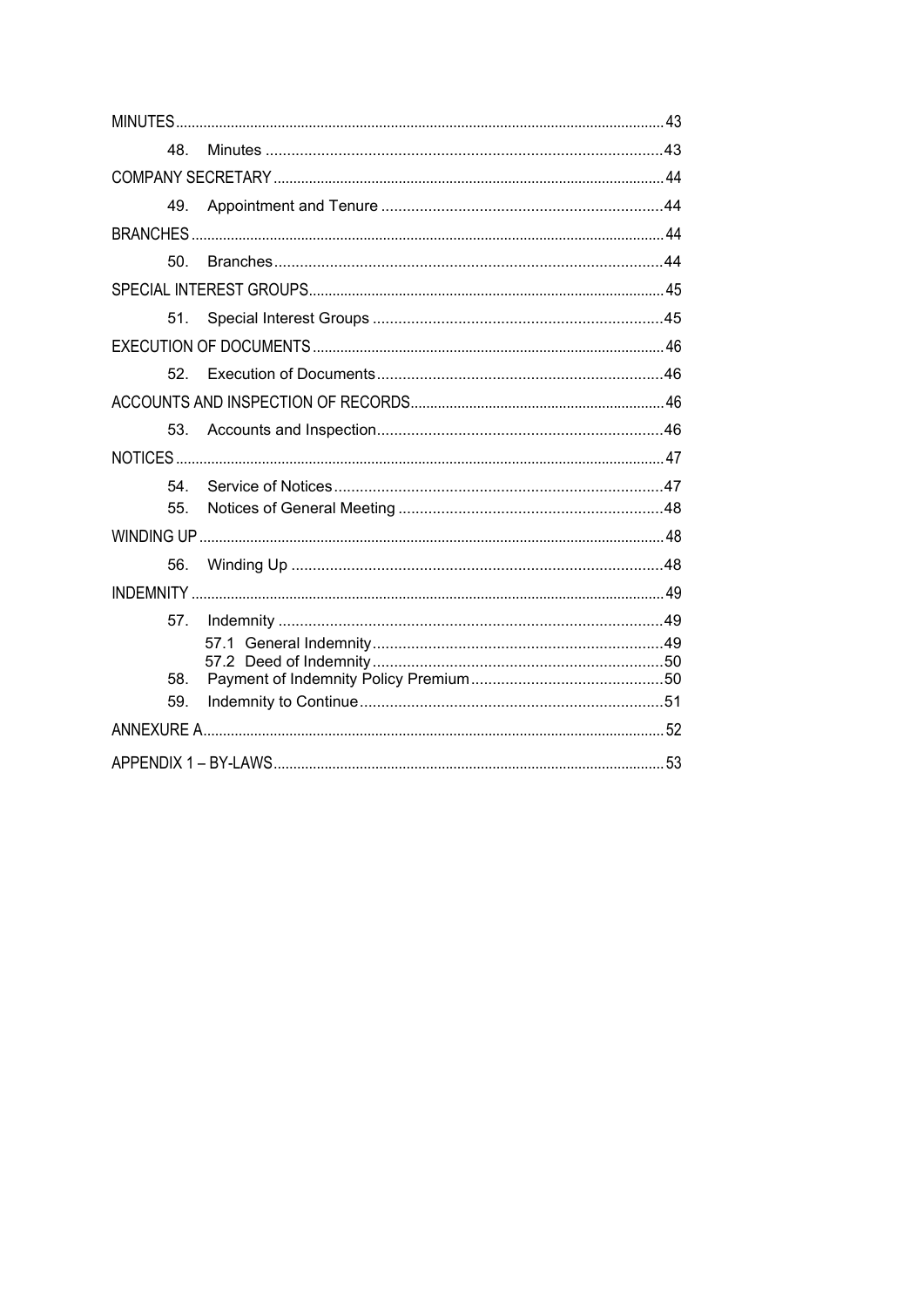MINUTES ........................................................................................................................ 43

48. Minutes ........................................................................................ 43

COMPANY SECRETARY ..................................................................................................... 44

49. Appointment and Tenure ................................................................ 44

BRANCHES ........................................................................................................................ 44

50. Branches ......................................................................................... 44

SPECIAL INTEREST GROUPS ............................................................................................ 45

51. Special Interest Groups .................................................................. 45

EXECUTION OF DOCUMENTS ........................................................................................... 46

52. Execution of Documents ................................................................. 46

ACCOUNTS AND INSPECTION OF RECORDS ................................................................... 46

53. Accounts and Inspection ................................................................. 46

NOTICES ........................................................................................................................... 47

54. Service of Notices ........................................................................... 47

55. Notices of General Meeting ............................................................ 48

WINDING UP ...................................................................................................................... 48

56. Winding Up ..................................................................................... 48

INDEMNITY ........................................................................................................................ 49

57. Indemnity ........................................................................................ 49

57.1 General Indemnity ..................................................................... 49

57.2 Deed of Indemnity ..................................................................... 50

58. Payment of Indemnity Policy Premium ............................................ 50

59. Indemnity to Continue ..................................................................... 51

ANNEXURE A ..................................................................................................................... 52

APPENDIX 1 – BY-LAWS .................................................................................................... 53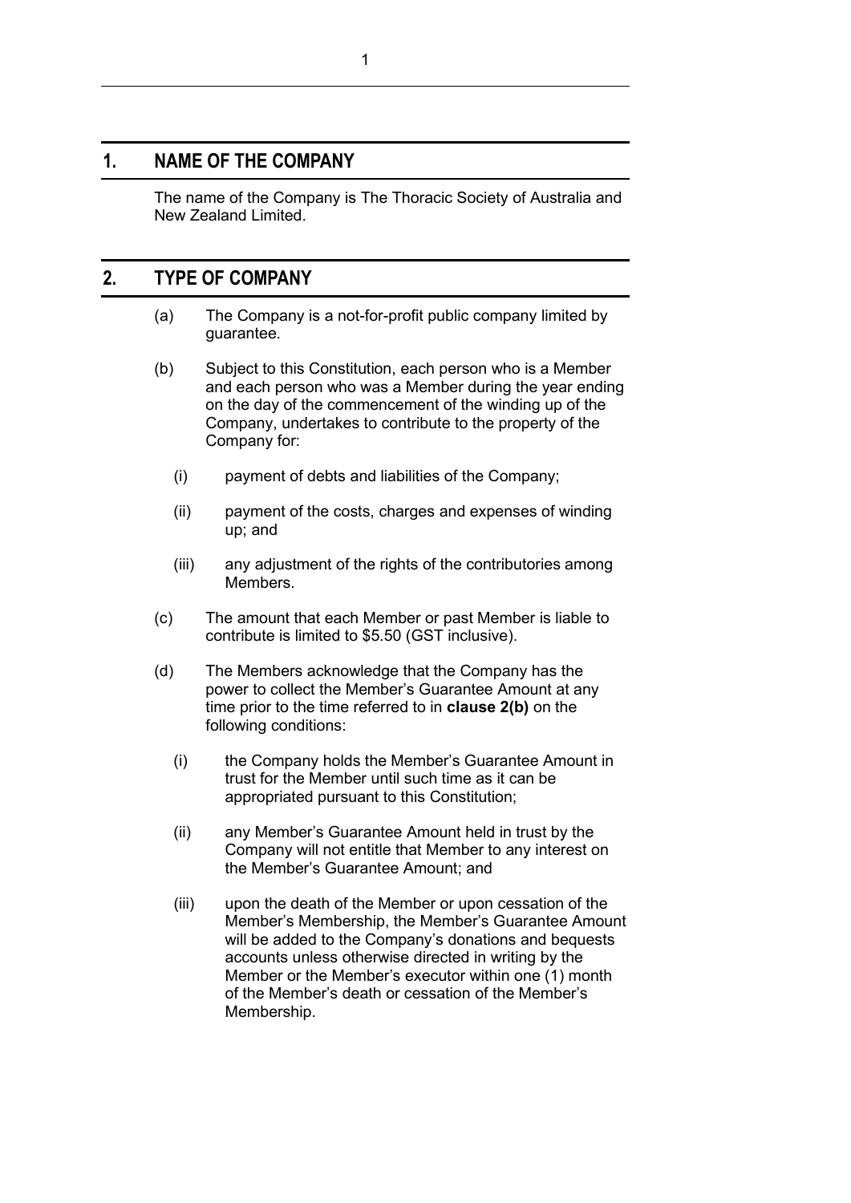## 1. NAME OF THE COMPANY

The name of the Company is The Thoracic Society of Australia and New Zealand Limited.

## 2. TYPE OF COMPANY

(a) The Company is a not-for-profit public company limited by guarantee.

(b) Subject to this Constitution, each person who is a Member and each person who was a Member during the year ending on the day of the commencement of the winding up of the Company, undertakes to contribute to the property of the Company for:

  (i) payment of debts and liabilities of the Company;

  (ii) payment of the costs, charges and expenses of winding up; and

  (iii) any adjustment of the rights of the contributories among Members.

(c) The amount that each Member or past Member is liable to contribute is limited to $5.50 (GST inclusive).

(d) The Members acknowledge that the Company has the power to collect the Member's Guarantee Amount at any time prior to the time referred to in **clause 2(b)** on the following conditions:

  (i) the Company holds the Member's Guarantee Amount in trust for the Member until such time as it can be appropriated pursuant to this Constitution;

  (ii) any Member's Guarantee Amount held in trust by the Company will not entitle that Member to any interest on the Member's Guarantee Amount; and

  (iii) upon the death of the Member or upon cessation of the Member's Membership, the Member's Guarantee Amount will be added to the Company's donations and bequests accounts unless otherwise directed in writing by the Member or the Member's executor within one (1) month of the Member's death or cessation of the Member's Membership.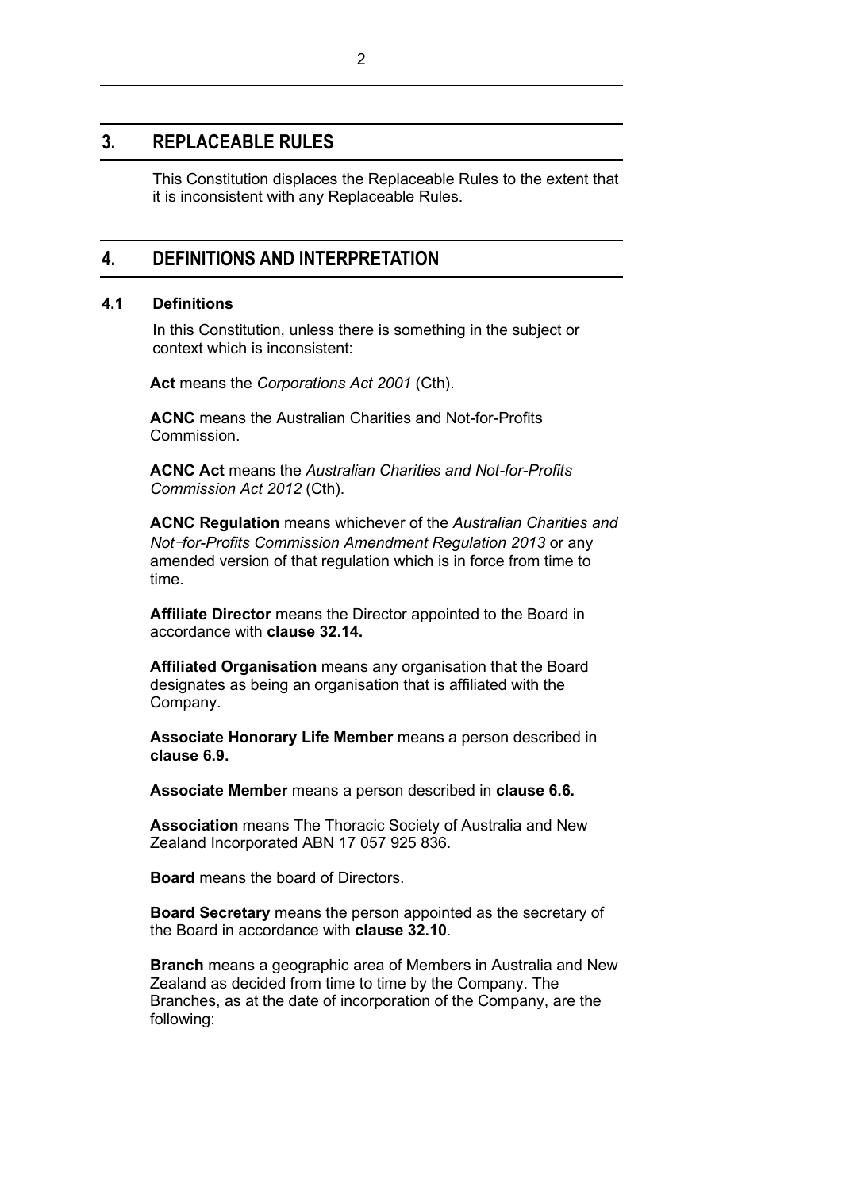## 3. REPLACEABLE RULES

This Constitution displaces the Replaceable Rules to the extent that it is inconsistent with any Replaceable Rules.

## 4. DEFINITIONS AND INTERPRETATION

### 4.1 Definitions

In this Constitution, unless there is something in the subject or context which is inconsistent:

**Act** means the *Corporations Act 2001* (Cth).

**ACNC** means the Australian Charities and Not-for-Profits Commission.

**ACNC Act** means the *Australian Charities and Not-for-Profits Commission Act 2012* (Cth).

**ACNC Regulation** means whichever of the *Australian Charities and Not*‑*for-Profits Commission Amendment Regulation 2013* or any amended version of that regulation which is in force from time to time.

**Affiliate Director** means the Director appointed to the Board in accordance with **clause 32.14.**

**Affiliated Organisation** means any organisation that the Board designates as being an organisation that is affiliated with the Company.

**Associate Honorary Life Member** means a person described in **clause 6.9.**

**Associate Member** means a person described in **clause 6.6.**

**Association** means The Thoracic Society of Australia and New Zealand Incorporated ABN 17 057 925 836.

**Board** means the board of Directors.

**Board Secretary** means the person appointed as the secretary of the Board in accordance with **clause 32.10**.

**Branch** means a geographic area of Members in Australia and New Zealand as decided from time to time by the Company. The Branches, as at the date of incorporation of the Company, are the following: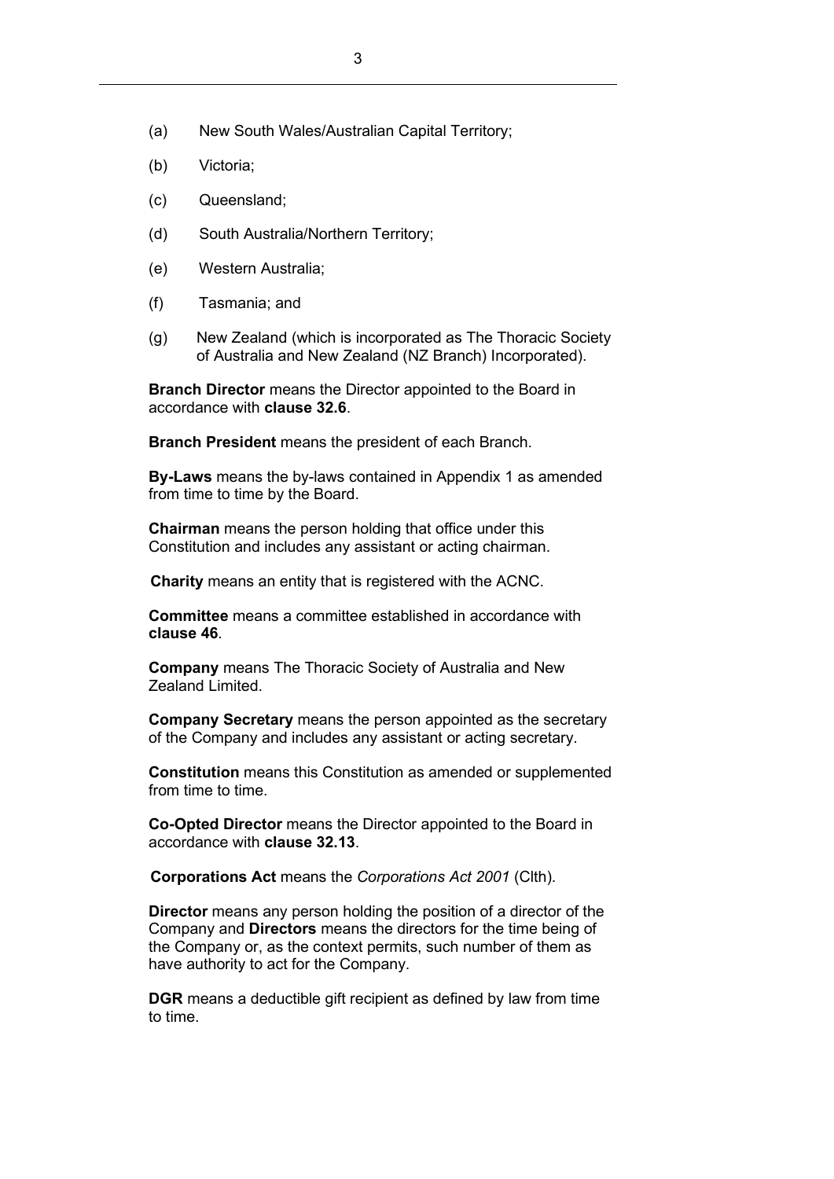(a) New South Wales/Australian Capital Territory;

(b) Victoria;

(c) Queensland;

(d) South Australia/Northern Territory;

(e) Western Australia;

(f) Tasmania; and

(g) New Zealand (which is incorporated as The Thoracic Society of Australia and New Zealand (NZ Branch) Incorporated).

**Branch Director** means the Director appointed to the Board in accordance with **clause 32.6**.

**Branch President** means the president of each Branch.

**By-Laws** means the by-laws contained in Appendix 1 as amended from time to time by the Board.

**Chairman** means the person holding that office under this Constitution and includes any assistant or acting chairman.

**Charity** means an entity that is registered with the ACNC.

**Committee** means a committee established in accordance with **clause 46**.

**Company** means The Thoracic Society of Australia and New Zealand Limited.

**Company Secretary** means the person appointed as the secretary of the Company and includes any assistant or acting secretary.

**Constitution** means this Constitution as amended or supplemented from time to time.

**Co-Opted Director** means the Director appointed to the Board in accordance with **clause 32.13**.

**Corporations Act** means the *Corporations Act 2001* (Clth).

**Director** means any person holding the position of a director of the Company and **Directors** means the directors for the time being of the Company or, as the context permits, such number of them as have authority to act for the Company.

**DGR** means a deductible gift recipient as defined by law from time to time.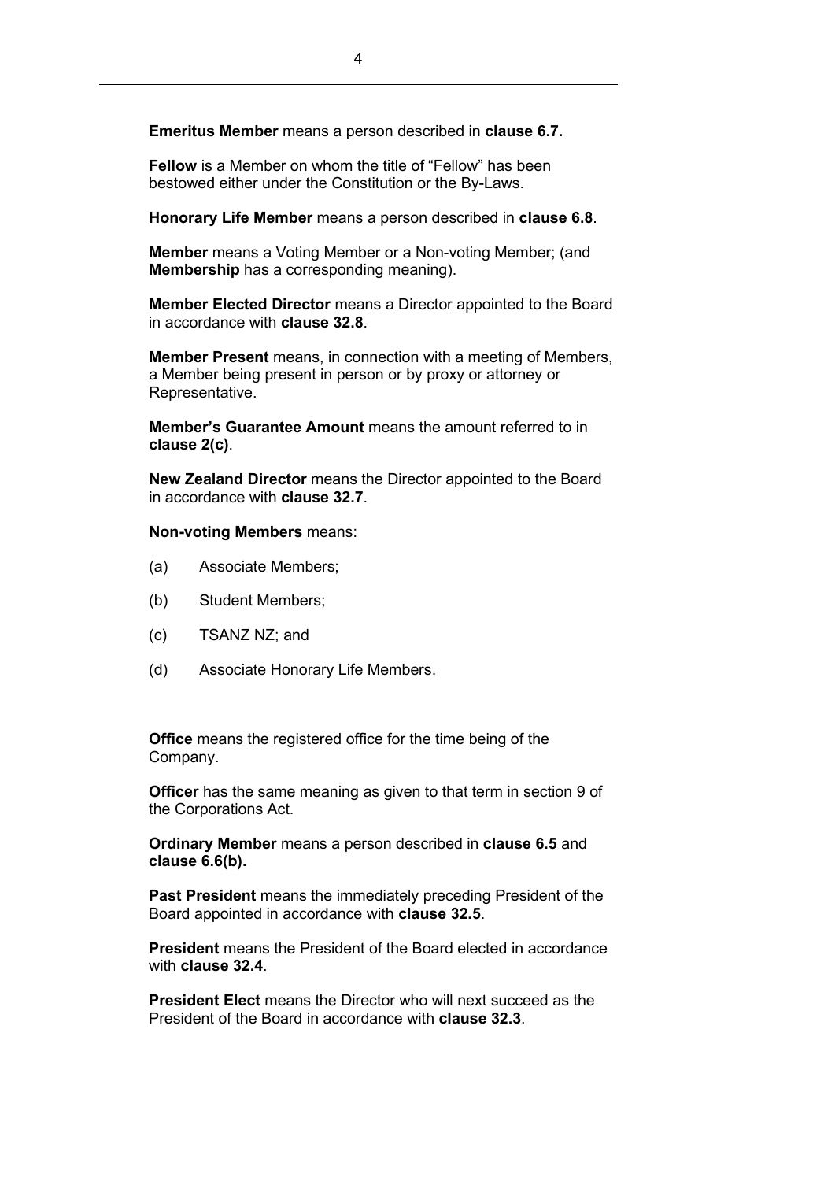**Emeritus Member** means a person described in **clause 6.7.**

**Fellow** is a Member on whom the title of "Fellow" has been bestowed either under the Constitution or the By-Laws.

**Honorary Life Member** means a person described in **clause 6.8**.

**Member** means a Voting Member or a Non-voting Member; (and **Membership** has a corresponding meaning).

**Member Elected Director** means a Director appointed to the Board in accordance with **clause 32.8**.

**Member Present** means, in connection with a meeting of Members, a Member being present in person or by proxy or attorney or Representative.

**Member's Guarantee Amount** means the amount referred to in **clause 2(c)**.

**New Zealand Director** means the Director appointed to the Board in accordance with **clause 32.7**.

**Non-voting Members** means:

(a) Associate Members;

(b) Student Members;

(c) TSANZ NZ; and

(d) Associate Honorary Life Members.

**Office** means the registered office for the time being of the Company.

**Officer** has the same meaning as given to that term in section 9 of the Corporations Act.

**Ordinary Member** means a person described in **clause 6.5** and **clause 6.6(b).**

**Past President** means the immediately preceding President of the Board appointed in accordance with **clause 32.5**.

**President** means the President of the Board elected in accordance with **clause 32.4**.

**President Elect** means the Director who will next succeed as the President of the Board in accordance with **clause 32.3**.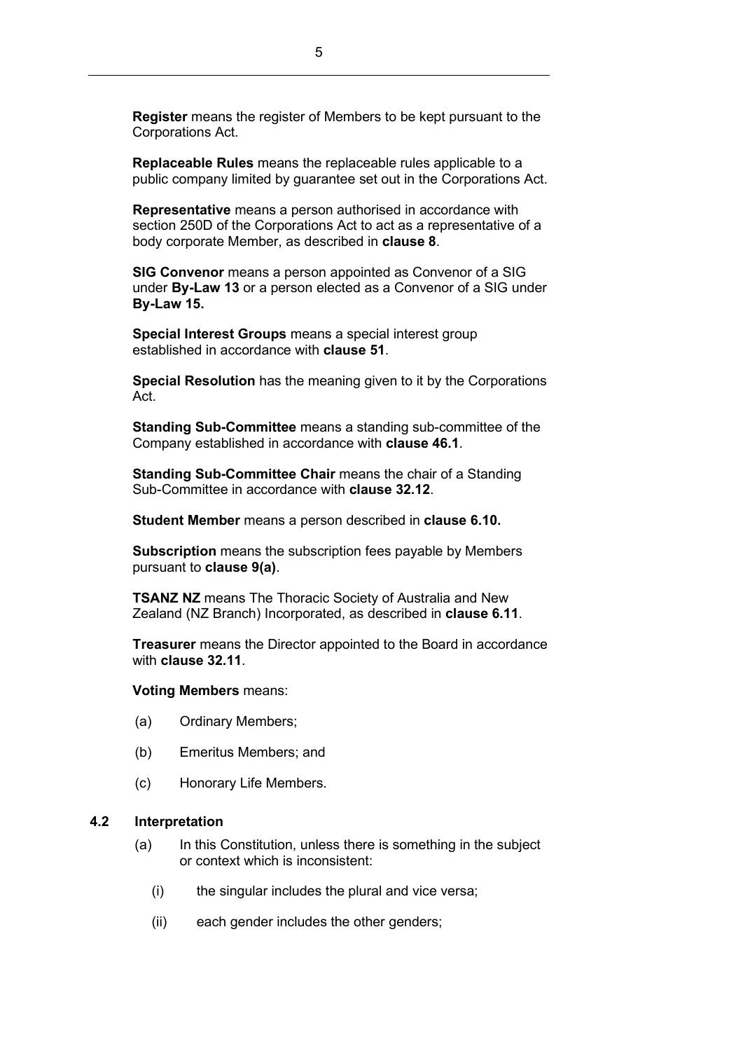**Register** means the register of Members to be kept pursuant to the Corporations Act.

**Replaceable Rules** means the replaceable rules applicable to a public company limited by guarantee set out in the Corporations Act.

**Representative** means a person authorised in accordance with section 250D of the Corporations Act to act as a representative of a body corporate Member, as described in **clause 8**.

**SIG Convenor** means a person appointed as Convenor of a SIG under **By-Law 13** or a person elected as a Convenor of a SIG under **By-Law 15.**

**Special Interest Groups** means a special interest group established in accordance with **clause 51**.

**Special Resolution** has the meaning given to it by the Corporations Act.

**Standing Sub-Committee** means a standing sub-committee of the Company established in accordance with **clause 46.1**.

**Standing Sub-Committee Chair** means the chair of a Standing Sub-Committee in accordance with **clause 32.12**.

**Student Member** means a person described in **clause 6.10.**

**Subscription** means the subscription fees payable by Members pursuant to **clause 9(a)**.

**TSANZ NZ** means The Thoracic Society of Australia and New Zealand (NZ Branch) Incorporated, as described in **clause 6.11**.

**Treasurer** means the Director appointed to the Board in accordance with **clause 32.11**.

**Voting Members** means:

(a) Ordinary Members;

(b) Emeritus Members; and

(c) Honorary Life Members.

### 4.2 Interpretation

(a) In this Constitution, unless there is something in the subject or context which is inconsistent:

(i) the singular includes the plural and vice versa;

(ii) each gender includes the other genders;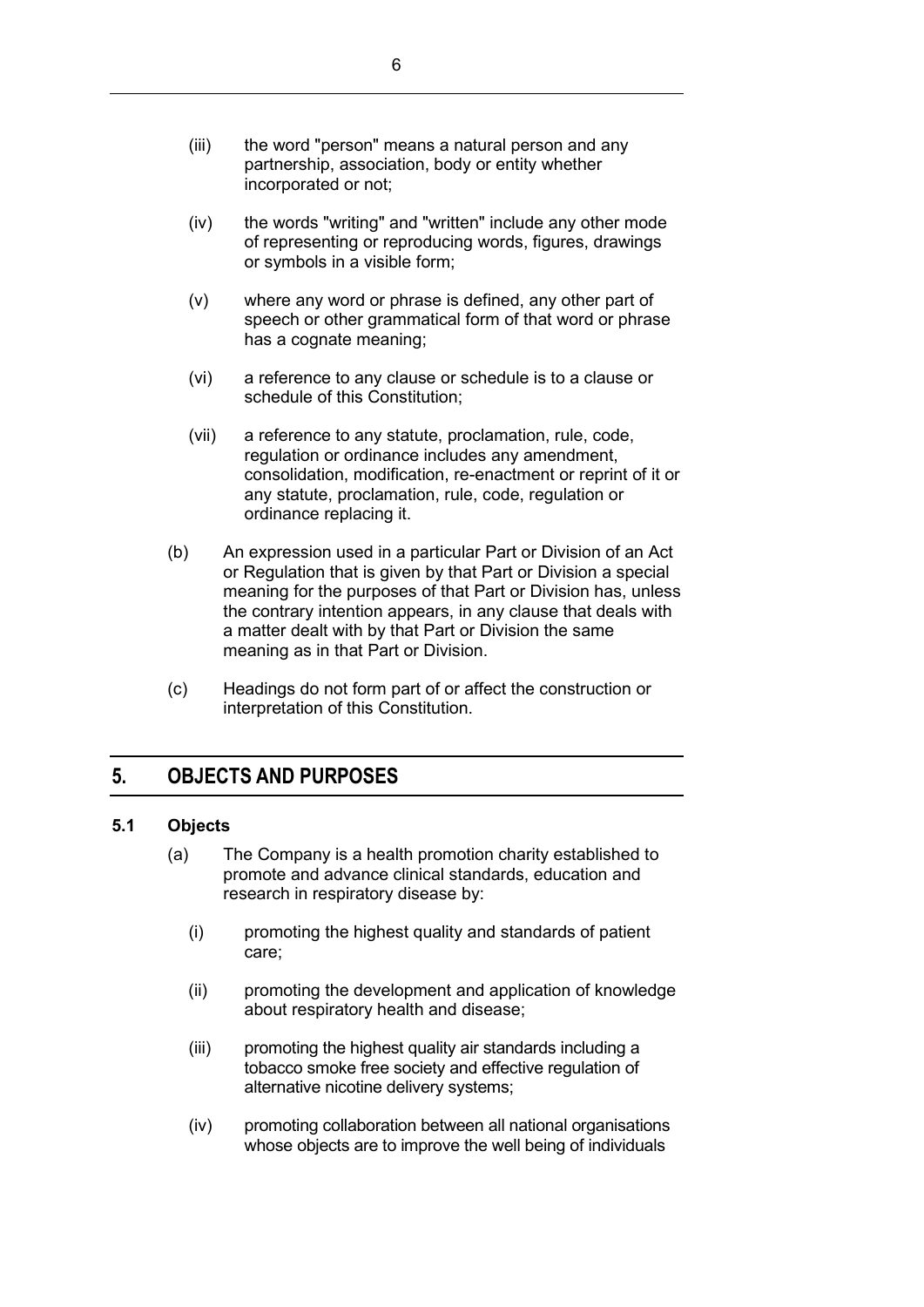(iii) the word "person" means a natural person and any partnership, association, body or entity whether incorporated or not;

(iv) the words "writing" and "written" include any other mode of representing or reproducing words, figures, drawings or symbols in a visible form;

(v) where any word or phrase is defined, any other part of speech or other grammatical form of that word or phrase has a cognate meaning;

(vi) a reference to any clause or schedule is to a clause or schedule of this Constitution;

(vii) a reference to any statute, proclamation, rule, code, regulation or ordinance includes any amendment, consolidation, modification, re-enactment or reprint of it or any statute, proclamation, rule, code, regulation or ordinance replacing it.

(b) An expression used in a particular Part or Division of an Act or Regulation that is given by that Part or Division a special meaning for the purposes of that Part or Division has, unless the contrary intention appears, in any clause that deals with a matter dealt with by that Part or Division the same meaning as in that Part or Division.

(c) Headings do not form part of or affect the construction or interpretation of this Constitution.

## 5. OBJECTS AND PURPOSES

### 5.1 Objects

(a) The Company is a health promotion charity established to promote and advance clinical standards, education and research in respiratory disease by:

(i) promoting the highest quality and standards of patient care;

(ii) promoting the development and application of knowledge about respiratory health and disease;

(iii) promoting the highest quality air standards including a tobacco smoke free society and effective regulation of alternative nicotine delivery systems;

(iv) promoting collaboration between all national organisations whose objects are to improve the well being of individuals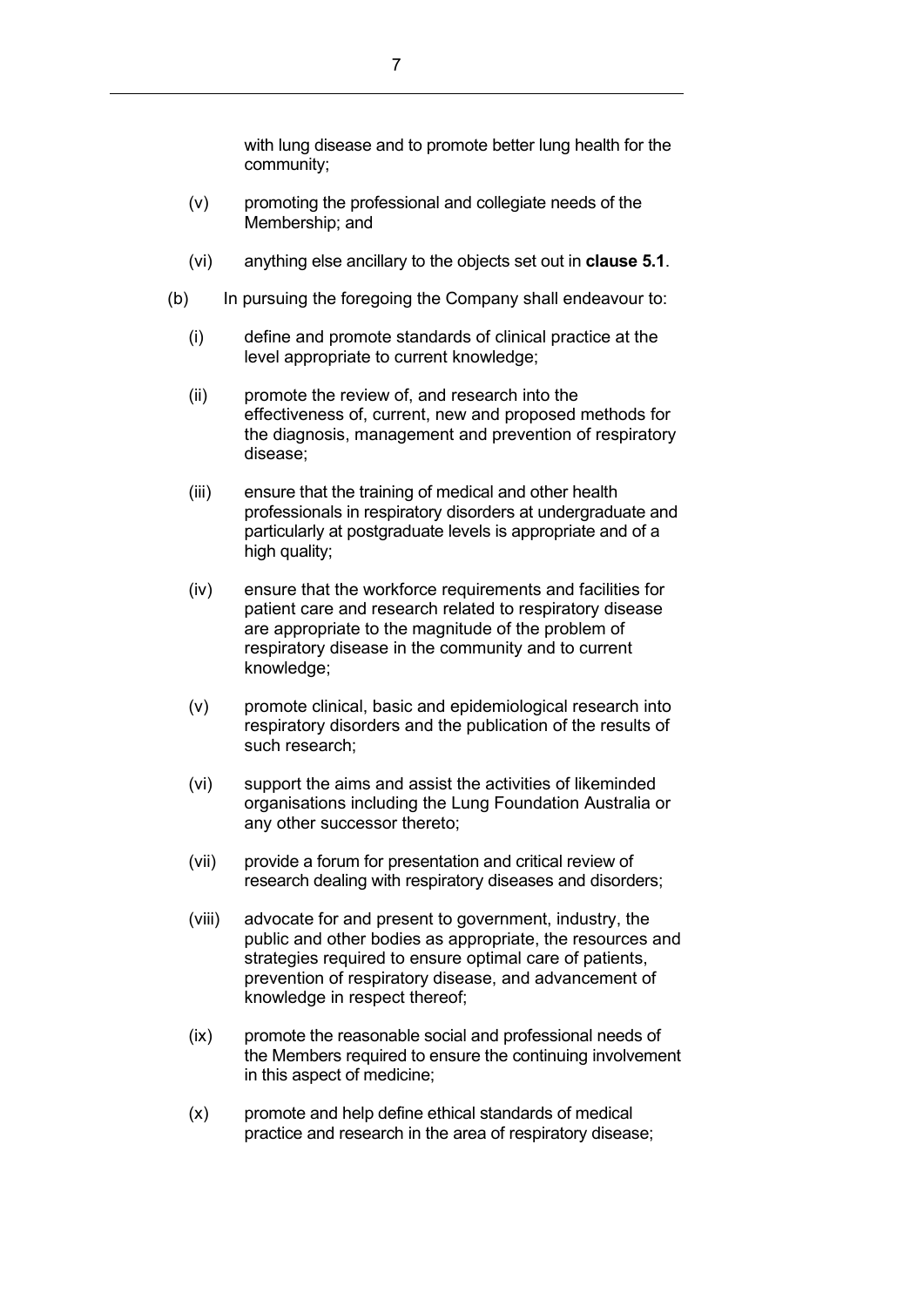with lung disease and to promote better lung health for the community;

(v) promoting the professional and collegiate needs of the Membership; and

(vi) anything else ancillary to the objects set out in **clause 5.1**.

(b) In pursuing the foregoing the Company shall endeavour to:

(i) define and promote standards of clinical practice at the level appropriate to current knowledge;

(ii) promote the review of, and research into the effectiveness of, current, new and proposed methods for the diagnosis, management and prevention of respiratory disease;

(iii) ensure that the training of medical and other health professionals in respiratory disorders at undergraduate and particularly at postgraduate levels is appropriate and of a high quality;

(iv) ensure that the workforce requirements and facilities for patient care and research related to respiratory disease are appropriate to the magnitude of the problem of respiratory disease in the community and to current knowledge;

(v) promote clinical, basic and epidemiological research into respiratory disorders and the publication of the results of such research;

(vi) support the aims and assist the activities of likeminded organisations including the Lung Foundation Australia or any other successor thereto;

(vii) provide a forum for presentation and critical review of research dealing with respiratory diseases and disorders;

(viii) advocate for and present to government, industry, the public and other bodies as appropriate, the resources and strategies required to ensure optimal care of patients, prevention of respiratory disease, and advancement of knowledge in respect thereof;

(ix) promote the reasonable social and professional needs of the Members required to ensure the continuing involvement in this aspect of medicine;

(x) promote and help define ethical standards of medical practice and research in the area of respiratory disease;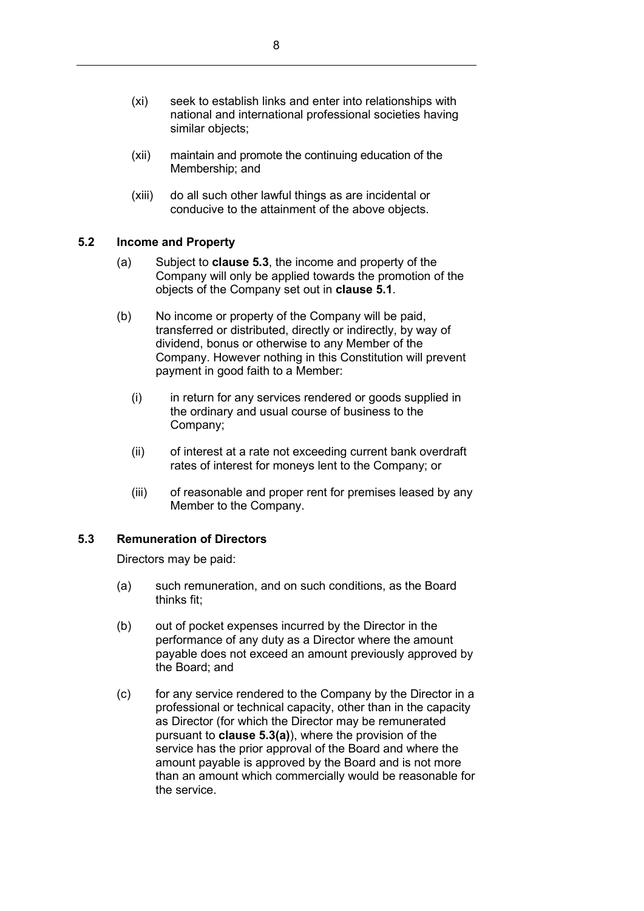(xi) seek to establish links and enter into relationships with national and international professional societies having similar objects;

(xii) maintain and promote the continuing education of the Membership; and

(xiii) do all such other lawful things as are incidental or conducive to the attainment of the above objects.

### 5.2 Income and Property

(a) Subject to **clause 5.3**, the income and property of the Company will only be applied towards the promotion of the objects of the Company set out in **clause 5.1**.

(b) No income or property of the Company will be paid, transferred or distributed, directly or indirectly, by way of dividend, bonus or otherwise to any Member of the Company. However nothing in this Constitution will prevent payment in good faith to a Member:

  (i) in return for any services rendered or goods supplied in the ordinary and usual course of business to the Company;

  (ii) of interest at a rate not exceeding current bank overdraft rates of interest for moneys lent to the Company; or

  (iii) of reasonable and proper rent for premises leased by any Member to the Company.

### 5.3 Remuneration of Directors

Directors may be paid:

(a) such remuneration, and on such conditions, as the Board thinks fit;

(b) out of pocket expenses incurred by the Director in the performance of any duty as a Director where the amount payable does not exceed an amount previously approved by the Board; and

(c) for any service rendered to the Company by the Director in a professional or technical capacity, other than in the capacity as Director (for which the Director may be remunerated pursuant to **clause 5.3(a)**), where the provision of the service has the prior approval of the Board and where the amount payable is approved by the Board and is not more than an amount which commercially would be reasonable for the service.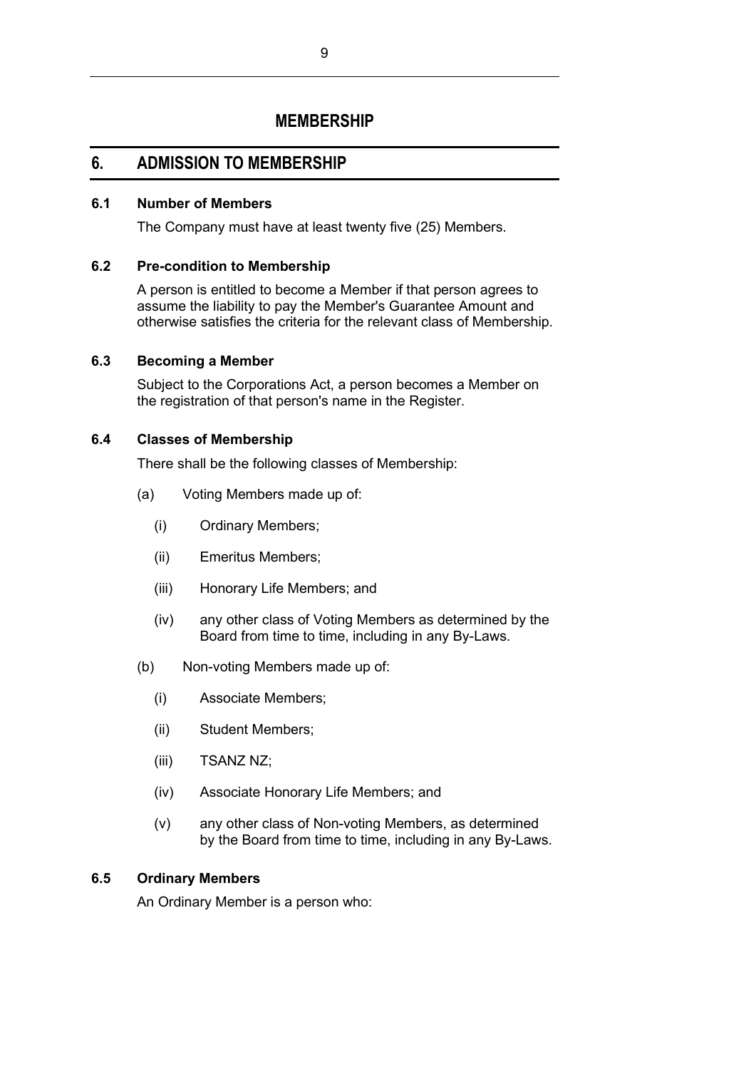# MEMBERSHIP

## 6. ADMISSION TO MEMBERSHIP

### 6.1 Number of Members

The Company must have at least twenty five (25) Members.

### 6.2 Pre-condition to Membership

A person is entitled to become a Member if that person agrees to assume the liability to pay the Member's Guarantee Amount and otherwise satisfies the criteria for the relevant class of Membership.

### 6.3 Becoming a Member

Subject to the Corporations Act, a person becomes a Member on the registration of that person's name in the Register.

### 6.4 Classes of Membership

There shall be the following classes of Membership:

(a) Voting Members made up of:

- (i) Ordinary Members;
- (ii) Emeritus Members;
- (iii) Honorary Life Members; and
- (iv) any other class of Voting Members as determined by the Board from time to time, including in any By-Laws.

(b) Non-voting Members made up of:

- (i) Associate Members;
- (ii) Student Members;
- (iii) TSANZ NZ;
- (iv) Associate Honorary Life Members; and
- (v) any other class of Non-voting Members, as determined by the Board from time to time, including in any By-Laws.

### 6.5 Ordinary Members

An Ordinary Member is a person who: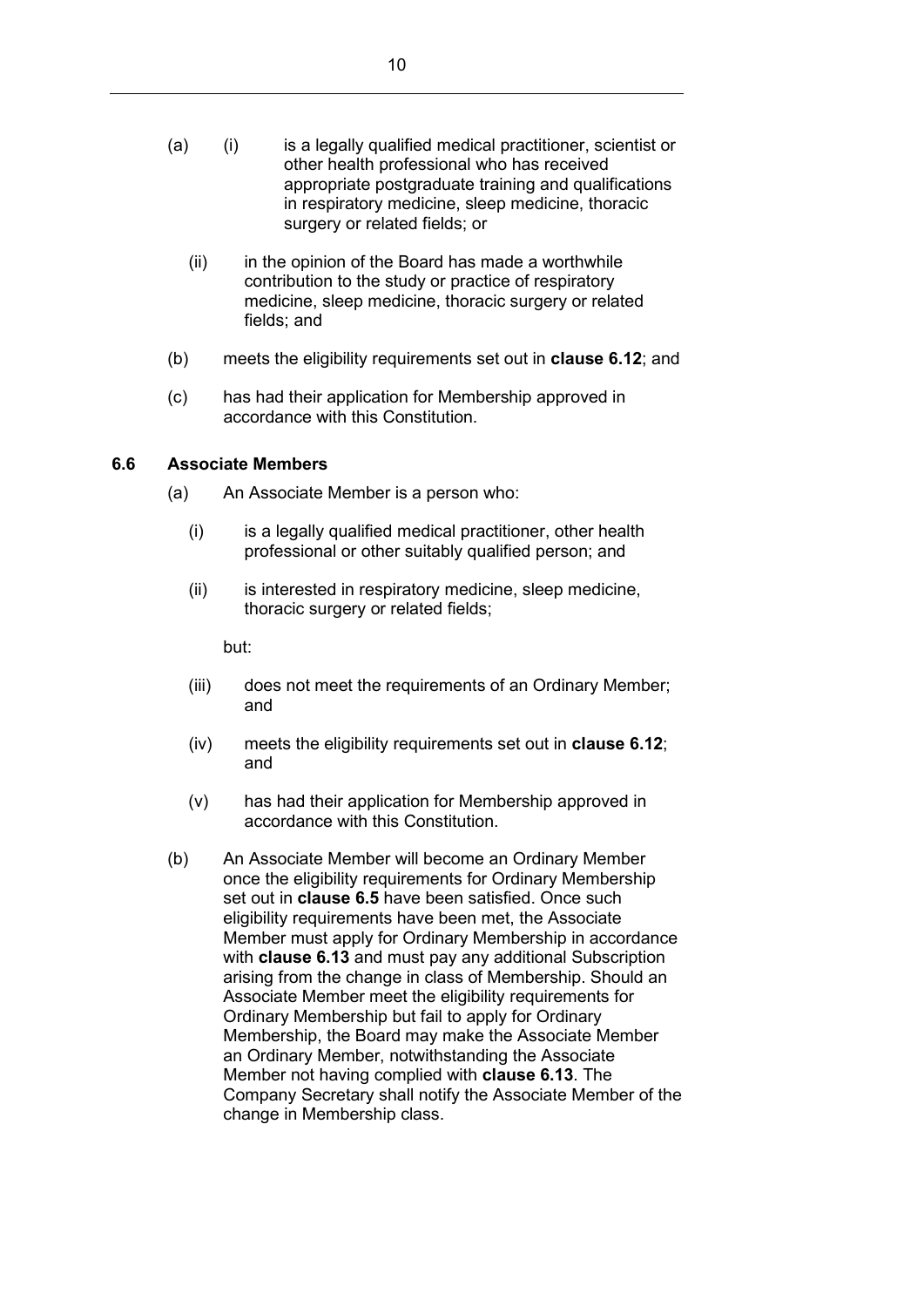(a) (i) is a legally qualified medical practitioner, scientist or other health professional who has received appropriate postgraduate training and qualifications in respiratory medicine, sleep medicine, thoracic surgery or related fields; or

(ii) in the opinion of the Board has made a worthwhile contribution to the study or practice of respiratory medicine, sleep medicine, thoracic surgery or related fields; and

(b) meets the eligibility requirements set out in **clause 6.12**; and

(c) has had their application for Membership approved in accordance with this Constitution.

### 6.6 Associate Members

(a) An Associate Member is a person who:

(i) is a legally qualified medical practitioner, other health professional or other suitably qualified person; and

(ii) is interested in respiratory medicine, sleep medicine, thoracic surgery or related fields;

but:

(iii) does not meet the requirements of an Ordinary Member; and

(iv) meets the eligibility requirements set out in **clause 6.12**; and

(v) has had their application for Membership approved in accordance with this Constitution.

(b) An Associate Member will become an Ordinary Member once the eligibility requirements for Ordinary Membership set out in **clause 6.5** have been satisfied. Once such eligibility requirements have been met, the Associate Member must apply for Ordinary Membership in accordance with **clause 6.13** and must pay any additional Subscription arising from the change in class of Membership. Should an Associate Member meet the eligibility requirements for Ordinary Membership but fail to apply for Ordinary Membership, the Board may make the Associate Member an Ordinary Member, notwithstanding the Associate Member not having complied with **clause 6.13**. The Company Secretary shall notify the Associate Member of the change in Membership class.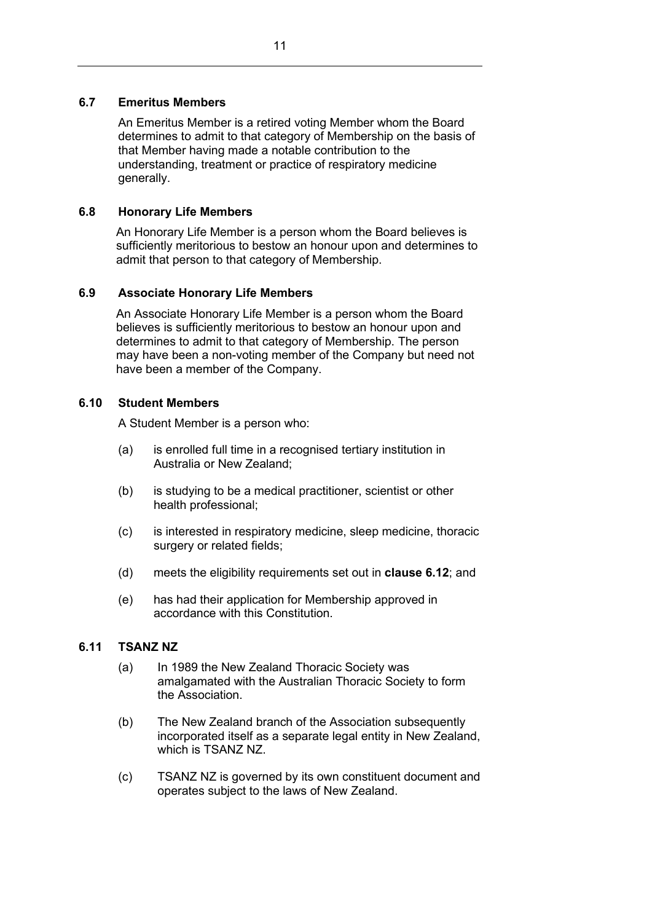### 6.7 Emeritus Members

An Emeritus Member is a retired voting Member whom the Board determines to admit to that category of Membership on the basis of that Member having made a notable contribution to the understanding, treatment or practice of respiratory medicine generally.

### 6.8 Honorary Life Members

An Honorary Life Member is a person whom the Board believes is sufficiently meritorious to bestow an honour upon and determines to admit that person to that category of Membership.

### 6.9 Associate Honorary Life Members

An Associate Honorary Life Member is a person whom the Board believes is sufficiently meritorious to bestow an honour upon and determines to admit to that category of Membership. The person may have been a non-voting member of the Company but need not have been a member of the Company.

### 6.10 Student Members

A Student Member is a person who:

(a) is enrolled full time in a recognised tertiary institution in Australia or New Zealand;

(b) is studying to be a medical practitioner, scientist or other health professional;

(c) is interested in respiratory medicine, sleep medicine, thoracic surgery or related fields;

(d) meets the eligibility requirements set out in **clause 6.12**; and

(e) has had their application for Membership approved in accordance with this Constitution.

### 6.11 TSANZ NZ

(a) In 1989 the New Zealand Thoracic Society was amalgamated with the Australian Thoracic Society to form the Association.

(b) The New Zealand branch of the Association subsequently incorporated itself as a separate legal entity in New Zealand, which is TSANZ NZ.

(c) TSANZ NZ is governed by its own constituent document and operates subject to the laws of New Zealand.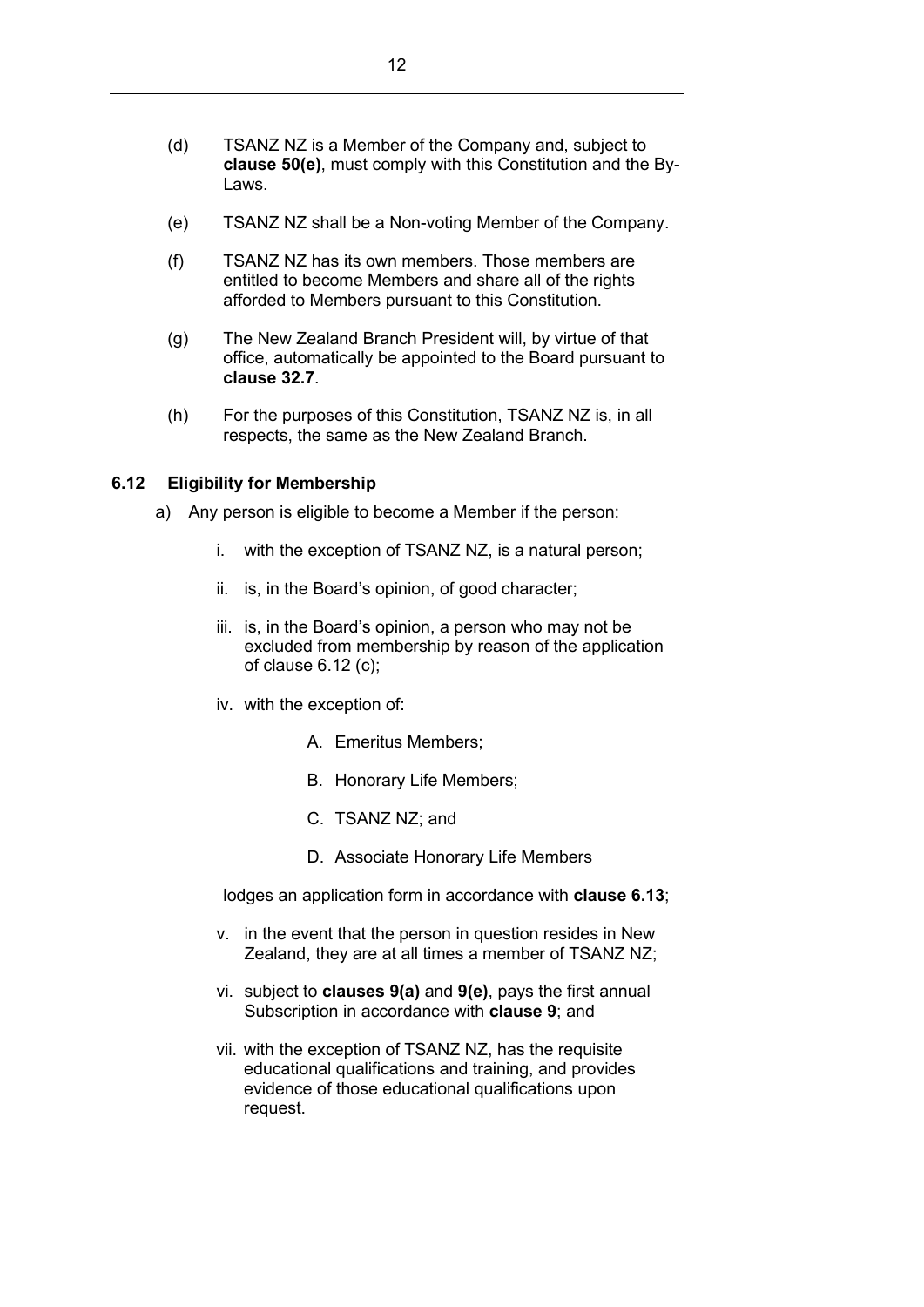(d) TSANZ NZ is a Member of the Company and, subject to **clause 50(e)**, must comply with this Constitution and the By-Laws.

(e) TSANZ NZ shall be a Non-voting Member of the Company.

(f) TSANZ NZ has its own members. Those members are entitled to become Members and share all of the rights afforded to Members pursuant to this Constitution.

(g) The New Zealand Branch President will, by virtue of that office, automatically be appointed to the Board pursuant to **clause 32.7**.

(h) For the purposes of this Constitution, TSANZ NZ is, in all respects, the same as the New Zealand Branch.

### 6.12 Eligibility for Membership

a) Any person is eligible to become a Member if the person:

   i. with the exception of TSANZ NZ, is a natural person;

   ii. is, in the Board's opinion, of good character;

   iii. is, in the Board's opinion, a person who may not be excluded from membership by reason of the application of clause 6.12 (c);

   iv. with the exception of:

      A. Emeritus Members;

      B. Honorary Life Members;

      C. TSANZ NZ; and

      D. Associate Honorary Life Members

   lodges an application form in accordance with **clause 6.13**;

   v. in the event that the person in question resides in New Zealand, they are at all times a member of TSANZ NZ;

   vi. subject to **clauses 9(a)** and **9(e)**, pays the first annual Subscription in accordance with **clause 9**; and

   vii. with the exception of TSANZ NZ, has the requisite educational qualifications and training, and provides evidence of those educational qualifications upon request.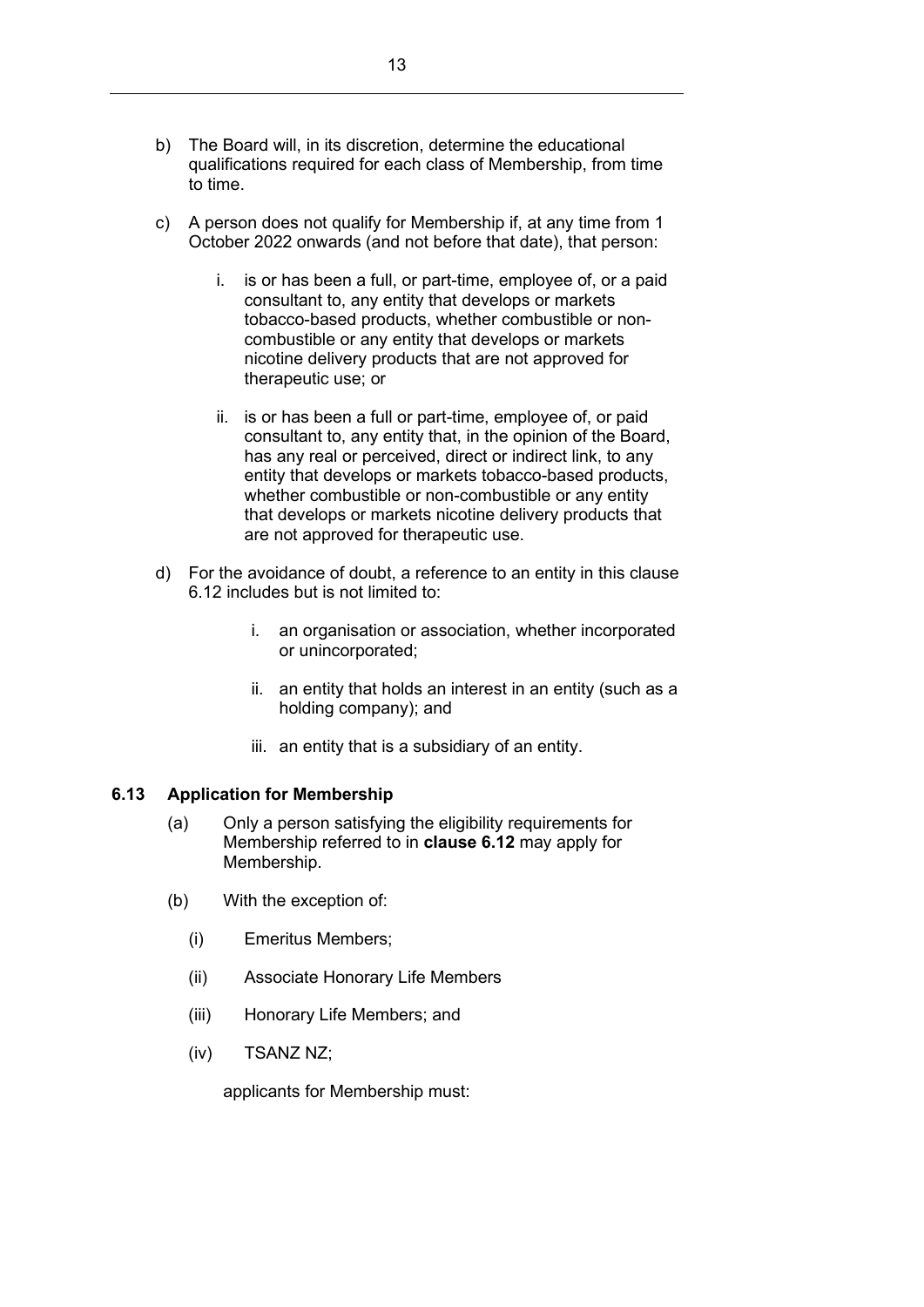b) The Board will, in its discretion, determine the educational qualifications required for each class of Membership, from time to time.

c) A person does not qualify for Membership if, at any time from 1 October 2022 onwards (and not before that date), that person:

   i. is or has been a full, or part-time, employee of, or a paid consultant to, any entity that develops or markets tobacco-based products, whether combustible or non-combustible or any entity that develops or markets nicotine delivery products that are not approved for therapeutic use; or

   ii. is or has been a full or part-time, employee of, or paid consultant to, any entity that, in the opinion of the Board, has any real or perceived, direct or indirect link, to any entity that develops or markets tobacco-based products, whether combustible or non-combustible or any entity that develops or markets nicotine delivery products that are not approved for therapeutic use.

d) For the avoidance of doubt, a reference to an entity in this clause 6.12 includes but is not limited to:

   i. an organisation or association, whether incorporated or unincorporated;

   ii. an entity that holds an interest in an entity (such as a holding company); and

   iii. an entity that is a subsidiary of an entity.

### 6.13 Application for Membership

(a) Only a person satisfying the eligibility requirements for Membership referred to in **clause 6.12** may apply for Membership.

(b) With the exception of:

   (i) Emeritus Members;

   (ii) Associate Honorary Life Members

   (iii) Honorary Life Members; and

   (iv) TSANZ NZ;

   applicants for Membership must: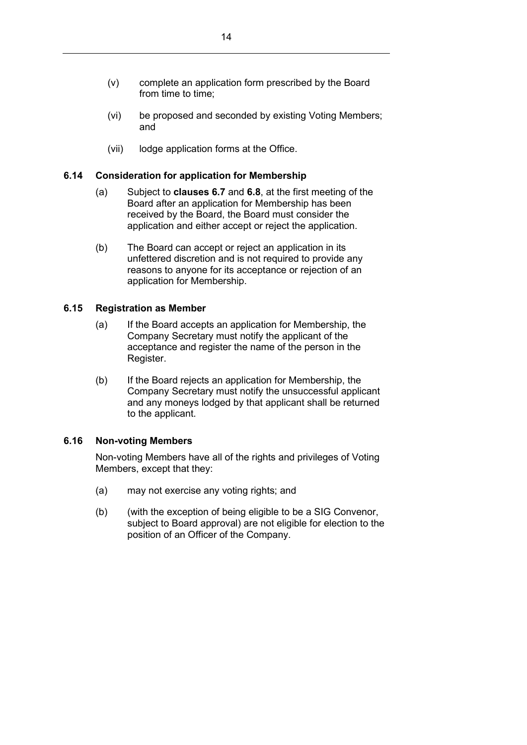(v) complete an application form prescribed by the Board from time to time;

(vi) be proposed and seconded by existing Voting Members; and

(vii) lodge application forms at the Office.

### 6.14 Consideration for application for Membership

(a) Subject to **clauses 6.7** and **6.8**, at the first meeting of the Board after an application for Membership has been received by the Board, the Board must consider the application and either accept or reject the application.

(b) The Board can accept or reject an application in its unfettered discretion and is not required to provide any reasons to anyone for its acceptance or rejection of an application for Membership.

### 6.15 Registration as Member

(a) If the Board accepts an application for Membership, the Company Secretary must notify the applicant of the acceptance and register the name of the person in the Register.

(b) If the Board rejects an application for Membership, the Company Secretary must notify the unsuccessful applicant and any moneys lodged by that applicant shall be returned to the applicant.

### 6.16 Non-voting Members

Non-voting Members have all of the rights and privileges of Voting Members, except that they:

(a) may not exercise any voting rights; and

(b) (with the exception of being eligible to be a SIG Convenor, subject to Board approval) are not eligible for election to the position of an Officer of the Company.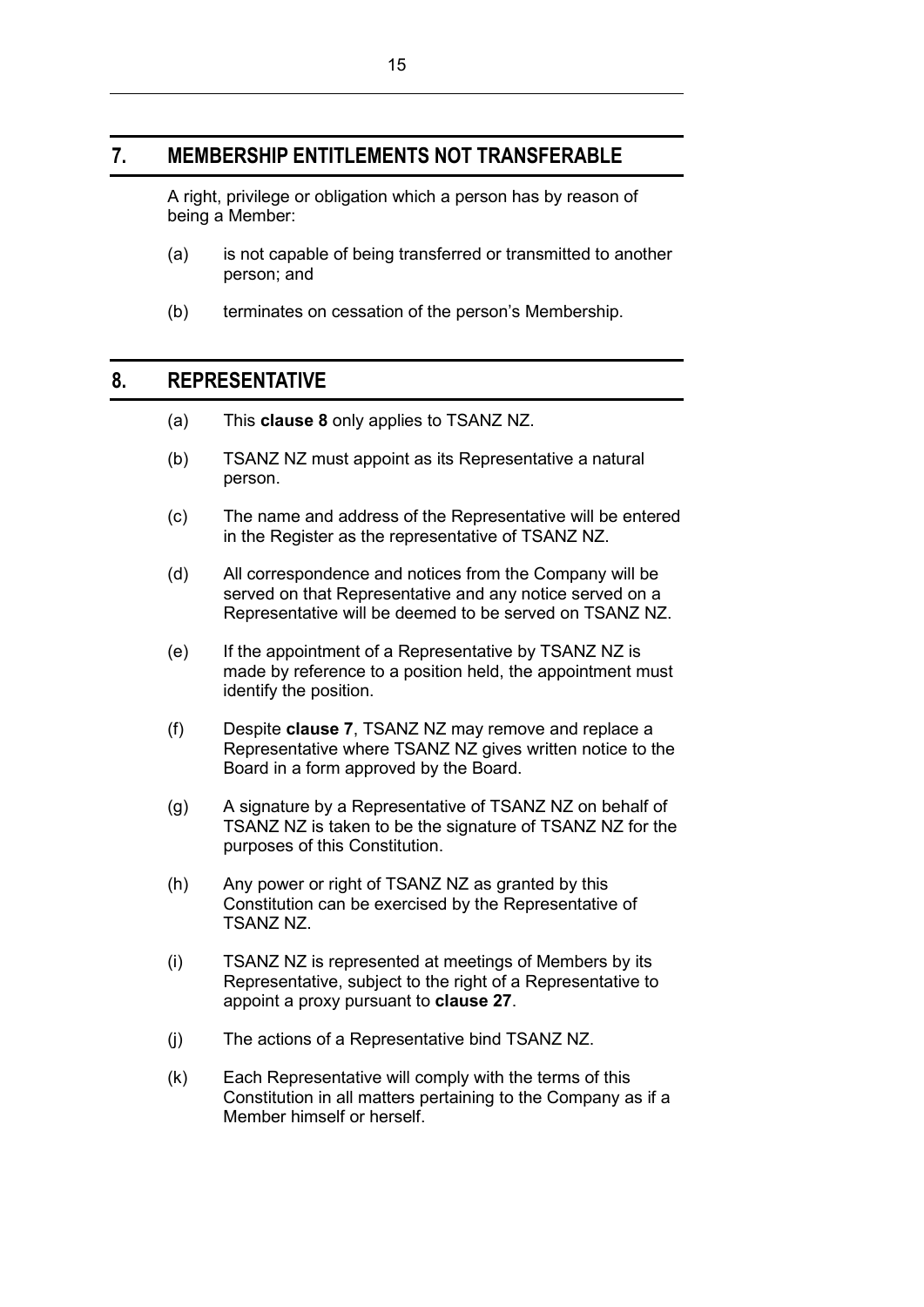## 7. MEMBERSHIP ENTITLEMENTS NOT TRANSFERABLE

A right, privilege or obligation which a person has by reason of being a Member:

(a) is not capable of being transferred or transmitted to another person; and

(b) terminates on cessation of the person's Membership.

## 8. REPRESENTATIVE

(a) This **clause 8** only applies to TSANZ NZ.

(b) TSANZ NZ must appoint as its Representative a natural person.

(c) The name and address of the Representative will be entered in the Register as the representative of TSANZ NZ.

(d) All correspondence and notices from the Company will be served on that Representative and any notice served on a Representative will be deemed to be served on TSANZ NZ.

(e) If the appointment of a Representative by TSANZ NZ is made by reference to a position held, the appointment must identify the position.

(f) Despite **clause 7**, TSANZ NZ may remove and replace a Representative where TSANZ NZ gives written notice to the Board in a form approved by the Board.

(g) A signature by a Representative of TSANZ NZ on behalf of TSANZ NZ is taken to be the signature of TSANZ NZ for the purposes of this Constitution.

(h) Any power or right of TSANZ NZ as granted by this Constitution can be exercised by the Representative of TSANZ NZ.

(i) TSANZ NZ is represented at meetings of Members by its Representative, subject to the right of a Representative to appoint a proxy pursuant to **clause 27**.

(j) The actions of a Representative bind TSANZ NZ.

(k) Each Representative will comply with the terms of this Constitution in all matters pertaining to the Company as if a Member himself or herself.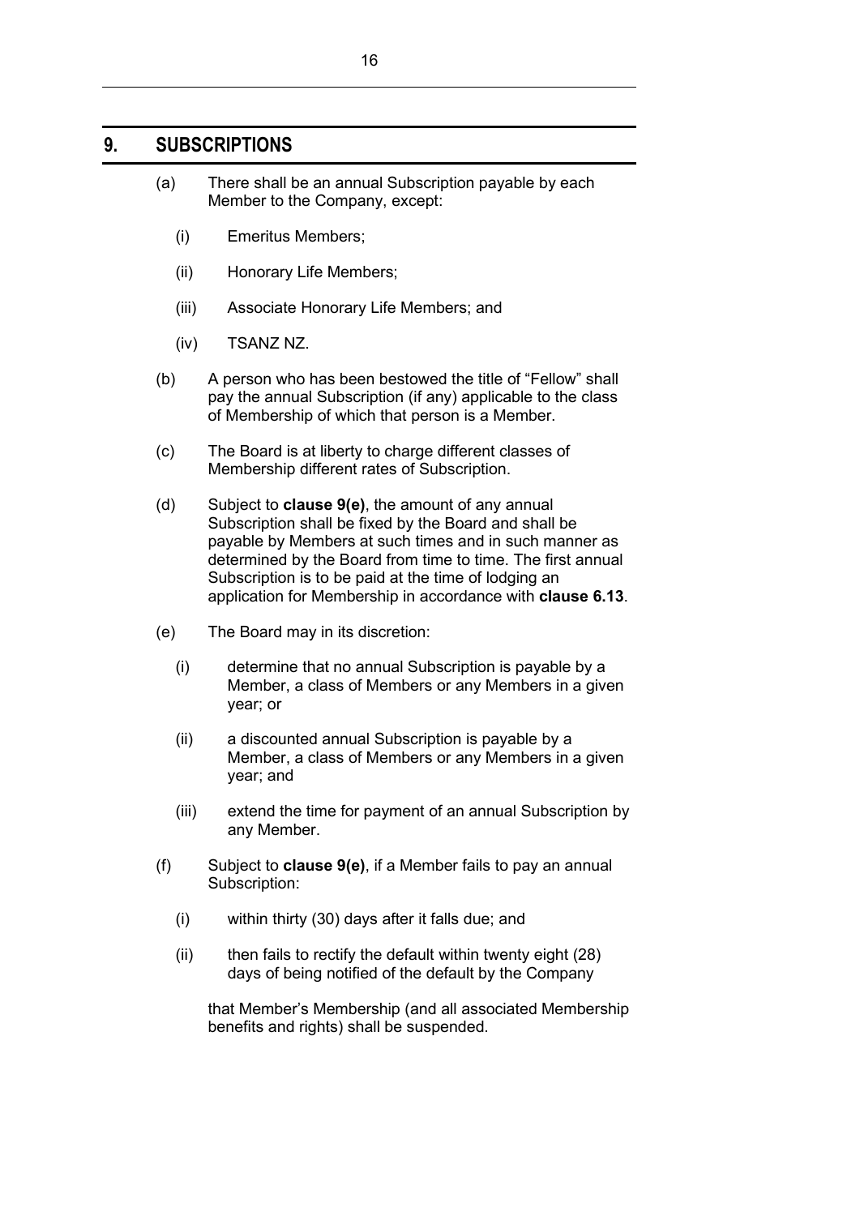## 9. SUBSCRIPTIONS

(a) There shall be an annual Subscription payable by each Member to the Company, except:

   (i) Emeritus Members;

   (ii) Honorary Life Members;

   (iii) Associate Honorary Life Members; and

   (iv) TSANZ NZ.

(b) A person who has been bestowed the title of "Fellow" shall pay the annual Subscription (if any) applicable to the class of Membership of which that person is a Member.

(c) The Board is at liberty to charge different classes of Membership different rates of Subscription.

(d) Subject to **clause 9(e)**, the amount of any annual Subscription shall be fixed by the Board and shall be payable by Members at such times and in such manner as determined by the Board from time to time. The first annual Subscription is to be paid at the time of lodging an application for Membership in accordance with **clause 6.13**.

(e) The Board may in its discretion:

   (i) determine that no annual Subscription is payable by a Member, a class of Members or any Members in a given year; or

   (ii) a discounted annual Subscription is payable by a Member, a class of Members or any Members in a given year; and

   (iii) extend the time for payment of an annual Subscription by any Member.

(f) Subject to **clause 9(e)**, if a Member fails to pay an annual Subscription:

   (i) within thirty (30) days after it falls due; and

   (ii) then fails to rectify the default within twenty eight (28) days of being notified of the default by the Company

   that Member's Membership (and all associated Membership benefits and rights) shall be suspended.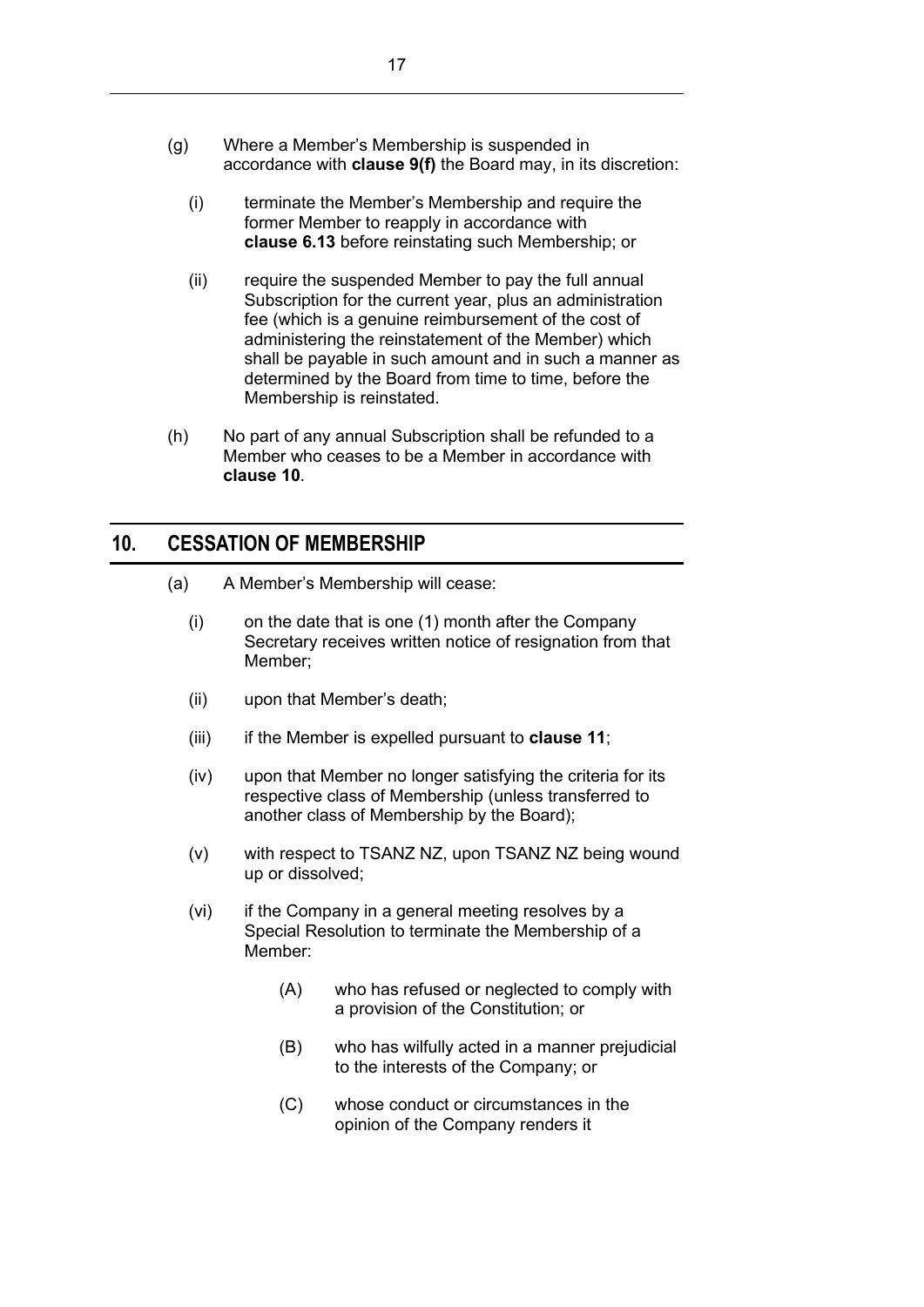(g) Where a Member's Membership is suspended in accordance with **clause 9(f)** the Board may, in its discretion:

   (i) terminate the Member's Membership and require the former Member to reapply in accordance with **clause 6.13** before reinstating such Membership; or

   (ii) require the suspended Member to pay the full annual Subscription for the current year, plus an administration fee (which is a genuine reimbursement of the cost of administering the reinstatement of the Member) which shall be payable in such amount and in such a manner as determined by the Board from time to time, before the Membership is reinstated.

(h) No part of any annual Subscription shall be refunded to a Member who ceases to be a Member in accordance with **clause 10**.

## 10. CESSATION OF MEMBERSHIP

(a) A Member's Membership will cease:

   (i) on the date that is one (1) month after the Company Secretary receives written notice of resignation from that Member;

   (ii) upon that Member's death;

   (iii) if the Member is expelled pursuant to **clause 11**;

   (iv) upon that Member no longer satisfying the criteria for its respective class of Membership (unless transferred to another class of Membership by the Board);

   (v) with respect to TSANZ NZ, upon TSANZ NZ being wound up or dissolved;

   (vi) if the Company in a general meeting resolves by a Special Resolution to terminate the Membership of a Member:

      (A) who has refused or neglected to comply with a provision of the Constitution; or

      (B) who has wilfully acted in a manner prejudicial to the interests of the Company; or

      (C) whose conduct or circumstances in the opinion of the Company renders it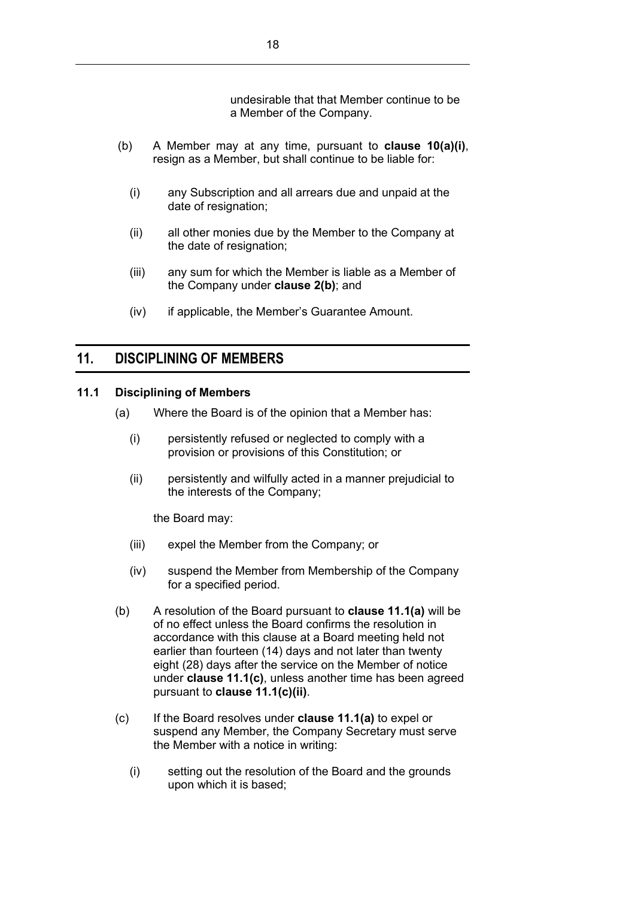undesirable that that Member continue to be a Member of the Company.

(b) A Member may at any time, pursuant to **clause 10(a)(i)**, resign as a Member, but shall continue to be liable for:

(i) any Subscription and all arrears due and unpaid at the date of resignation;

(ii) all other monies due by the Member to the Company at the date of resignation;

(iii) any sum for which the Member is liable as a Member of the Company under **clause 2(b)**; and

(iv) if applicable, the Member's Guarantee Amount.

## 11. DISCIPLINING OF MEMBERS

### 11.1 Disciplining of Members

(a) Where the Board is of the opinion that a Member has:

(i) persistently refused or neglected to comply with a provision or provisions of this Constitution; or

(ii) persistently and wilfully acted in a manner prejudicial to the interests of the Company;

the Board may:

(iii) expel the Member from the Company; or

(iv) suspend the Member from Membership of the Company for a specified period.

(b) A resolution of the Board pursuant to **clause 11.1(a)** will be of no effect unless the Board confirms the resolution in accordance with this clause at a Board meeting held not earlier than fourteen (14) days and not later than twenty eight (28) days after the service on the Member of notice under **clause 11.1(c)**, unless another time has been agreed pursuant to **clause 11.1(c)(ii)**.

(c) If the Board resolves under **clause 11.1(a)** to expel or suspend any Member, the Company Secretary must serve the Member with a notice in writing:

(i) setting out the resolution of the Board and the grounds upon which it is based;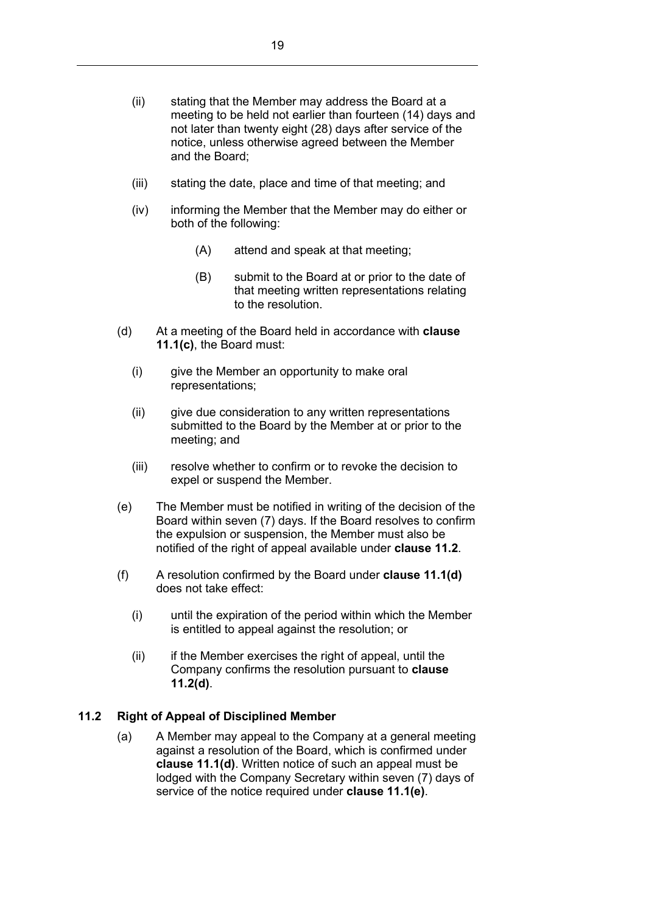(ii) stating that the Member may address the Board at a meeting to be held not earlier than fourteen (14) days and not later than twenty eight (28) days after service of the notice, unless otherwise agreed between the Member and the Board;

(iii) stating the date, place and time of that meeting; and

(iv) informing the Member that the Member may do either or both of the following:

(A) attend and speak at that meeting;

(B) submit to the Board at or prior to the date of that meeting written representations relating to the resolution.

(d) At a meeting of the Board held in accordance with **clause 11.1(c)**, the Board must:

(i) give the Member an opportunity to make oral representations;

(ii) give due consideration to any written representations submitted to the Board by the Member at or prior to the meeting; and

(iii) resolve whether to confirm or to revoke the decision to expel or suspend the Member.

(e) The Member must be notified in writing of the decision of the Board within seven (7) days. If the Board resolves to confirm the expulsion or suspension, the Member must also be notified of the right of appeal available under **clause 11.2**.

(f) A resolution confirmed by the Board under **clause 11.1(d)** does not take effect:

(i) until the expiration of the period within which the Member is entitled to appeal against the resolution; or

(ii) if the Member exercises the right of appeal, until the Company confirms the resolution pursuant to **clause 11.2(d)**.

### 11.2 Right of Appeal of Disciplined Member

(a) A Member may appeal to the Company at a general meeting against a resolution of the Board, which is confirmed under **clause 11.1(d)**. Written notice of such an appeal must be lodged with the Company Secretary within seven (7) days of service of the notice required under **clause 11.1(e)**.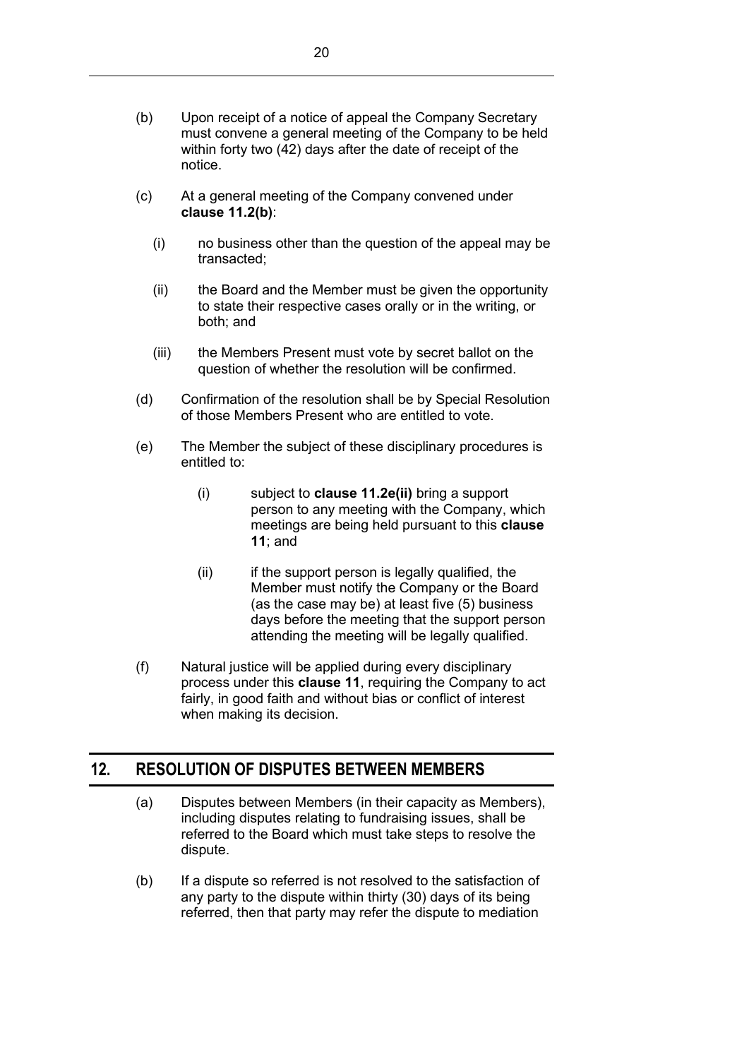(b) Upon receipt of a notice of appeal the Company Secretary must convene a general meeting of the Company to be held within forty two (42) days after the date of receipt of the notice.

(c) At a general meeting of the Company convened under **clause 11.2(b)**:

   (i) no business other than the question of the appeal may be transacted;

   (ii) the Board and the Member must be given the opportunity to state their respective cases orally or in the writing, or both; and

   (iii) the Members Present must vote by secret ballot on the question of whether the resolution will be confirmed.

(d) Confirmation of the resolution shall be by Special Resolution of those Members Present who are entitled to vote.

(e) The Member the subject of these disciplinary procedures is entitled to:

   (i) subject to **clause 11.2e(ii)** bring a support person to any meeting with the Company, which meetings are being held pursuant to this **clause 11**; and

   (ii) if the support person is legally qualified, the Member must notify the Company or the Board (as the case may be) at least five (5) business days before the meeting that the support person attending the meeting will be legally qualified.

(f) Natural justice will be applied during every disciplinary process under this **clause 11**, requiring the Company to act fairly, in good faith and without bias or conflict of interest when making its decision.

## 12. RESOLUTION OF DISPUTES BETWEEN MEMBERS

(a) Disputes between Members (in their capacity as Members), including disputes relating to fundraising issues, shall be referred to the Board which must take steps to resolve the dispute.

(b) If a dispute so referred is not resolved to the satisfaction of any party to the dispute within thirty (30) days of its being referred, then that party may refer the dispute to mediation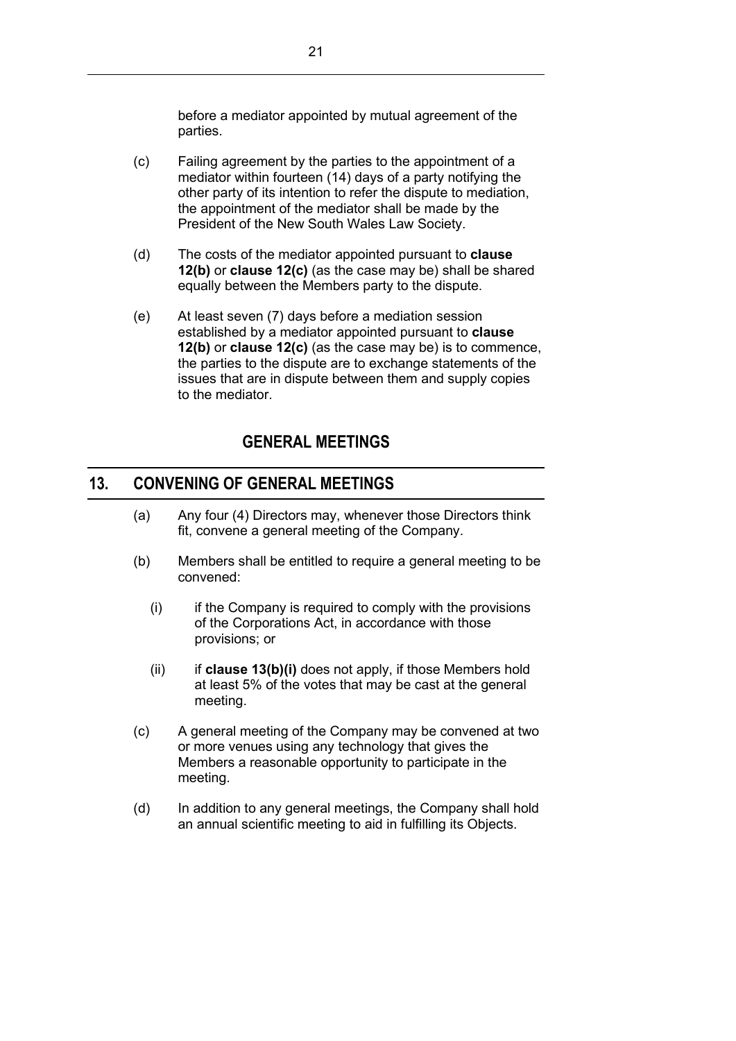before a mediator appointed by mutual agreement of the parties.

(c) Failing agreement by the parties to the appointment of a mediator within fourteen (14) days of a party notifying the other party of its intention to refer the dispute to mediation, the appointment of the mediator shall be made by the President of the New South Wales Law Society.

(d) The costs of the mediator appointed pursuant to **clause 12(b)** or **clause 12(c)** (as the case may be) shall be shared equally between the Members party to the dispute.

(e) At least seven (7) days before a mediation session established by a mediator appointed pursuant to **clause 12(b)** or **clause 12(c)** (as the case may be) is to commence, the parties to the dispute are to exchange statements of the issues that are in dispute between them and supply copies to the mediator.

## GENERAL MEETINGS

## 13. CONVENING OF GENERAL MEETINGS

(a) Any four (4) Directors may, whenever those Directors think fit, convene a general meeting of the Company.

(b) Members shall be entitled to require a general meeting to be convened:

  (i) if the Company is required to comply with the provisions of the Corporations Act, in accordance with those provisions; or

  (ii) if **clause 13(b)(i)** does not apply, if those Members hold at least 5% of the votes that may be cast at the general meeting.

(c) A general meeting of the Company may be convened at two or more venues using any technology that gives the Members a reasonable opportunity to participate in the meeting.

(d) In addition to any general meetings, the Company shall hold an annual scientific meeting to aid in fulfilling its Objects.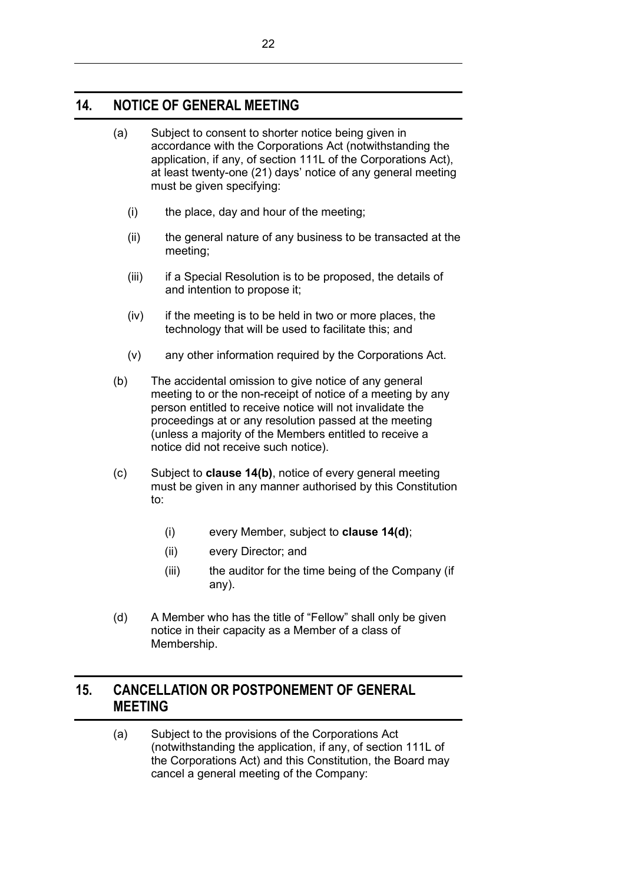## 14. NOTICE OF GENERAL MEETING

(a) Subject to consent to shorter notice being given in accordance with the Corporations Act (notwithstanding the application, if any, of section 111L of the Corporations Act), at least twenty-one (21) days' notice of any general meeting must be given specifying:

   (i) the place, day and hour of the meeting;

   (ii) the general nature of any business to be transacted at the meeting;

   (iii) if a Special Resolution is to be proposed, the details of and intention to propose it;

   (iv) if the meeting is to be held in two or more places, the technology that will be used to facilitate this; and

   (v) any other information required by the Corporations Act.

(b) The accidental omission to give notice of any general meeting to or the non-receipt of notice of a meeting by any person entitled to receive notice will not invalidate the proceedings at or any resolution passed at the meeting (unless a majority of the Members entitled to receive a notice did not receive such notice).

(c) Subject to **clause 14(b)**, notice of every general meeting must be given in any manner authorised by this Constitution to:

   (i) every Member, subject to **clause 14(d)**;

   (ii) every Director; and

   (iii) the auditor for the time being of the Company (if any).

(d) A Member who has the title of "Fellow" shall only be given notice in their capacity as a Member of a class of Membership.

## 15. CANCELLATION OR POSTPONEMENT OF GENERAL MEETING

(a) Subject to the provisions of the Corporations Act (notwithstanding the application, if any, of section 111L of the Corporations Act) and this Constitution, the Board may cancel a general meeting of the Company: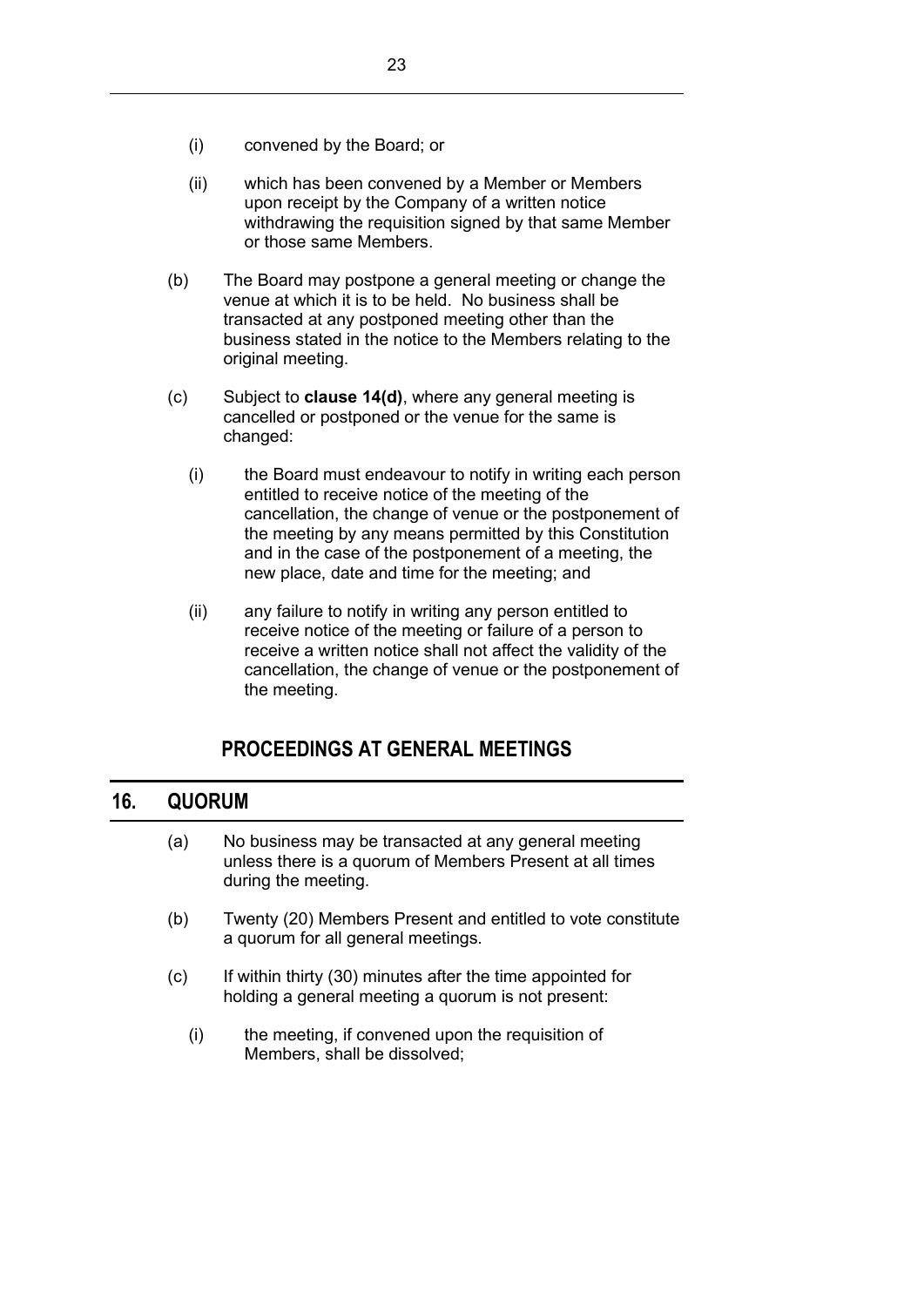(i) convened by the Board; or

(ii) which has been convened by a Member or Members upon receipt by the Company of a written notice withdrawing the requisition signed by that same Member or those same Members.

(b) The Board may postpone a general meeting or change the venue at which it is to be held. No business shall be transacted at any postponed meeting other than the business stated in the notice to the Members relating to the original meeting.

(c) Subject to **clause 14(d)**, where any general meeting is cancelled or postponed or the venue for the same is changed:

(i) the Board must endeavour to notify in writing each person entitled to receive notice of the meeting of the cancellation, the change of venue or the postponement of the meeting by any means permitted by this Constitution and in the case of the postponement of a meeting, the new place, date and time for the meeting; and

(ii) any failure to notify in writing any person entitled to receive notice of the meeting or failure of a person to receive a written notice shall not affect the validity of the cancellation, the change of venue or the postponement of the meeting.

## PROCEEDINGS AT GENERAL MEETINGS

## 16. QUORUM

(a) No business may be transacted at any general meeting unless there is a quorum of Members Present at all times during the meeting.

(b) Twenty (20) Members Present and entitled to vote constitute a quorum for all general meetings.

(c) If within thirty (30) minutes after the time appointed for holding a general meeting a quorum is not present:

(i) the meeting, if convened upon the requisition of Members, shall be dissolved;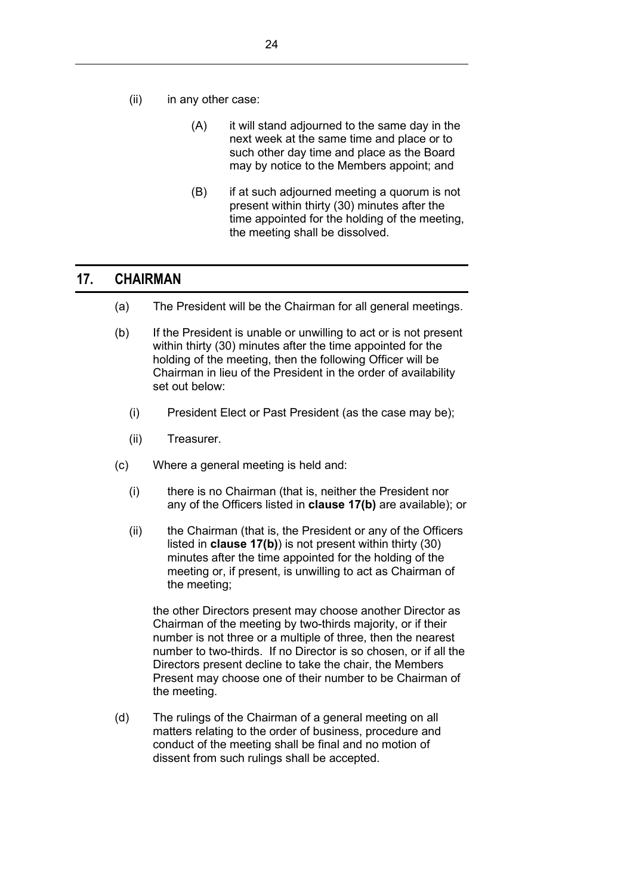(ii) in any other case:

(A) it will stand adjourned to the same day in the next week at the same time and place or to such other day time and place as the Board may by notice to the Members appoint; and

(B) if at such adjourned meeting a quorum is not present within thirty (30) minutes after the time appointed for the holding of the meeting, the meeting shall be dissolved.

## 17. CHAIRMAN

(a) The President will be the Chairman for all general meetings.

(b) If the President is unable or unwilling to act or is not present within thirty (30) minutes after the time appointed for the holding of the meeting, then the following Officer will be Chairman in lieu of the President in the order of availability set out below:

(i) President Elect or Past President (as the case may be);

(ii) Treasurer.

(c) Where a general meeting is held and:

(i) there is no Chairman (that is, neither the President nor any of the Officers listed in **clause 17(b)** are available); or

(ii) the Chairman (that is, the President or any of the Officers listed in **clause 17(b)**) is not present within thirty (30) minutes after the time appointed for the holding of the meeting or, if present, is unwilling to act as Chairman of the meeting;

the other Directors present may choose another Director as Chairman of the meeting by two-thirds majority, or if their number is not three or a multiple of three, then the nearest number to two-thirds. If no Director is so chosen, or if all the Directors present decline to take the chair, the Members Present may choose one of their number to be Chairman of the meeting.

(d) The rulings of the Chairman of a general meeting on all matters relating to the order of business, procedure and conduct of the meeting shall be final and no motion of dissent from such rulings shall be accepted.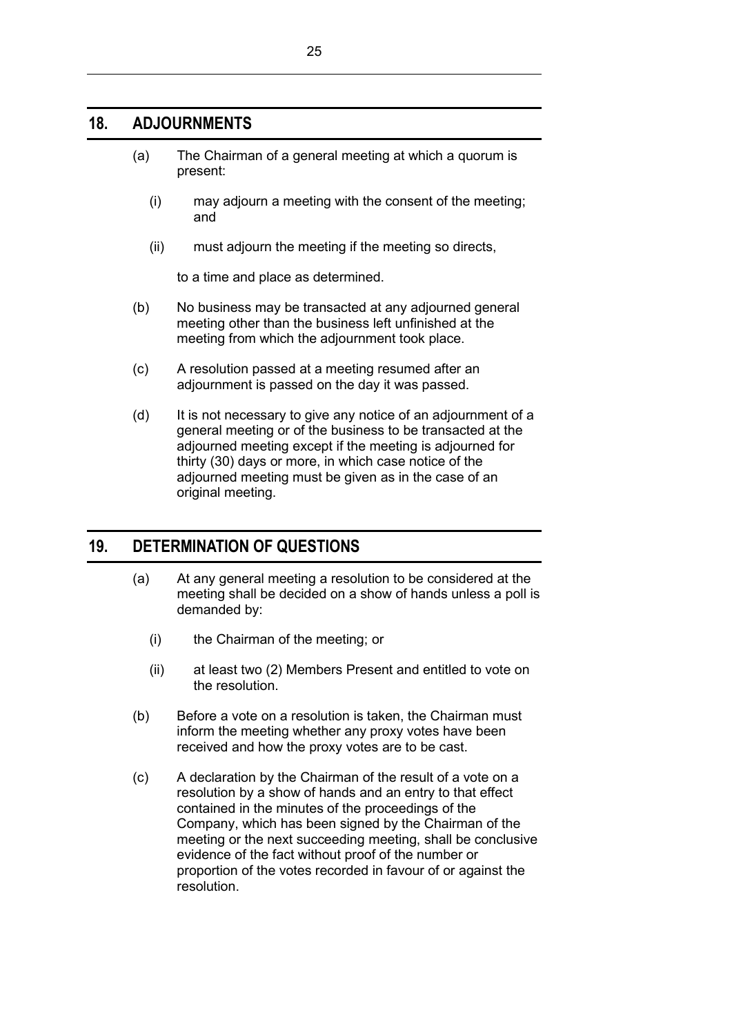## 18. ADJOURNMENTS

(a) The Chairman of a general meeting at which a quorum is present:

  (i) may adjourn a meeting with the consent of the meeting; and

  (ii) must adjourn the meeting if the meeting so directs,

to a time and place as determined.

(b) No business may be transacted at any adjourned general meeting other than the business left unfinished at the meeting from which the adjournment took place.

(c) A resolution passed at a meeting resumed after an adjournment is passed on the day it was passed.

(d) It is not necessary to give any notice of an adjournment of a general meeting or of the business to be transacted at the adjourned meeting except if the meeting is adjourned for thirty (30) days or more, in which case notice of the adjourned meeting must be given as in the case of an original meeting.

## 19. DETERMINATION OF QUESTIONS

(a) At any general meeting a resolution to be considered at the meeting shall be decided on a show of hands unless a poll is demanded by:

  (i) the Chairman of the meeting; or

  (ii) at least two (2) Members Present and entitled to vote on the resolution.

(b) Before a vote on a resolution is taken, the Chairman must inform the meeting whether any proxy votes have been received and how the proxy votes are to be cast.

(c) A declaration by the Chairman of the result of a vote on a resolution by a show of hands and an entry to that effect contained in the minutes of the proceedings of the Company, which has been signed by the Chairman of the meeting or the next succeeding meeting, shall be conclusive evidence of the fact without proof of the number or proportion of the votes recorded in favour of or against the resolution.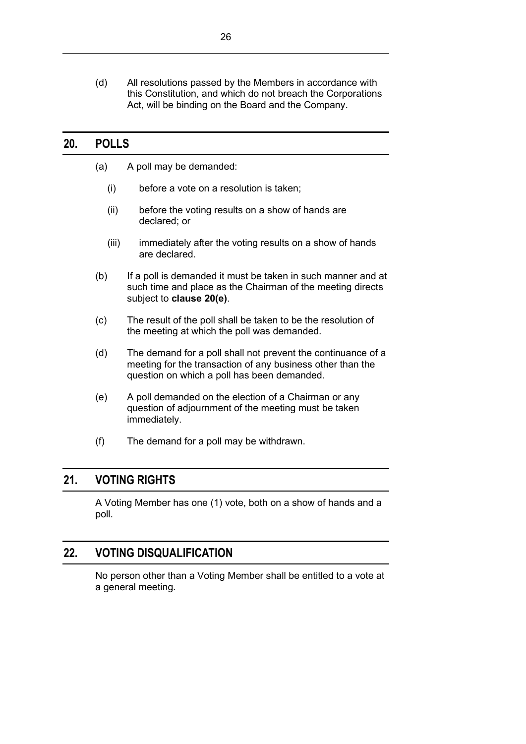(d) All resolutions passed by the Members in accordance with this Constitution, and which do not breach the Corporations Act, will be binding on the Board and the Company.

## 20. POLLS

(a) A poll may be demanded:

   (i) before a vote on a resolution is taken;

   (ii) before the voting results on a show of hands are declared; or

   (iii) immediately after the voting results on a show of hands are declared.

(b) If a poll is demanded it must be taken in such manner and at such time and place as the Chairman of the meeting directs subject to **clause 20(e)**.

(c) The result of the poll shall be taken to be the resolution of the meeting at which the poll was demanded.

(d) The demand for a poll shall not prevent the continuance of a meeting for the transaction of any business other than the question on which a poll has been demanded.

(e) A poll demanded on the election of a Chairman or any question of adjournment of the meeting must be taken immediately.

(f) The demand for a poll may be withdrawn.

## 21. VOTING RIGHTS

A Voting Member has one (1) vote, both on a show of hands and a poll.

## 22. VOTING DISQUALIFICATION

No person other than a Voting Member shall be entitled to a vote at a general meeting.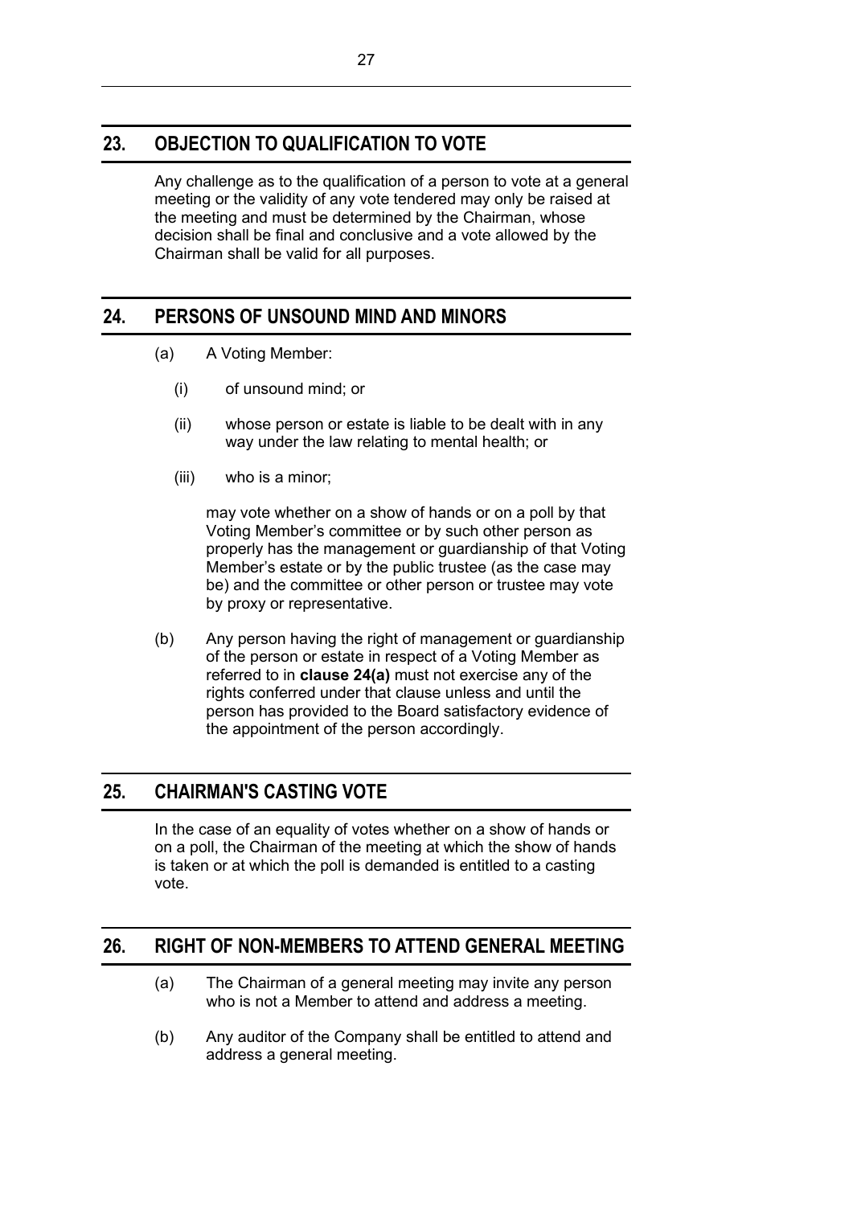## 23. OBJECTION TO QUALIFICATION TO VOTE

Any challenge as to the qualification of a person to vote at a general meeting or the validity of any vote tendered may only be raised at the meeting and must be determined by the Chairman, whose decision shall be final and conclusive and a vote allowed by the Chairman shall be valid for all purposes.

## 24. PERSONS OF UNSOUND MIND AND MINORS

(a) A Voting Member:

  (i) of unsound mind; or

  (ii) whose person or estate is liable to be dealt with in any way under the law relating to mental health; or

  (iii) who is a minor;

  may vote whether on a show of hands or on a poll by that Voting Member's committee or by such other person as properly has the management or guardianship of that Voting Member's estate or by the public trustee (as the case may be) and the committee or other person or trustee may vote by proxy or representative.

(b) Any person having the right of management or guardianship of the person or estate in respect of a Voting Member as referred to in **clause 24(a)** must not exercise any of the rights conferred under that clause unless and until the person has provided to the Board satisfactory evidence of the appointment of the person accordingly.

## 25. CHAIRMAN'S CASTING VOTE

In the case of an equality of votes whether on a show of hands or on a poll, the Chairman of the meeting at which the show of hands is taken or at which the poll is demanded is entitled to a casting vote.

## 26. RIGHT OF NON-MEMBERS TO ATTEND GENERAL MEETING

(a) The Chairman of a general meeting may invite any person who is not a Member to attend and address a meeting.

(b) Any auditor of the Company shall be entitled to attend and address a general meeting.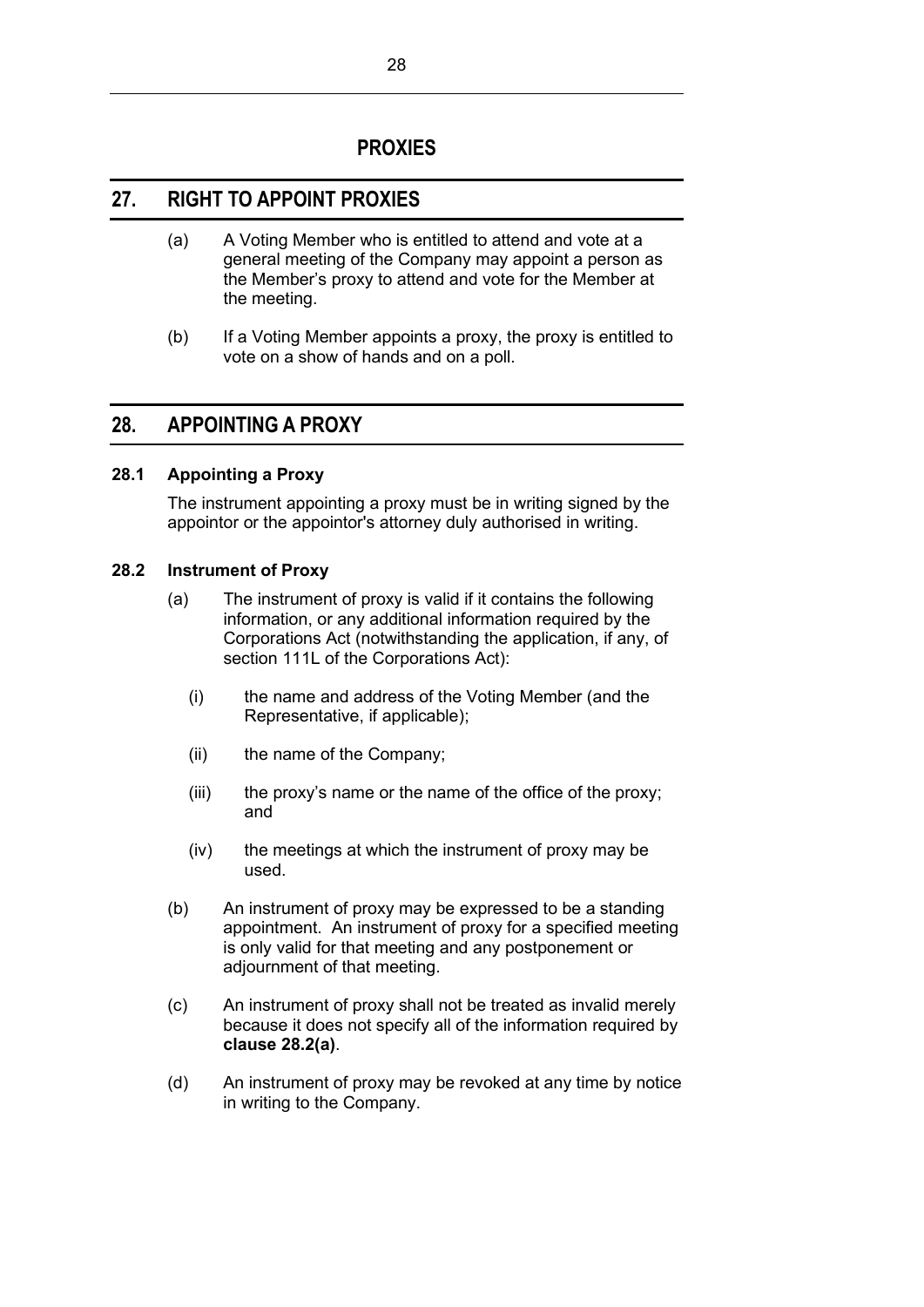# PROXIES

## 27. RIGHT TO APPOINT PROXIES

(a) A Voting Member who is entitled to attend and vote at a general meeting of the Company may appoint a person as the Member's proxy to attend and vote for the Member at the meeting.

(b) If a Voting Member appoints a proxy, the proxy is entitled to vote on a show of hands and on a poll.

## 28. APPOINTING A PROXY

### 28.1 Appointing a Proxy

The instrument appointing a proxy must be in writing signed by the appointor or the appointor's attorney duly authorised in writing.

### 28.2 Instrument of Proxy

(a) The instrument of proxy is valid if it contains the following information, or any additional information required by the Corporations Act (notwithstanding the application, if any, of section 111L of the Corporations Act):

   (i) the name and address of the Voting Member (and the Representative, if applicable);

   (ii) the name of the Company;

   (iii) the proxy's name or the name of the office of the proxy; and

   (iv) the meetings at which the instrument of proxy may be used.

(b) An instrument of proxy may be expressed to be a standing appointment. An instrument of proxy for a specified meeting is only valid for that meeting and any postponement or adjournment of that meeting.

(c) An instrument of proxy shall not be treated as invalid merely because it does not specify all of the information required by **clause 28.2(a)**.

(d) An instrument of proxy may be revoked at any time by notice in writing to the Company.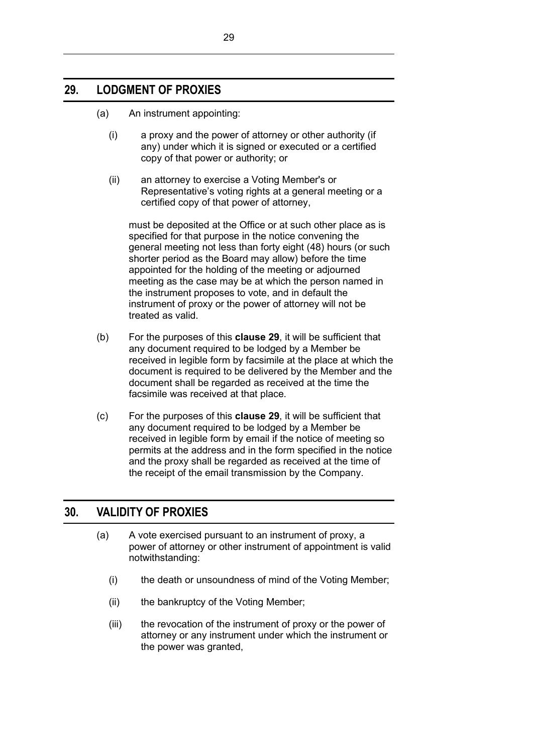## 29. LODGMENT OF PROXIES

(a) An instrument appointing:

  (i) a proxy and the power of attorney or other authority (if any) under which it is signed or executed or a certified copy of that power or authority; or

  (ii) an attorney to exercise a Voting Member's or Representative's voting rights at a general meeting or a certified copy of that power of attorney,

  must be deposited at the Office or at such other place as is specified for that purpose in the notice convening the general meeting not less than forty eight (48) hours (or such shorter period as the Board may allow) before the time appointed for the holding of the meeting or adjourned meeting as the case may be at which the person named in the instrument proposes to vote, and in default the instrument of proxy or the power of attorney will not be treated as valid.

(b) For the purposes of this **clause 29**, it will be sufficient that any document required to be lodged by a Member be received in legible form by facsimile at the place at which the document is required to be delivered by the Member and the document shall be regarded as received at the time the facsimile was received at that place.

(c) For the purposes of this **clause 29**, it will be sufficient that any document required to be lodged by a Member be received in legible form by email if the notice of meeting so permits at the address and in the form specified in the notice and the proxy shall be regarded as received at the time of the receipt of the email transmission by the Company.

## 30. VALIDITY OF PROXIES

(a) A vote exercised pursuant to an instrument of proxy, a power of attorney or other instrument of appointment is valid notwithstanding:

  (i) the death or unsoundness of mind of the Voting Member;

  (ii) the bankruptcy of the Voting Member;

  (iii) the revocation of the instrument of proxy or the power of attorney or any instrument under which the instrument or the power was granted,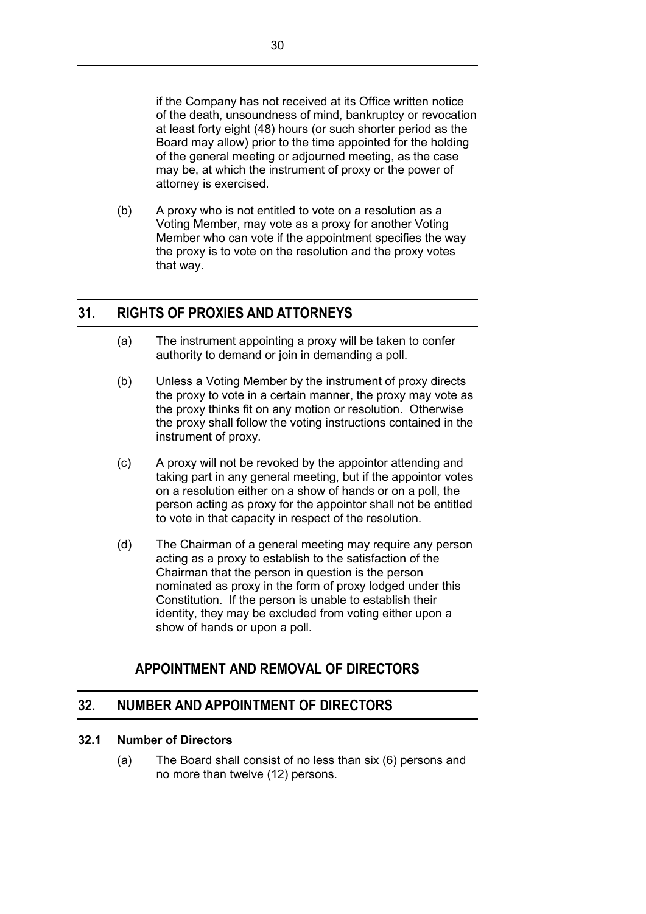if the Company has not received at its Office written notice of the death, unsoundness of mind, bankruptcy or revocation at least forty eight (48) hours (or such shorter period as the Board may allow) prior to the time appointed for the holding of the general meeting or adjourned meeting, as the case may be, at which the instrument of proxy or the power of attorney is exercised.

(b) A proxy who is not entitled to vote on a resolution as a Voting Member, may vote as a proxy for another Voting Member who can vote if the appointment specifies the way the proxy is to vote on the resolution and the proxy votes that way.

## 31. RIGHTS OF PROXIES AND ATTORNEYS

(a) The instrument appointing a proxy will be taken to confer authority to demand or join in demanding a poll.

(b) Unless a Voting Member by the instrument of proxy directs the proxy to vote in a certain manner, the proxy may vote as the proxy thinks fit on any motion or resolution. Otherwise the proxy shall follow the voting instructions contained in the instrument of proxy.

(c) A proxy will not be revoked by the appointor attending and taking part in any general meeting, but if the appointor votes on a resolution either on a show of hands or on a poll, the person acting as proxy for the appointor shall not be entitled to vote in that capacity in respect of the resolution.

(d) The Chairman of a general meeting may require any person acting as a proxy to establish to the satisfaction of the Chairman that the person in question is the person nominated as proxy in the form of proxy lodged under this Constitution. If the person is unable to establish their identity, they may be excluded from voting either upon a show of hands or upon a poll.

# APPOINTMENT AND REMOVAL OF DIRECTORS

## 32. NUMBER AND APPOINTMENT OF DIRECTORS

### 32.1 Number of Directors

(a) The Board shall consist of no less than six (6) persons and no more than twelve (12) persons.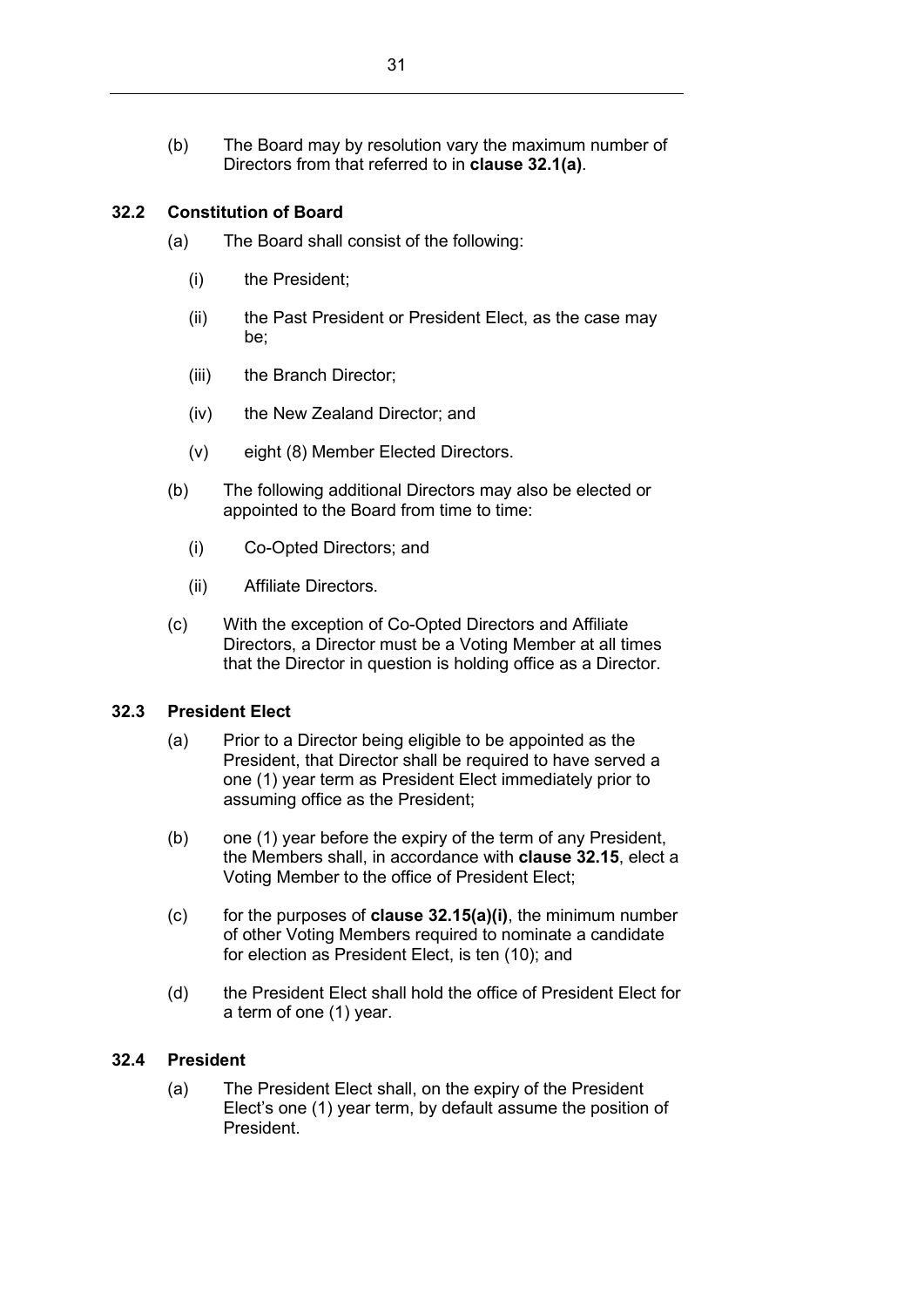(b) The Board may by resolution vary the maximum number of Directors from that referred to in **clause 32.1(a)**.

### 32.2 Constitution of Board

(a) The Board shall consist of the following:

  (i) the President;

  (ii) the Past President or President Elect, as the case may be;

  (iii) the Branch Director;

  (iv) the New Zealand Director; and

  (v) eight (8) Member Elected Directors.

(b) The following additional Directors may also be elected or appointed to the Board from time to time:

  (i) Co-Opted Directors; and

  (ii) Affiliate Directors.

(c) With the exception of Co-Opted Directors and Affiliate Directors, a Director must be a Voting Member at all times that the Director in question is holding office as a Director.

### 32.3 President Elect

(a) Prior to a Director being eligible to be appointed as the President, that Director shall be required to have served a one (1) year term as President Elect immediately prior to assuming office as the President;

(b) one (1) year before the expiry of the term of any President, the Members shall, in accordance with **clause 32.15**, elect a Voting Member to the office of President Elect;

(c) for the purposes of **clause 32.15(a)(i)**, the minimum number of other Voting Members required to nominate a candidate for election as President Elect, is ten (10); and

(d) the President Elect shall hold the office of President Elect for a term of one (1) year.

### 32.4 President

(a) The President Elect shall, on the expiry of the President Elect's one (1) year term, by default assume the position of President.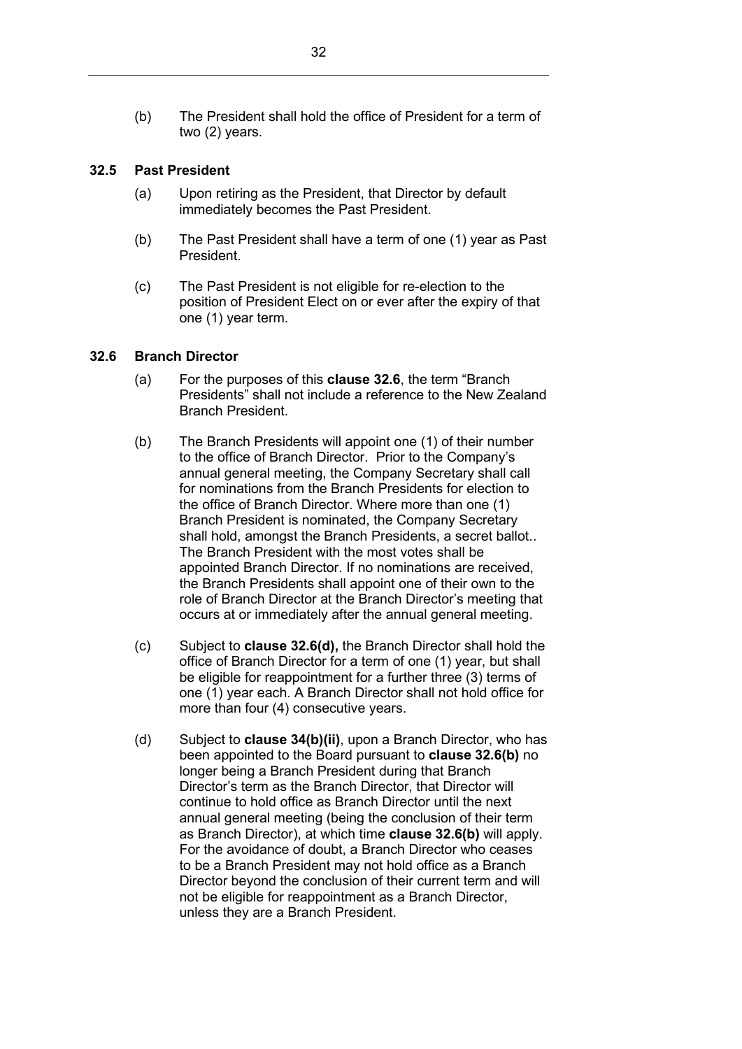(b) The President shall hold the office of President for a term of two (2) years.

### 32.5 Past President

(a) Upon retiring as the President, that Director by default immediately becomes the Past President.

(b) The Past President shall have a term of one (1) year as Past President.

(c) The Past President is not eligible for re-election to the position of President Elect on or ever after the expiry of that one (1) year term.

### 32.6 Branch Director

(a) For the purposes of this **clause 32.6**, the term "Branch Presidents" shall not include a reference to the New Zealand Branch President.

(b) The Branch Presidents will appoint one (1) of their number to the office of Branch Director. Prior to the Company's annual general meeting, the Company Secretary shall call for nominations from the Branch Presidents for election to the office of Branch Director. Where more than one (1) Branch President is nominated, the Company Secretary shall hold, amongst the Branch Presidents, a secret ballot.. The Branch President with the most votes shall be appointed Branch Director. If no nominations are received, the Branch Presidents shall appoint one of their own to the role of Branch Director at the Branch Director's meeting that occurs at or immediately after the annual general meeting.

(c) Subject to **clause 32.6(d),** the Branch Director shall hold the office of Branch Director for a term of one (1) year, but shall be eligible for reappointment for a further three (3) terms of one (1) year each. A Branch Director shall not hold office for more than four (4) consecutive years.

(d) Subject to **clause 34(b)(ii)**, upon a Branch Director, who has been appointed to the Board pursuant to **clause 32.6(b)** no longer being a Branch President during that Branch Director's term as the Branch Director, that Director will continue to hold office as Branch Director until the next annual general meeting (being the conclusion of their term as Branch Director), at which time **clause 32.6(b)** will apply. For the avoidance of doubt, a Branch Director who ceases to be a Branch President may not hold office as a Branch Director beyond the conclusion of their current term and will not be eligible for reappointment as a Branch Director, unless they are a Branch President.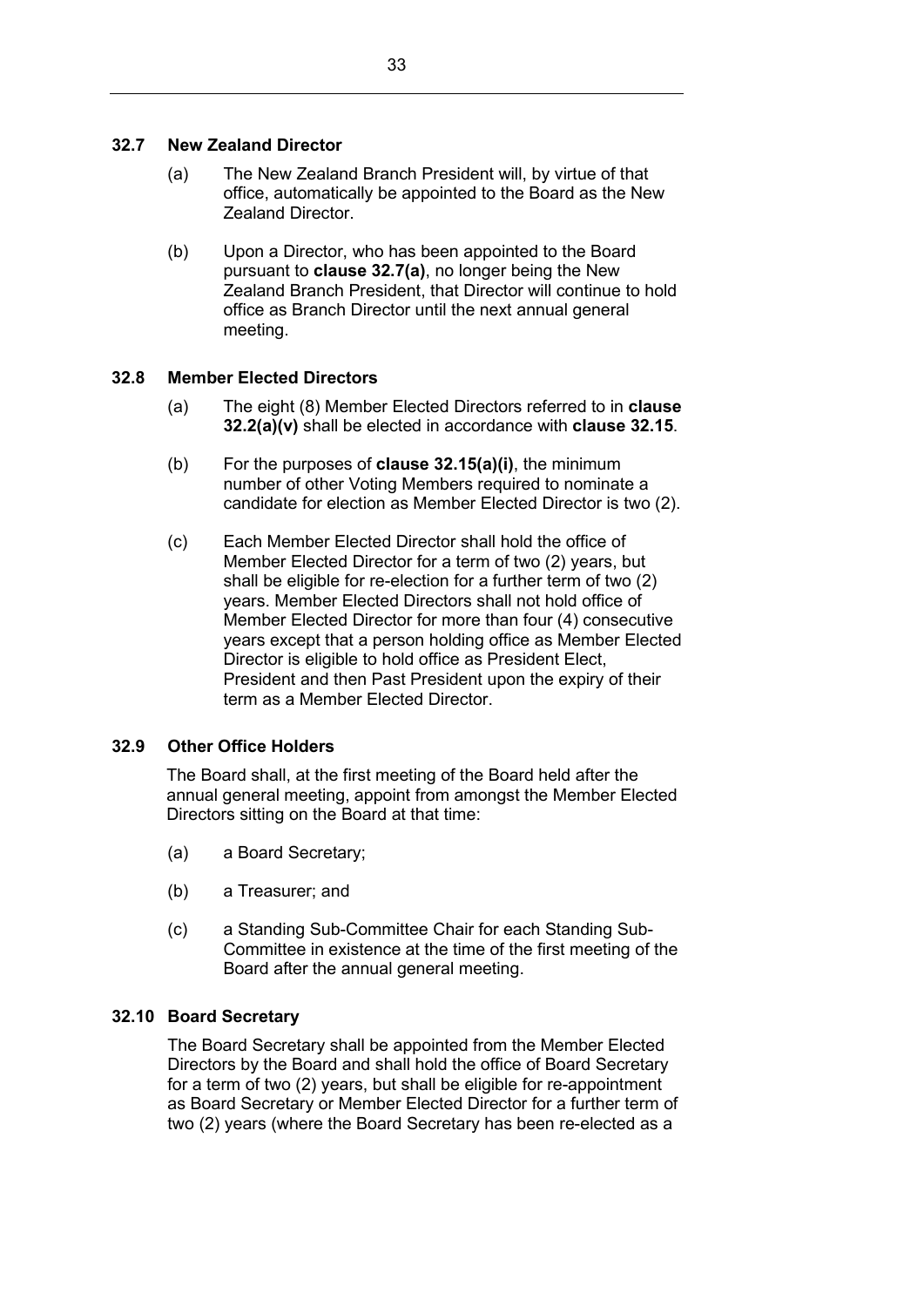### 32.7 New Zealand Director

(a) The New Zealand Branch President will, by virtue of that office, automatically be appointed to the Board as the New Zealand Director.

(b) Upon a Director, who has been appointed to the Board pursuant to **clause 32.7(a)**, no longer being the New Zealand Branch President, that Director will continue to hold office as Branch Director until the next annual general meeting.

### 32.8 Member Elected Directors

(a) The eight (8) Member Elected Directors referred to in **clause 32.2(a)(v)** shall be elected in accordance with **clause 32.15**.

(b) For the purposes of **clause 32.15(a)(i)**, the minimum number of other Voting Members required to nominate a candidate for election as Member Elected Director is two (2).

(c) Each Member Elected Director shall hold the office of Member Elected Director for a term of two (2) years, but shall be eligible for re-election for a further term of two (2) years. Member Elected Directors shall not hold office of Member Elected Director for more than four (4) consecutive years except that a person holding office as Member Elected Director is eligible to hold office as President Elect, President and then Past President upon the expiry of their term as a Member Elected Director.

### 32.9 Other Office Holders

The Board shall, at the first meeting of the Board held after the annual general meeting, appoint from amongst the Member Elected Directors sitting on the Board at that time:

(a) a Board Secretary;

(b) a Treasurer; and

(c) a Standing Sub-Committee Chair for each Standing Sub-Committee in existence at the time of the first meeting of the Board after the annual general meeting.

### 32.10 Board Secretary

The Board Secretary shall be appointed from the Member Elected Directors by the Board and shall hold the office of Board Secretary for a term of two (2) years, but shall be eligible for re-appointment as Board Secretary or Member Elected Director for a further term of two (2) years (where the Board Secretary has been re-elected as a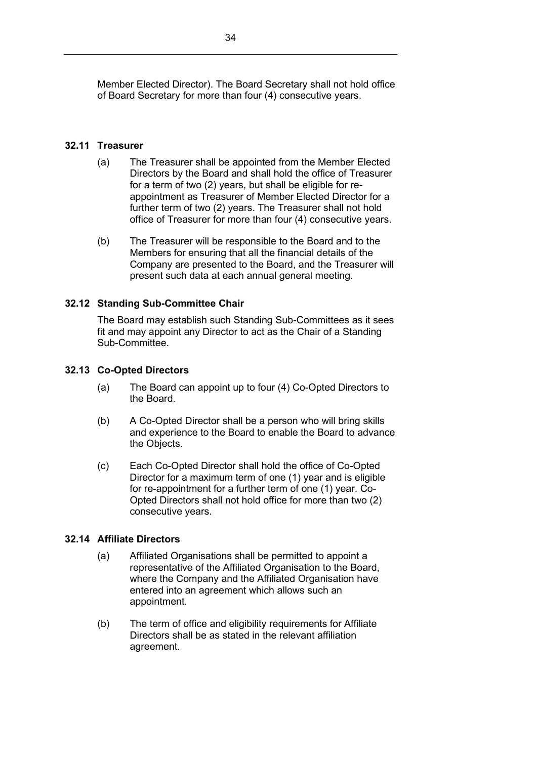Member Elected Director). The Board Secretary shall not hold office of Board Secretary for more than four (4) consecutive years.

### 32.11 Treasurer

(a) The Treasurer shall be appointed from the Member Elected Directors by the Board and shall hold the office of Treasurer for a term of two (2) years, but shall be eligible for re-appointment as Treasurer of Member Elected Director for a further term of two (2) years. The Treasurer shall not hold office of Treasurer for more than four (4) consecutive years.

(b) The Treasurer will be responsible to the Board and to the Members for ensuring that all the financial details of the Company are presented to the Board, and the Treasurer will present such data at each annual general meeting.

### 32.12 Standing Sub-Committee Chair

The Board may establish such Standing Sub-Committees as it sees fit and may appoint any Director to act as the Chair of a Standing Sub-Committee.

### 32.13 Co-Opted Directors

(a) The Board can appoint up to four (4) Co-Opted Directors to the Board.

(b) A Co-Opted Director shall be a person who will bring skills and experience to the Board to enable the Board to advance the Objects.

(c) Each Co-Opted Director shall hold the office of Co-Opted Director for a maximum term of one (1) year and is eligible for re-appointment for a further term of one (1) year. Co-Opted Directors shall not hold office for more than two (2) consecutive years.

### 32.14 Affiliate Directors

(a) Affiliated Organisations shall be permitted to appoint a representative of the Affiliated Organisation to the Board, where the Company and the Affiliated Organisation have entered into an agreement which allows such an appointment.

(b) The term of office and eligibility requirements for Affiliate Directors shall be as stated in the relevant affiliation agreement.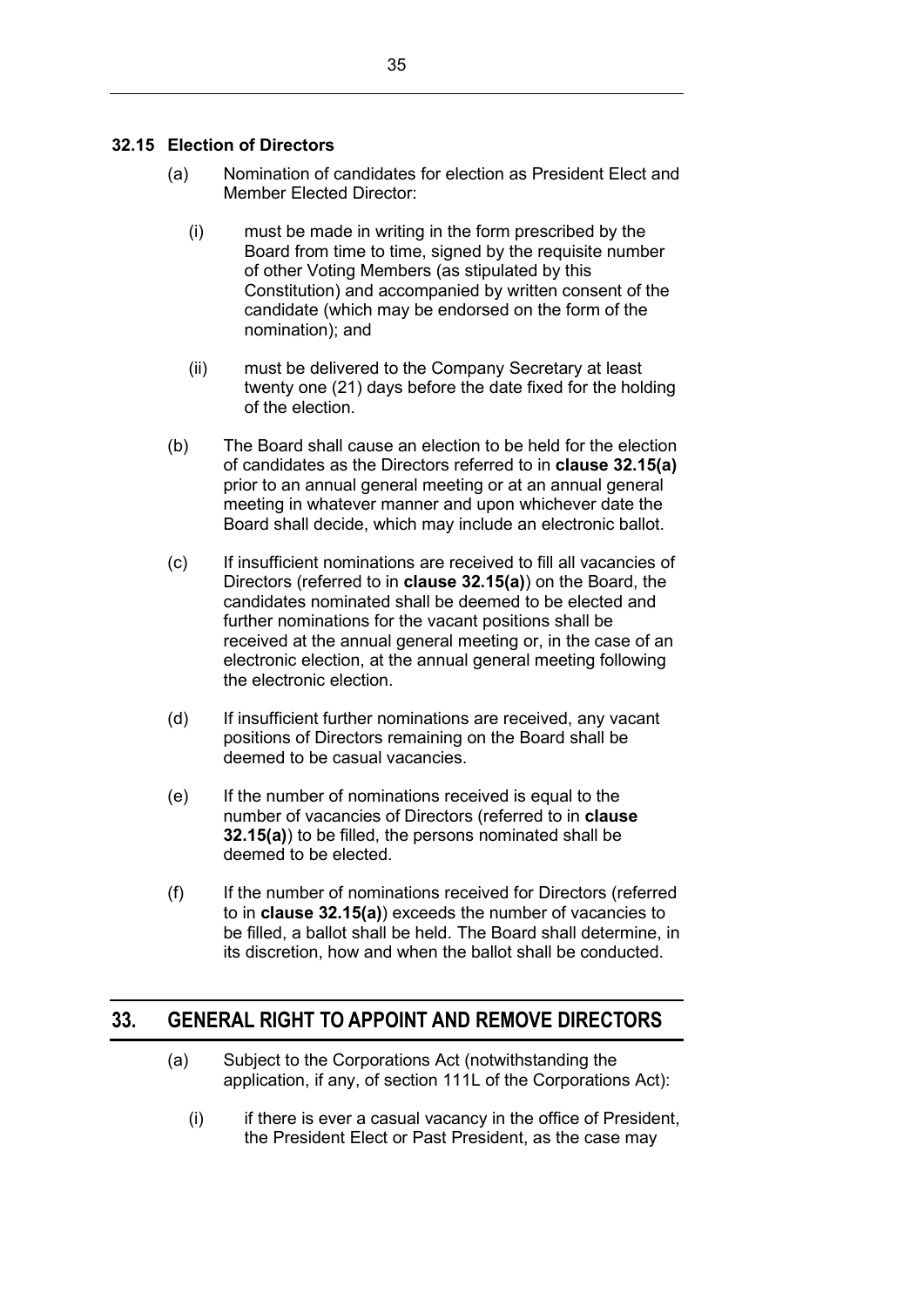### 32.15 Election of Directors

(a) Nomination of candidates for election as President Elect and Member Elected Director:

   (i) must be made in writing in the form prescribed by the Board from time to time, signed by the requisite number of other Voting Members (as stipulated by this Constitution) and accompanied by written consent of the candidate (which may be endorsed on the form of the nomination); and

   (ii) must be delivered to the Company Secretary at least twenty one (21) days before the date fixed for the holding of the election.

(b) The Board shall cause an election to be held for the election of candidates as the Directors referred to in **clause 32.15(a)** prior to an annual general meeting or at an annual general meeting in whatever manner and upon whichever date the Board shall decide, which may include an electronic ballot.

(c) If insufficient nominations are received to fill all vacancies of Directors (referred to in **clause 32.15(a)**) on the Board, the candidates nominated shall be deemed to be elected and further nominations for the vacant positions shall be received at the annual general meeting or, in the case of an electronic election, at the annual general meeting following the electronic election.

(d) If insufficient further nominations are received, any vacant positions of Directors remaining on the Board shall be deemed to be casual vacancies.

(e) If the number of nominations received is equal to the number of vacancies of Directors (referred to in **clause 32.15(a)**) to be filled, the persons nominated shall be deemed to be elected.

(f) If the number of nominations received for Directors (referred to in **clause 32.15(a)**) exceeds the number of vacancies to be filled, a ballot shall be held. The Board shall determine, in its discretion, how and when the ballot shall be conducted.

## 33. GENERAL RIGHT TO APPOINT AND REMOVE DIRECTORS

(a) Subject to the Corporations Act (notwithstanding the application, if any, of section 111L of the Corporations Act):

   (i) if there is ever a casual vacancy in the office of President, the President Elect or Past President, as the case may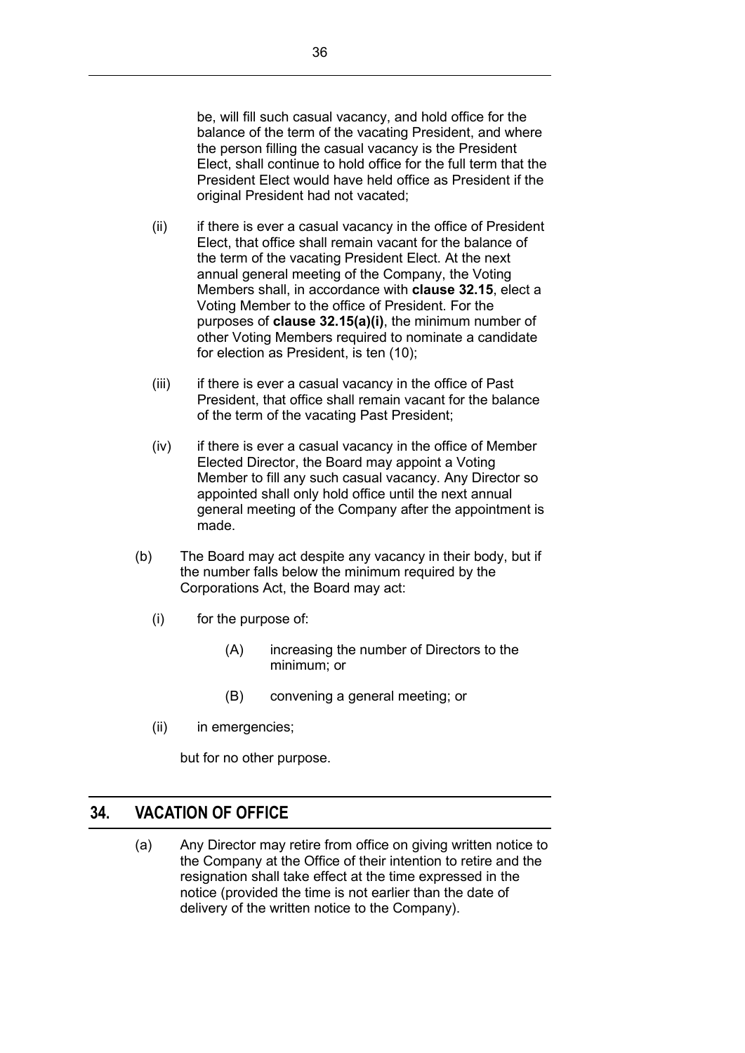be, will fill such casual vacancy, and hold office for the balance of the term of the vacating President, and where the person filling the casual vacancy is the President Elect, shall continue to hold office for the full term that the President Elect would have held office as President if the original President had not vacated;

(ii) if there is ever a casual vacancy in the office of President Elect, that office shall remain vacant for the balance of the term of the vacating President Elect. At the next annual general meeting of the Company, the Voting Members shall, in accordance with **clause 32.15**, elect a Voting Member to the office of President. For the purposes of **clause 32.15(a)(i)**, the minimum number of other Voting Members required to nominate a candidate for election as President, is ten (10);

(iii) if there is ever a casual vacancy in the office of Past President, that office shall remain vacant for the balance of the term of the vacating Past President;

(iv) if there is ever a casual vacancy in the office of Member Elected Director, the Board may appoint a Voting Member to fill any such casual vacancy. Any Director so appointed shall only hold office until the next annual general meeting of the Company after the appointment is made.

(b) The Board may act despite any vacancy in their body, but if the number falls below the minimum required by the Corporations Act, the Board may act:

(i) for the purpose of:

(A) increasing the number of Directors to the minimum; or

(B) convening a general meeting; or

(ii) in emergencies;

but for no other purpose.

## 34. VACATION OF OFFICE

(a) Any Director may retire from office on giving written notice to the Company at the Office of their intention to retire and the resignation shall take effect at the time expressed in the notice (provided the time is not earlier than the date of delivery of the written notice to the Company).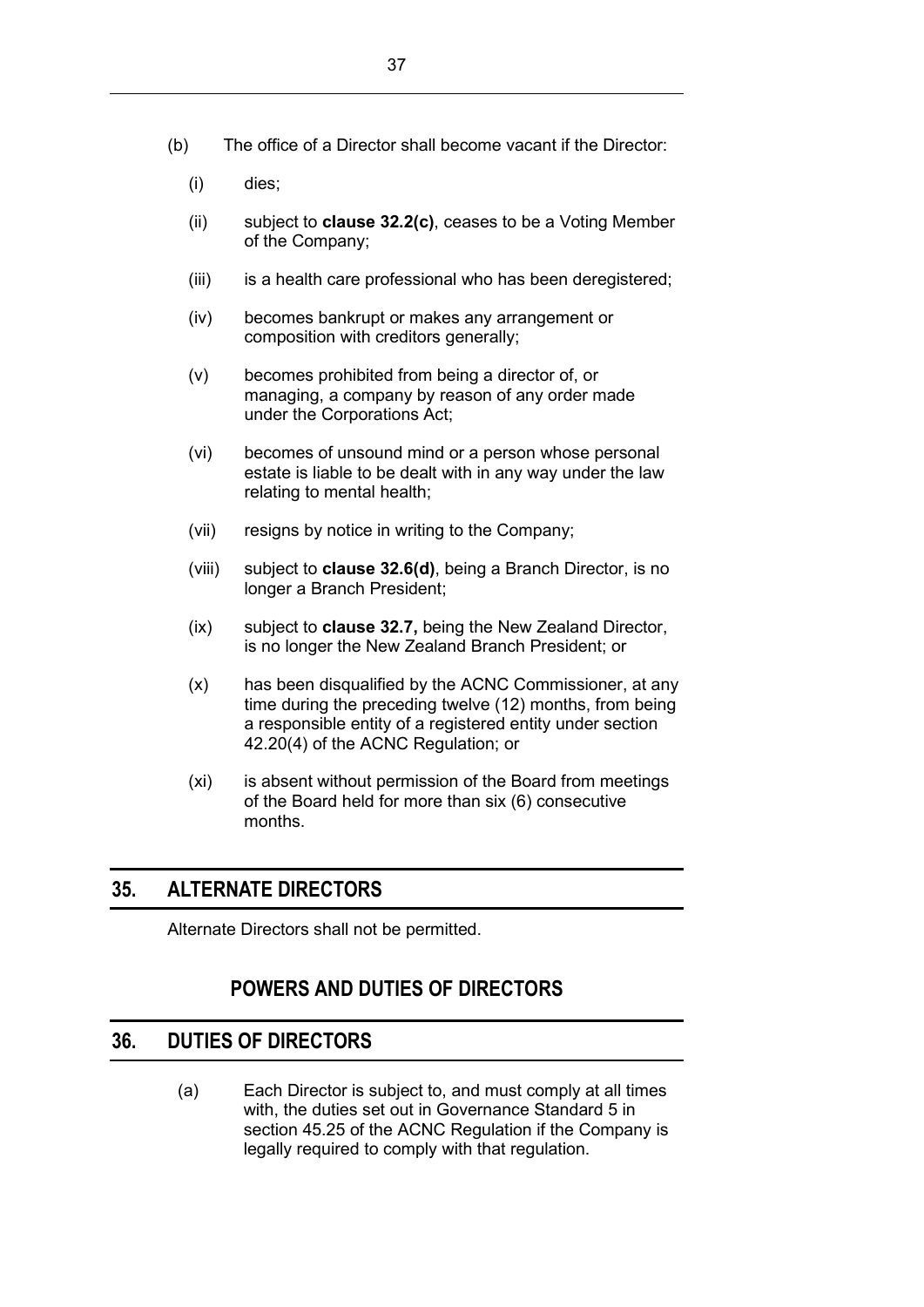(b) The office of a Director shall become vacant if the Director:

   (i) dies;

   (ii) subject to **clause 32.2(c)**, ceases to be a Voting Member of the Company;

   (iii) is a health care professional who has been deregistered;

   (iv) becomes bankrupt or makes any arrangement or composition with creditors generally;

   (v) becomes prohibited from being a director of, or managing, a company by reason of any order made under the Corporations Act;

   (vi) becomes of unsound mind or a person whose personal estate is liable to be dealt with in any way under the law relating to mental health;

   (vii) resigns by notice in writing to the Company;

   (viii) subject to **clause 32.6(d)**, being a Branch Director, is no longer a Branch President;

   (ix) subject to **clause 32.7,** being the New Zealand Director, is no longer the New Zealand Branch President; or

   (x) has been disqualified by the ACNC Commissioner, at any time during the preceding twelve (12) months, from being a responsible entity of a registered entity under section 42.20(4) of the ACNC Regulation; or

   (xi) is absent without permission of the Board from meetings of the Board held for more than six (6) consecutive months.

## 35. ALTERNATE DIRECTORS

Alternate Directors shall not be permitted.

# POWERS AND DUTIES OF DIRECTORS

## 36. DUTIES OF DIRECTORS

(a) Each Director is subject to, and must comply at all times with, the duties set out in Governance Standard 5 in section 45.25 of the ACNC Regulation if the Company is legally required to comply with that regulation.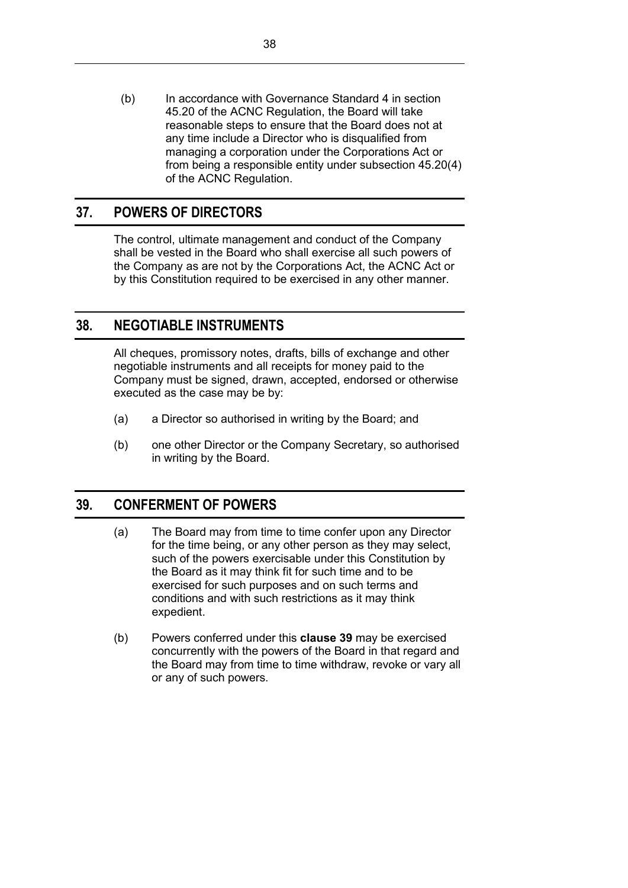(b) In accordance with Governance Standard 4 in section 45.20 of the ACNC Regulation, the Board will take reasonable steps to ensure that the Board does not at any time include a Director who is disqualified from managing a corporation under the Corporations Act or from being a responsible entity under subsection 45.20(4) of the ACNC Regulation.

## 37. POWERS OF DIRECTORS

The control, ultimate management and conduct of the Company shall be vested in the Board who shall exercise all such powers of the Company as are not by the Corporations Act, the ACNC Act or by this Constitution required to be exercised in any other manner.

## 38. NEGOTIABLE INSTRUMENTS

All cheques, promissory notes, drafts, bills of exchange and other negotiable instruments and all receipts for money paid to the Company must be signed, drawn, accepted, endorsed or otherwise executed as the case may be by:

(a) a Director so authorised in writing by the Board; and

(b) one other Director or the Company Secretary, so authorised in writing by the Board.

## 39. CONFERMENT OF POWERS

(a) The Board may from time to time confer upon any Director for the time being, or any other person as they may select, such of the powers exercisable under this Constitution by the Board as it may think fit for such time and to be exercised for such purposes and on such terms and conditions and with such restrictions as it may think expedient.

(b) Powers conferred under this **clause 39** may be exercised concurrently with the powers of the Board in that regard and the Board may from time to time withdraw, revoke or vary all or any of such powers.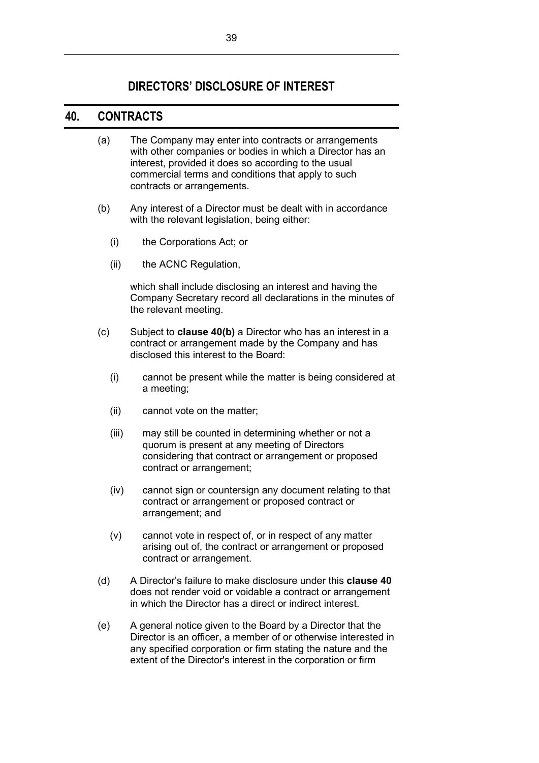## DIRECTORS' DISCLOSURE OF INTEREST

## 40. CONTRACTS

(a) The Company may enter into contracts or arrangements with other companies or bodies in which a Director has an interest, provided it does so according to the usual commercial terms and conditions that apply to such contracts or arrangements.

(b) Any interest of a Director must be dealt with in accordance with the relevant legislation, being either:

  (i) the Corporations Act; or

  (ii) the ACNC Regulation,

  which shall include disclosing an interest and having the Company Secretary record all declarations in the minutes of the relevant meeting.

(c) Subject to **clause 40(b)** a Director who has an interest in a contract or arrangement made by the Company and has disclosed this interest to the Board:

  (i) cannot be present while the matter is being considered at a meeting;

  (ii) cannot vote on the matter;

  (iii) may still be counted in determining whether or not a quorum is present at any meeting of Directors considering that contract or arrangement or proposed contract or arrangement;

  (iv) cannot sign or countersign any document relating to that contract or arrangement or proposed contract or arrangement; and

  (v) cannot vote in respect of, or in respect of any matter arising out of, the contract or arrangement or proposed contract or arrangement.

(d) A Director's failure to make disclosure under this **clause 40** does not render void or voidable a contract or arrangement in which the Director has a direct or indirect interest.

(e) A general notice given to the Board by a Director that the Director is an officer, a member of or otherwise interested in any specified corporation or firm stating the nature and the extent of the Director's interest in the corporation or firm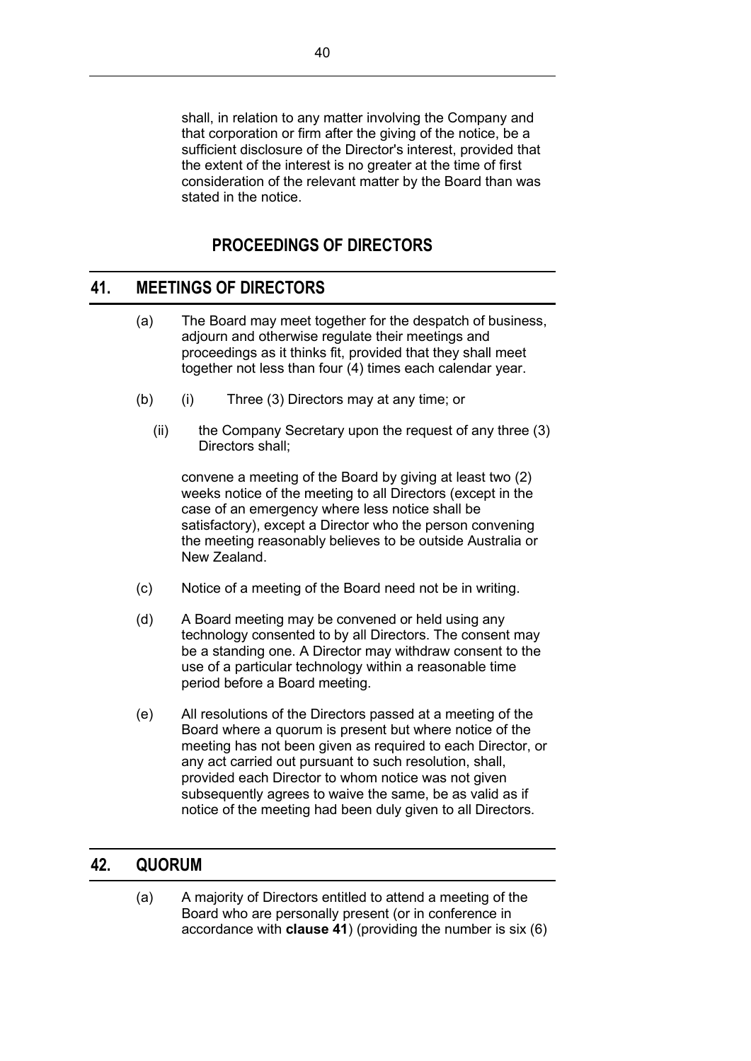shall, in relation to any matter involving the Company and that corporation or firm after the giving of the notice, be a sufficient disclosure of the Director's interest, provided that the extent of the interest is no greater at the time of first consideration of the relevant matter by the Board than was stated in the notice.

## PROCEEDINGS OF DIRECTORS

## 41. MEETINGS OF DIRECTORS

(a) The Board may meet together for the despatch of business, adjourn and otherwise regulate their meetings and proceedings as it thinks fit, provided that they shall meet together not less than four (4) times each calendar year.

(b) (i) Three (3) Directors may at any time; or

(ii) the Company Secretary upon the request of any three (3) Directors shall;

convene a meeting of the Board by giving at least two (2) weeks notice of the meeting to all Directors (except in the case of an emergency where less notice shall be satisfactory), except a Director who the person convening the meeting reasonably believes to be outside Australia or New Zealand.

(c) Notice of a meeting of the Board need not be in writing.

(d) A Board meeting may be convened or held using any technology consented to by all Directors. The consent may be a standing one. A Director may withdraw consent to the use of a particular technology within a reasonable time period before a Board meeting.

(e) All resolutions of the Directors passed at a meeting of the Board where a quorum is present but where notice of the meeting has not been given as required to each Director, or any act carried out pursuant to such resolution, shall, provided each Director to whom notice was not given subsequently agrees to waive the same, be as valid as if notice of the meeting had been duly given to all Directors.

## 42. QUORUM

(a) A majority of Directors entitled to attend a meeting of the Board who are personally present (or in conference in accordance with **clause 41**) (providing the number is six (6)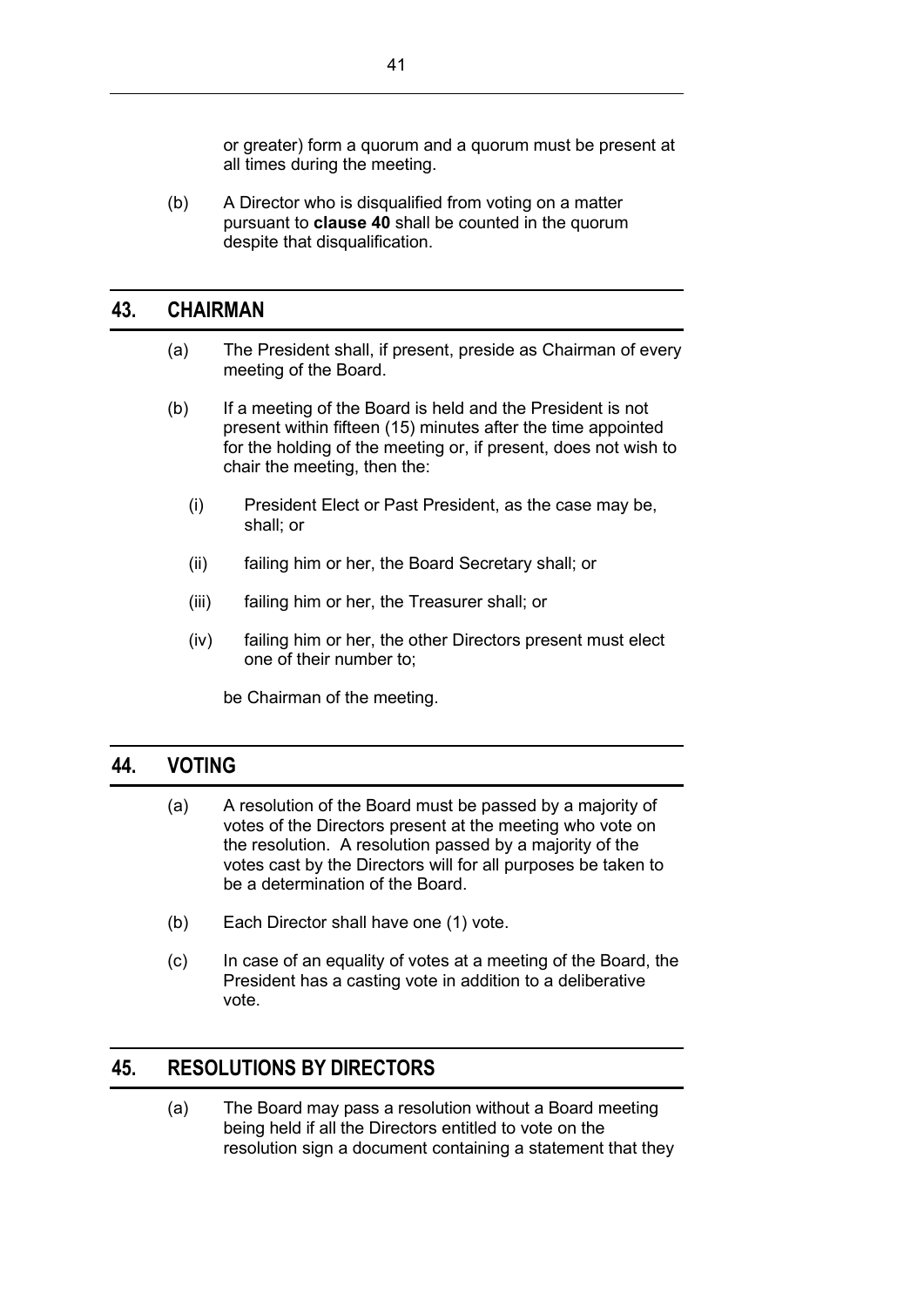or greater) form a quorum and a quorum must be present at all times during the meeting.

(b) A Director who is disqualified from voting on a matter pursuant to **clause 40** shall be counted in the quorum despite that disqualification.

## 43. CHAIRMAN

(a) The President shall, if present, preside as Chairman of every meeting of the Board.

(b) If a meeting of the Board is held and the President is not present within fifteen (15) minutes after the time appointed for the holding of the meeting or, if present, does not wish to chair the meeting, then the:

(i) President Elect or Past President, as the case may be, shall; or

(ii) failing him or her, the Board Secretary shall; or

(iii) failing him or her, the Treasurer shall; or

(iv) failing him or her, the other Directors present must elect one of their number to;

be Chairman of the meeting.

## 44. VOTING

(a) A resolution of the Board must be passed by a majority of votes of the Directors present at the meeting who vote on the resolution. A resolution passed by a majority of the votes cast by the Directors will for all purposes be taken to be a determination of the Board.

(b) Each Director shall have one (1) vote.

(c) In case of an equality of votes at a meeting of the Board, the President has a casting vote in addition to a deliberative vote.

## 45. RESOLUTIONS BY DIRECTORS

(a) The Board may pass a resolution without a Board meeting being held if all the Directors entitled to vote on the resolution sign a document containing a statement that they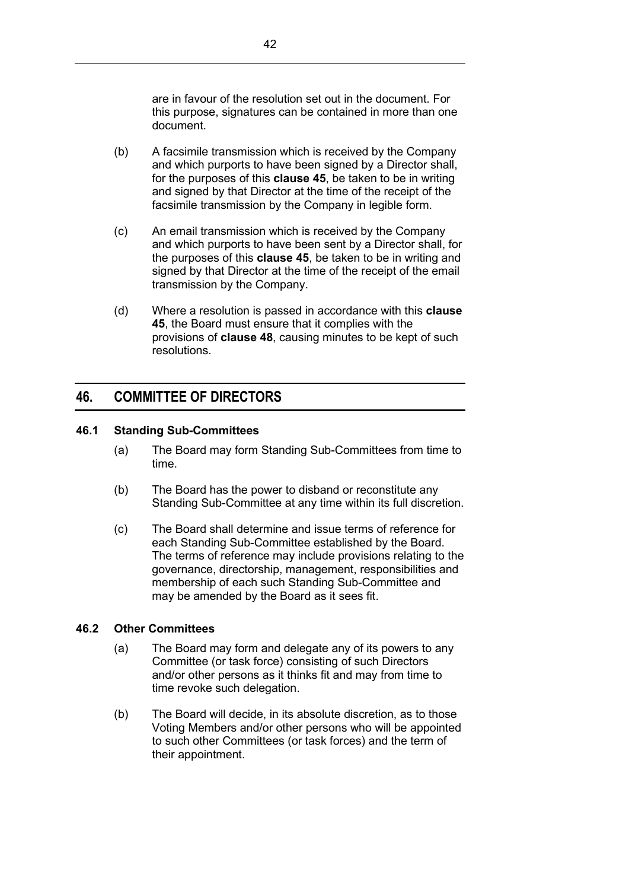are in favour of the resolution set out in the document. For this purpose, signatures can be contained in more than one document.

(b) A facsimile transmission which is received by the Company and which purports to have been signed by a Director shall, for the purposes of this **clause 45**, be taken to be in writing and signed by that Director at the time of the receipt of the facsimile transmission by the Company in legible form.

(c) An email transmission which is received by the Company and which purports to have been sent by a Director shall, for the purposes of this **clause 45**, be taken to be in writing and signed by that Director at the time of the receipt of the email transmission by the Company.

(d) Where a resolution is passed in accordance with this **clause 45**, the Board must ensure that it complies with the provisions of **clause 48**, causing minutes to be kept of such resolutions.

## 46. COMMITTEE OF DIRECTORS

### 46.1 Standing Sub-Committees

(a) The Board may form Standing Sub-Committees from time to time.

(b) The Board has the power to disband or reconstitute any Standing Sub-Committee at any time within its full discretion.

(c) The Board shall determine and issue terms of reference for each Standing Sub-Committee established by the Board. The terms of reference may include provisions relating to the governance, directorship, management, responsibilities and membership of each such Standing Sub-Committee and may be amended by the Board as it sees fit.

### 46.2 Other Committees

(a) The Board may form and delegate any of its powers to any Committee (or task force) consisting of such Directors and/or other persons as it thinks fit and may from time to time revoke such delegation.

(b) The Board will decide, in its absolute discretion, as to those Voting Members and/or other persons who will be appointed to such other Committees (or task forces) and the term of their appointment.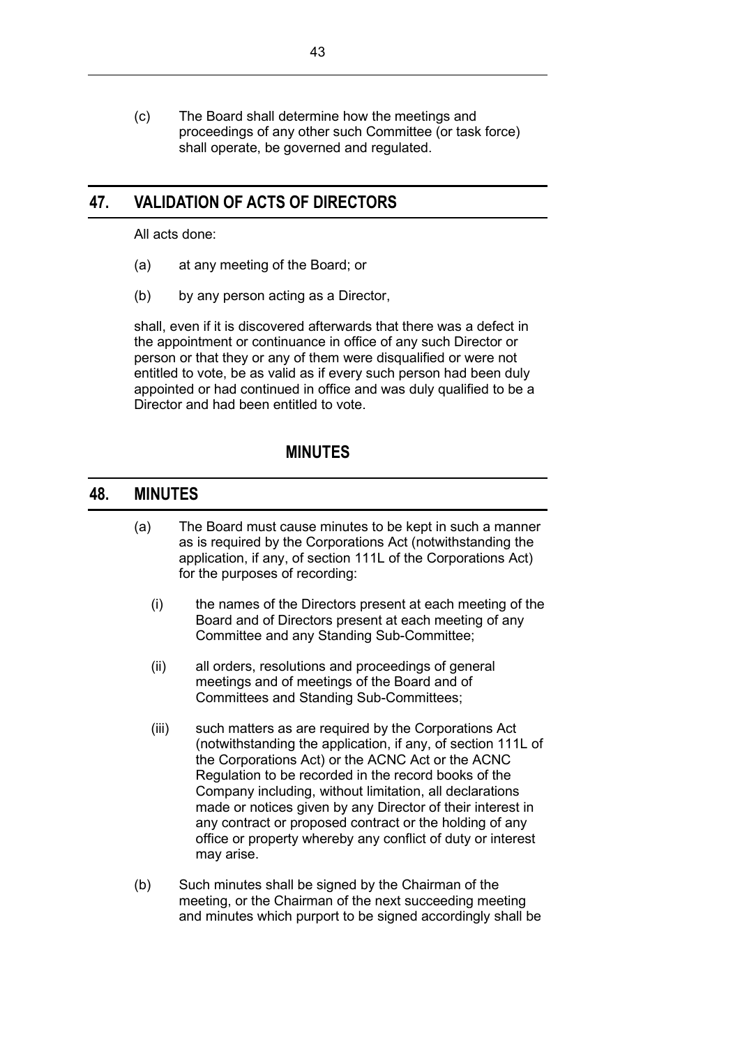(c) The Board shall determine how the meetings and proceedings of any other such Committee (or task force) shall operate, be governed and regulated.

## 47. VALIDATION OF ACTS OF DIRECTORS

All acts done:

(a) at any meeting of the Board; or

(b) by any person acting as a Director,

shall, even if it is discovered afterwards that there was a defect in the appointment or continuance in office of any such Director or person or that they or any of them were disqualified or were not entitled to vote, be as valid as if every such person had been duly appointed or had continued in office and was duly qualified to be a Director and had been entitled to vote.

# MINUTES

## 48. MINUTES

(a) The Board must cause minutes to be kept in such a manner as is required by the Corporations Act (notwithstanding the application, if any, of section 111L of the Corporations Act) for the purposes of recording:

   (i) the names of the Directors present at each meeting of the Board and of Directors present at each meeting of any Committee and any Standing Sub-Committee;

   (ii) all orders, resolutions and proceedings of general meetings and of meetings of the Board and of Committees and Standing Sub-Committees;

   (iii) such matters as are required by the Corporations Act (notwithstanding the application, if any, of section 111L of the Corporations Act) or the ACNC Act or the ACNC Regulation to be recorded in the record books of the Company including, without limitation, all declarations made or notices given by any Director of their interest in any contract or proposed contract or the holding of any office or property whereby any conflict of duty or interest may arise.

(b) Such minutes shall be signed by the Chairman of the meeting, or the Chairman of the next succeeding meeting and minutes which purport to be signed accordingly shall be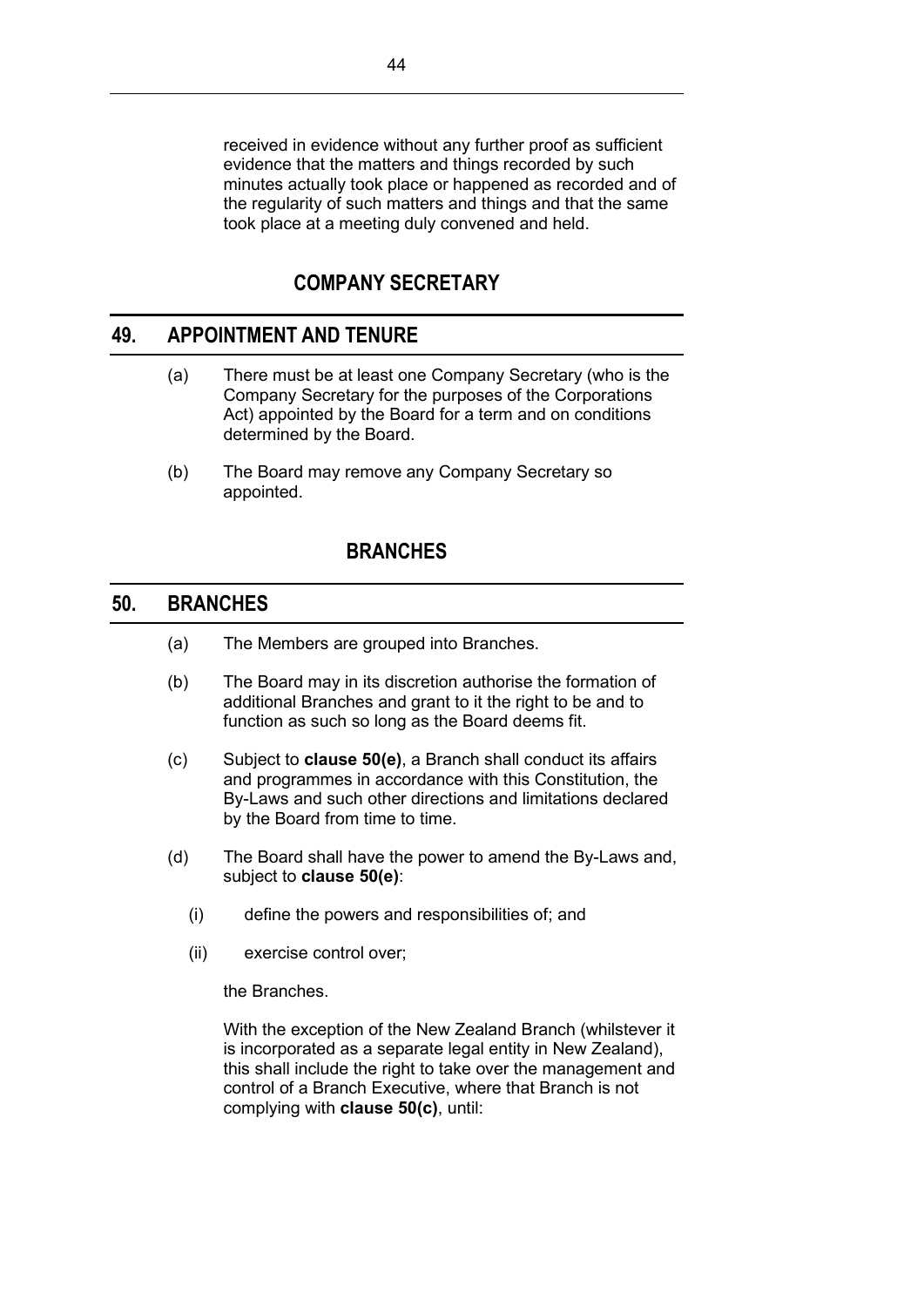received in evidence without any further proof as sufficient evidence that the matters and things recorded by such minutes actually took place or happened as recorded and of the regularity of such matters and things and that the same took place at a meeting duly convened and held.

## COMPANY SECRETARY

## 49. APPOINTMENT AND TENURE

(a) There must be at least one Company Secretary (who is the Company Secretary for the purposes of the Corporations Act) appointed by the Board for a term and on conditions determined by the Board.

(b) The Board may remove any Company Secretary so appointed.

## BRANCHES

## 50. BRANCHES

(a) The Members are grouped into Branches.

(b) The Board may in its discretion authorise the formation of additional Branches and grant to it the right to be and to function as such so long as the Board deems fit.

(c) Subject to **clause 50(e)**, a Branch shall conduct its affairs and programmes in accordance with this Constitution, the By-Laws and such other directions and limitations declared by the Board from time to time.

(d) The Board shall have the power to amend the By-Laws and, subject to **clause 50(e)**:

(i) define the powers and responsibilities of; and

(ii) exercise control over;

the Branches.

With the exception of the New Zealand Branch (whilstever it is incorporated as a separate legal entity in New Zealand), this shall include the right to take over the management and control of a Branch Executive, where that Branch is not complying with **clause 50(c)**, until: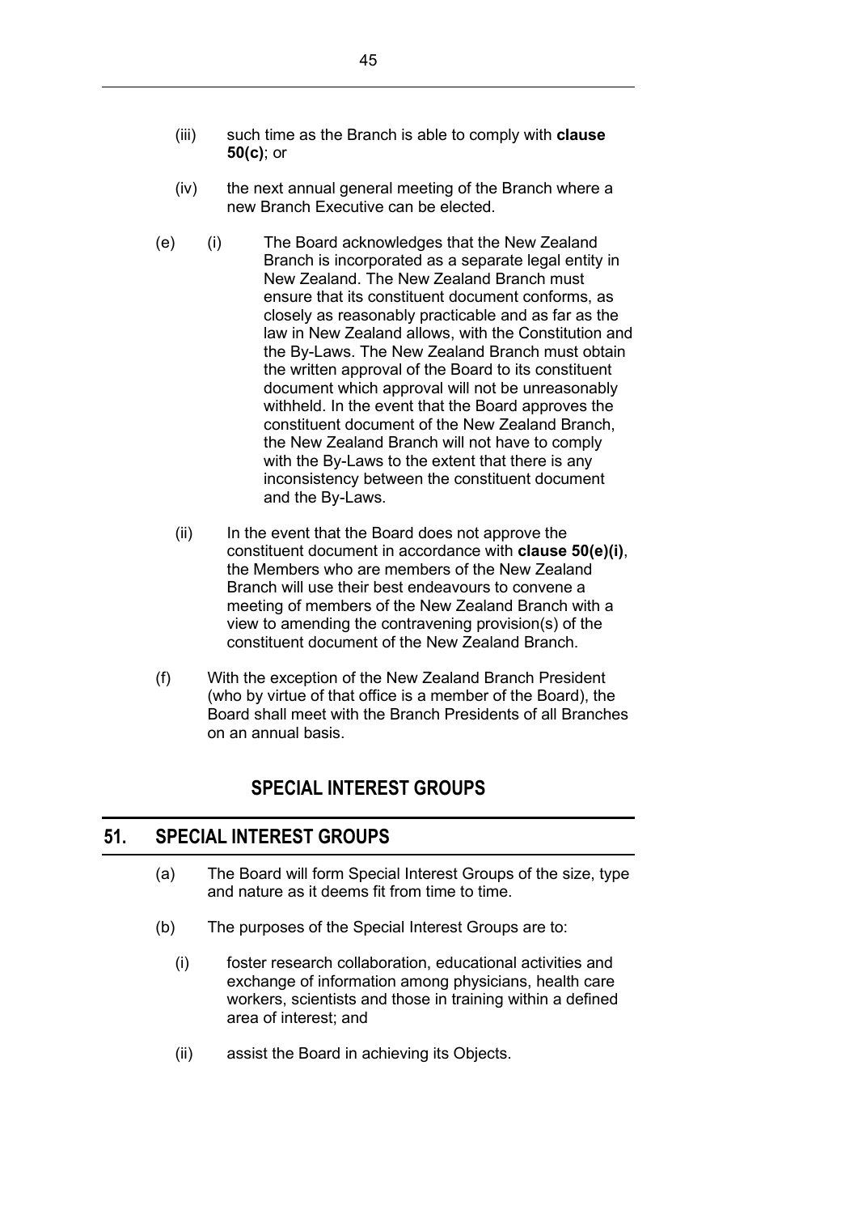(iii) such time as the Branch is able to comply with **clause 50(c)**; or

(iv) the next annual general meeting of the Branch where a new Branch Executive can be elected.

(e) (i) The Board acknowledges that the New Zealand Branch is incorporated as a separate legal entity in New Zealand. The New Zealand Branch must ensure that its constituent document conforms, as closely as reasonably practicable and as far as the law in New Zealand allows, with the Constitution and the By-Laws. The New Zealand Branch must obtain the written approval of the Board to its constituent document which approval will not be unreasonably withheld. In the event that the Board approves the constituent document of the New Zealand Branch, the New Zealand Branch will not have to comply with the By-Laws to the extent that there is any inconsistency between the constituent document and the By-Laws.

(ii) In the event that the Board does not approve the constituent document in accordance with **clause 50(e)(i)**, the Members who are members of the New Zealand Branch will use their best endeavours to convene a meeting of members of the New Zealand Branch with a view to amending the contravening provision(s) of the constituent document of the New Zealand Branch.

(f) With the exception of the New Zealand Branch President (who by virtue of that office is a member of the Board), the Board shall meet with the Branch Presidents of all Branches on an annual basis.

## SPECIAL INTEREST GROUPS

## 51. SPECIAL INTEREST GROUPS

(a) The Board will form Special Interest Groups of the size, type and nature as it deems fit from time to time.

(b) The purposes of the Special Interest Groups are to:

(i) foster research collaboration, educational activities and exchange of information among physicians, health care workers, scientists and those in training within a defined area of interest; and

(ii) assist the Board in achieving its Objects.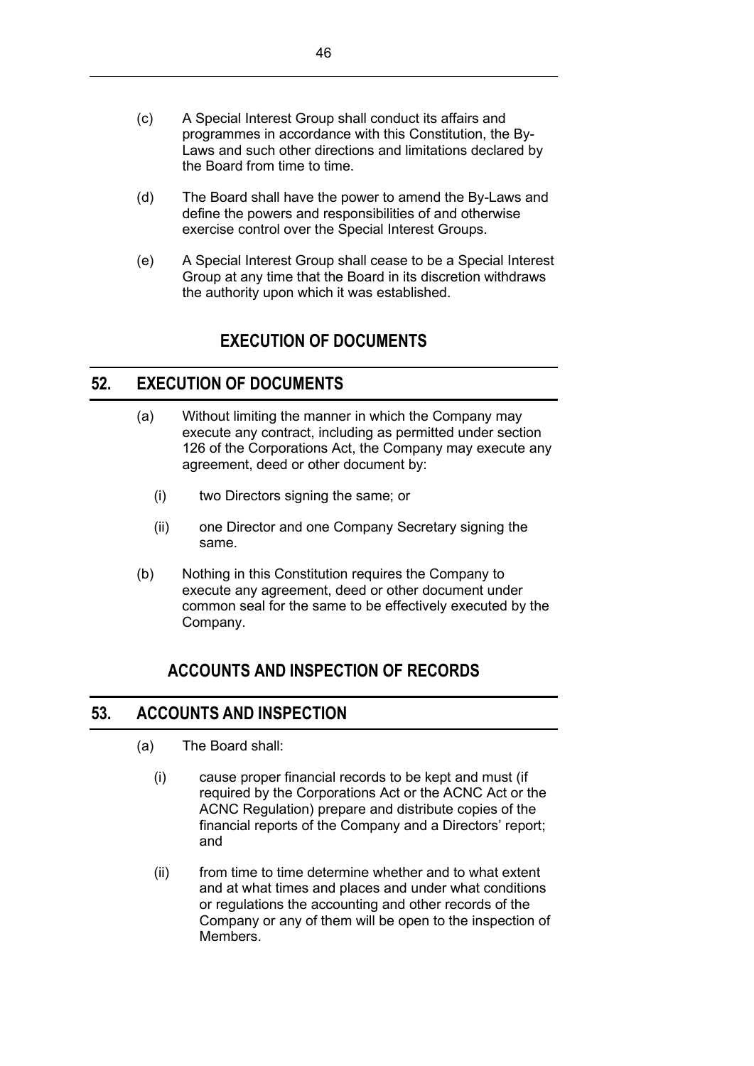(c) A Special Interest Group shall conduct its affairs and programmes in accordance with this Constitution, the By-Laws and such other directions and limitations declared by the Board from time to time.

(d) The Board shall have the power to amend the By-Laws and define the powers and responsibilities of and otherwise exercise control over the Special Interest Groups.

(e) A Special Interest Group shall cease to be a Special Interest Group at any time that the Board in its discretion withdraws the authority upon which it was established.

# EXECUTION OF DOCUMENTS

## 52. EXECUTION OF DOCUMENTS

(a) Without limiting the manner in which the Company may execute any contract, including as permitted under section 126 of the Corporations Act, the Company may execute any agreement, deed or other document by:

(i) two Directors signing the same; or

(ii) one Director and one Company Secretary signing the same.

(b) Nothing in this Constitution requires the Company to execute any agreement, deed or other document under common seal for the same to be effectively executed by the Company.

# ACCOUNTS AND INSPECTION OF RECORDS

## 53. ACCOUNTS AND INSPECTION

(a) The Board shall:

(i) cause proper financial records to be kept and must (if required by the Corporations Act or the ACNC Act or the ACNC Regulation) prepare and distribute copies of the financial reports of the Company and a Directors' report; and

(ii) from time to time determine whether and to what extent and at what times and places and under what conditions or regulations the accounting and other records of the Company or any of them will be open to the inspection of Members.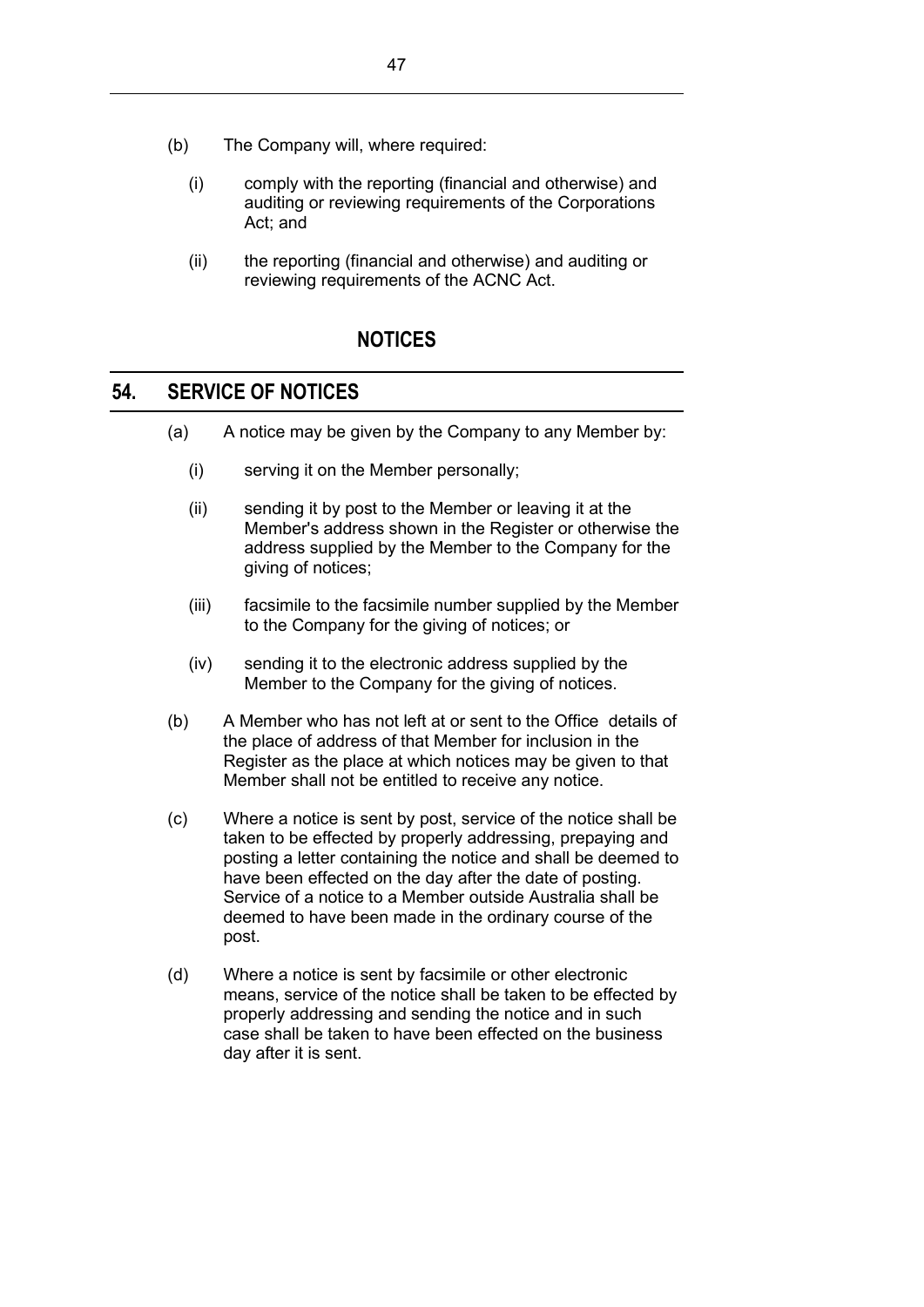(b) The Company will, where required:

(i) comply with the reporting (financial and otherwise) and auditing or reviewing requirements of the Corporations Act; and

(ii) the reporting (financial and otherwise) and auditing or reviewing requirements of the ACNC Act.

# NOTICES

## 54. SERVICE OF NOTICES

(a) A notice may be given by the Company to any Member by:

(i) serving it on the Member personally;

(ii) sending it by post to the Member or leaving it at the Member's address shown in the Register or otherwise the address supplied by the Member to the Company for the giving of notices;

(iii) facsimile to the facsimile number supplied by the Member to the Company for the giving of notices; or

(iv) sending it to the electronic address supplied by the Member to the Company for the giving of notices.

(b) A Member who has not left at or sent to the Office details of the place of address of that Member for inclusion in the Register as the place at which notices may be given to that Member shall not be entitled to receive any notice.

(c) Where a notice is sent by post, service of the notice shall be taken to be effected by properly addressing, prepaying and posting a letter containing the notice and shall be deemed to have been effected on the day after the date of posting. Service of a notice to a Member outside Australia shall be deemed to have been made in the ordinary course of the post.

(d) Where a notice is sent by facsimile or other electronic means, service of the notice shall be taken to be effected by properly addressing and sending the notice and in such case shall be taken to have been effected on the business day after it is sent.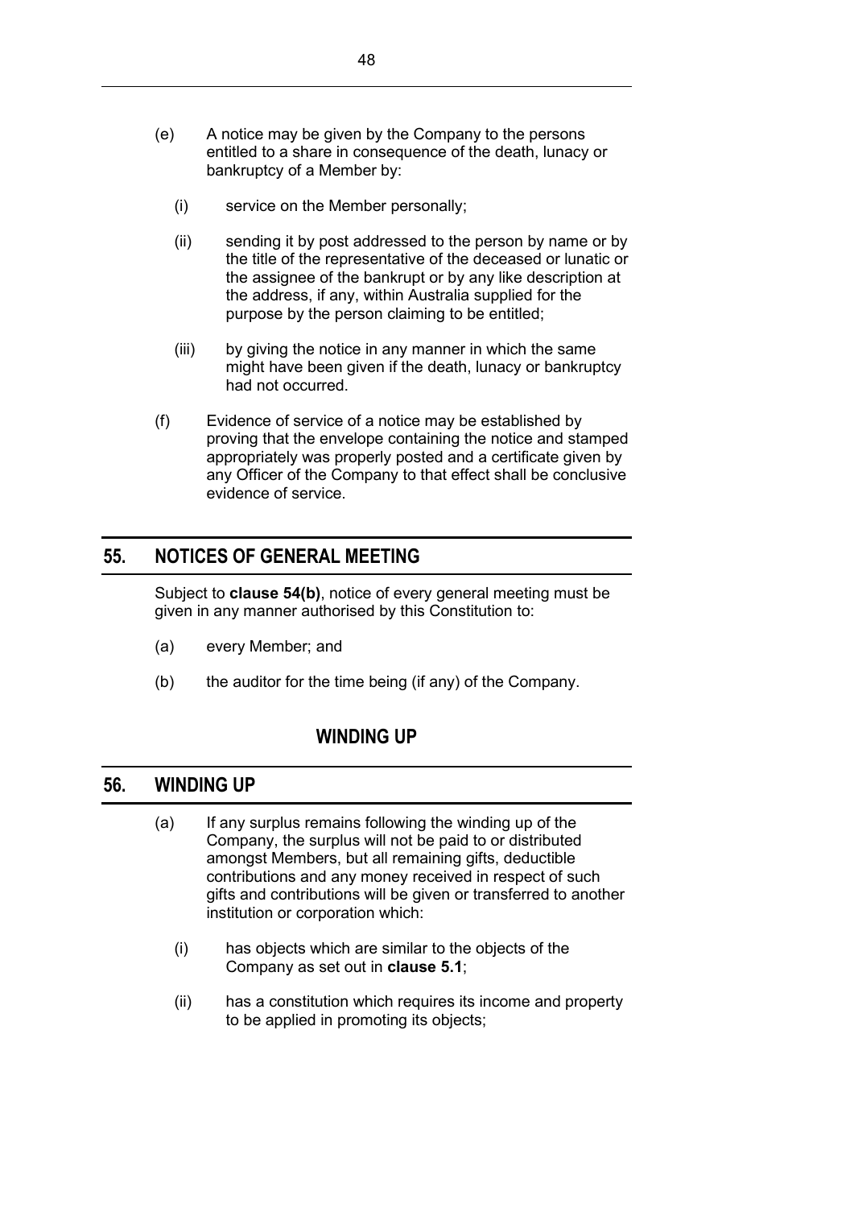(e) A notice may be given by the Company to the persons entitled to a share in consequence of the death, lunacy or bankruptcy of a Member by:

   (i) service on the Member personally;

   (ii) sending it by post addressed to the person by name or by the title of the representative of the deceased or lunatic or the assignee of the bankrupt or by any like description at the address, if any, within Australia supplied for the purpose by the person claiming to be entitled;

   (iii) by giving the notice in any manner in which the same might have been given if the death, lunacy or bankruptcy had not occurred.

(f) Evidence of service of a notice may be established by proving that the envelope containing the notice and stamped appropriately was properly posted and a certificate given by any Officer of the Company to that effect shall be conclusive evidence of service.

## 55. NOTICES OF GENERAL MEETING

Subject to **clause 54(b)**, notice of every general meeting must be given in any manner authorised by this Constitution to:

(a) every Member; and

(b) the auditor for the time being (if any) of the Company.

# WINDING UP

## 56. WINDING UP

(a) If any surplus remains following the winding up of the Company, the surplus will not be paid to or distributed amongst Members, but all remaining gifts, deductible contributions and any money received in respect of such gifts and contributions will be given or transferred to another institution or corporation which:

   (i) has objects which are similar to the objects of the Company as set out in **clause 5.1**;

   (ii) has a constitution which requires its income and property to be applied in promoting its objects;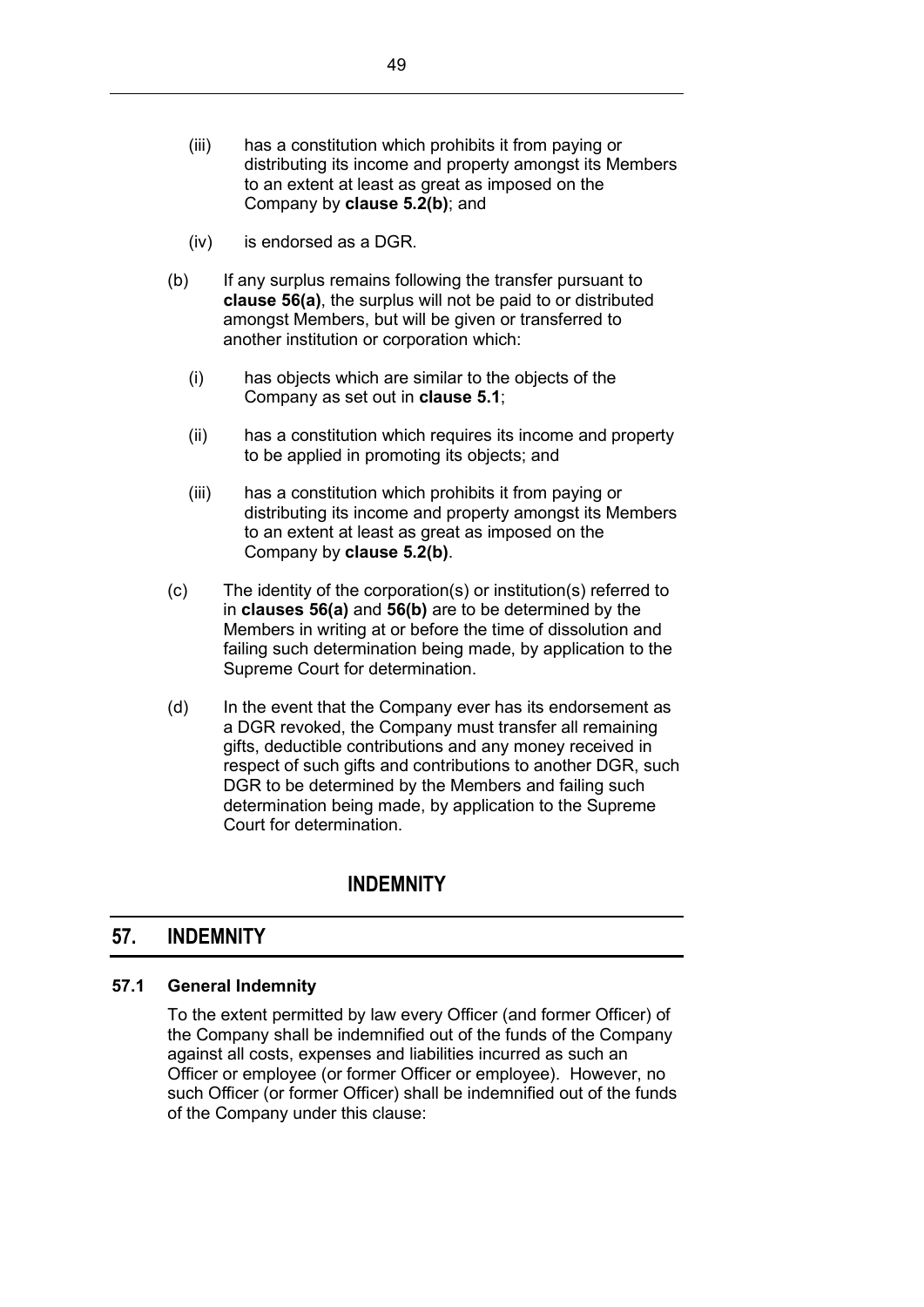(iii) has a constitution which prohibits it from paying or distributing its income and property amongst its Members to an extent at least as great as imposed on the Company by **clause 5.2(b)**; and

(iv) is endorsed as a DGR.

(b) If any surplus remains following the transfer pursuant to **clause 56(a)**, the surplus will not be paid to or distributed amongst Members, but will be given or transferred to another institution or corporation which:

(i) has objects which are similar to the objects of the Company as set out in **clause 5.1**;

(ii) has a constitution which requires its income and property to be applied in promoting its objects; and

(iii) has a constitution which prohibits it from paying or distributing its income and property amongst its Members to an extent at least as great as imposed on the Company by **clause 5.2(b)**.

(c) The identity of the corporation(s) or institution(s) referred to in **clauses 56(a)** and **56(b)** are to be determined by the Members in writing at or before the time of dissolution and failing such determination being made, by application to the Supreme Court for determination.

(d) In the event that the Company ever has its endorsement as a DGR revoked, the Company must transfer all remaining gifts, deductible contributions and any money received in respect of such gifts and contributions to another DGR, such DGR to be determined by the Members and failing such determination being made, by application to the Supreme Court for determination.

# INDEMNITY

## 57. INDEMNITY

### 57.1 General Indemnity

To the extent permitted by law every Officer (and former Officer) of the Company shall be indemnified out of the funds of the Company against all costs, expenses and liabilities incurred as such an Officer or employee (or former Officer or employee). However, no such Officer (or former Officer) shall be indemnified out of the funds of the Company under this clause: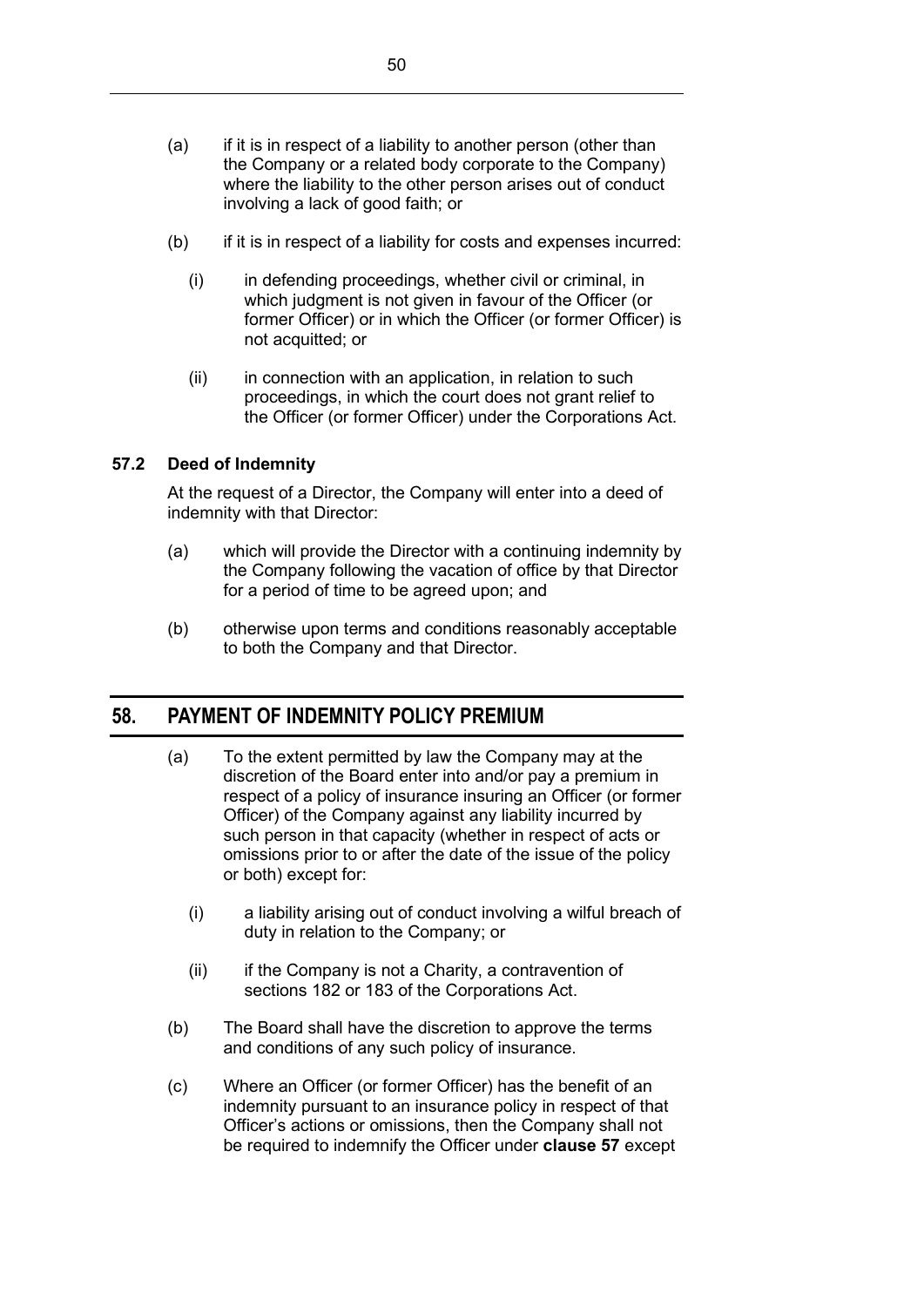(a) if it is in respect of a liability to another person (other than the Company or a related body corporate to the Company) where the liability to the other person arises out of conduct involving a lack of good faith; or

(b) if it is in respect of a liability for costs and expenses incurred:

   (i) in defending proceedings, whether civil or criminal, in which judgment is not given in favour of the Officer (or former Officer) or in which the Officer (or former Officer) is not acquitted; or

   (ii) in connection with an application, in relation to such proceedings, in which the court does not grant relief to the Officer (or former Officer) under the Corporations Act.

### 57.2 Deed of Indemnity

At the request of a Director, the Company will enter into a deed of indemnity with that Director:

(a) which will provide the Director with a continuing indemnity by the Company following the vacation of office by that Director for a period of time to be agreed upon; and

(b) otherwise upon terms and conditions reasonably acceptable to both the Company and that Director.

## 58. PAYMENT OF INDEMNITY POLICY PREMIUM

(a) To the extent permitted by law the Company may at the discretion of the Board enter into and/or pay a premium in respect of a policy of insurance insuring an Officer (or former Officer) of the Company against any liability incurred by such person in that capacity (whether in respect of acts or omissions prior to or after the date of the issue of the policy or both) except for:

   (i) a liability arising out of conduct involving a wilful breach of duty in relation to the Company; or

   (ii) if the Company is not a Charity, a contravention of sections 182 or 183 of the Corporations Act.

(b) The Board shall have the discretion to approve the terms and conditions of any such policy of insurance.

(c) Where an Officer (or former Officer) has the benefit of an indemnity pursuant to an insurance policy in respect of that Officer's actions or omissions, then the Company shall not be required to indemnify the Officer under **clause 57** except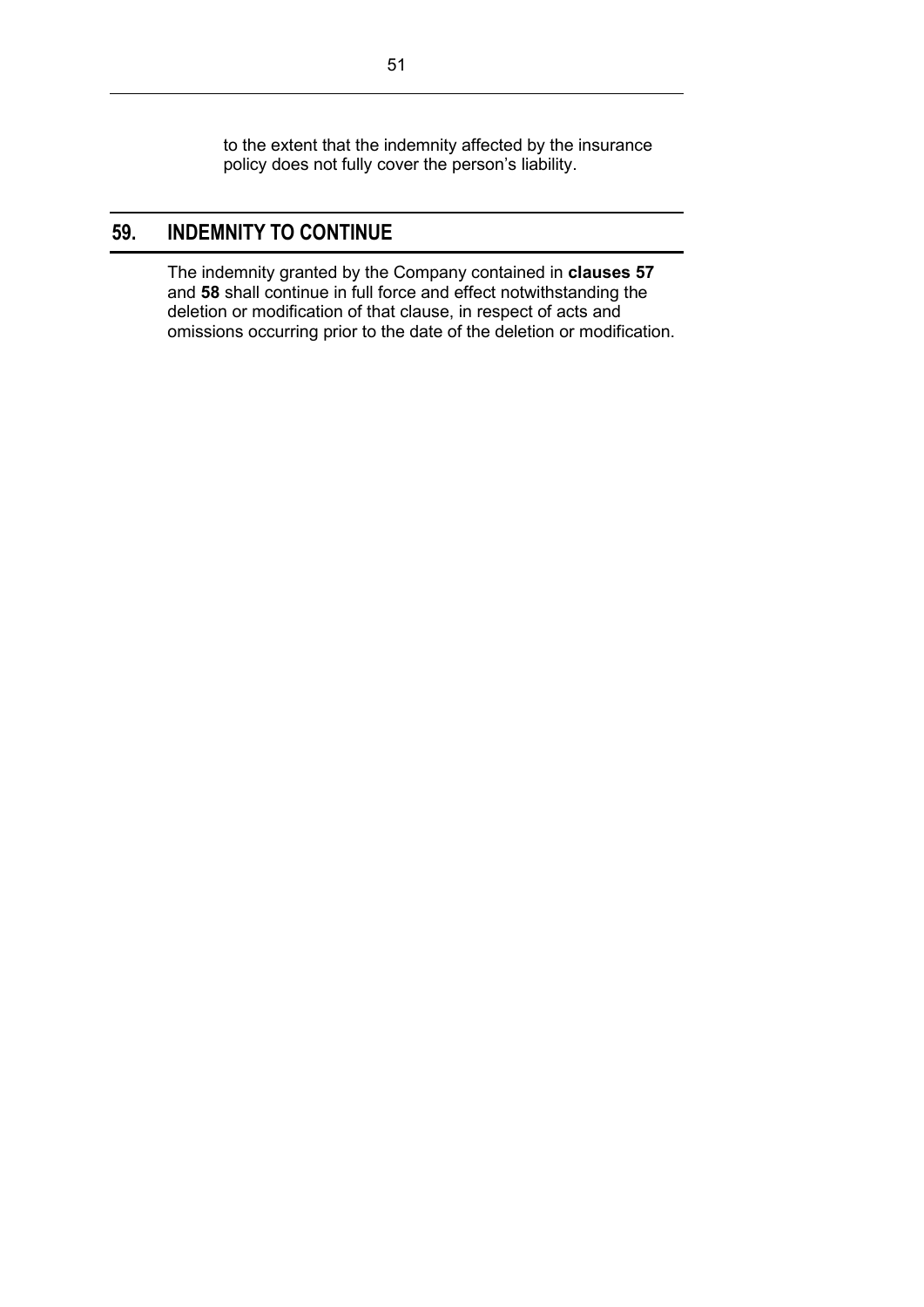to the extent that the indemnity affected by the insurance policy does not fully cover the person's liability.

## 59. INDEMNITY TO CONTINUE

The indemnity granted by the Company contained in **clauses 57** and **58** shall continue in full force and effect notwithstanding the deletion or modification of that clause, in respect of acts and omissions occurring prior to the date of the deletion or modification.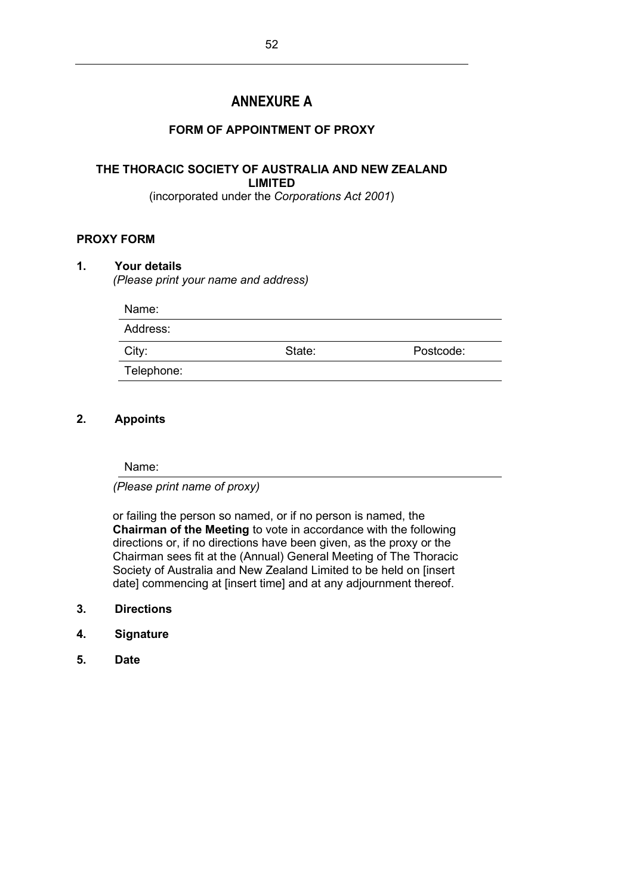# ANNEXURE A

## FORM OF APPOINTMENT OF PROXY

**THE THORACIC SOCIETY OF AUSTRALIA AND NEW ZEALAND LIMITED**
(incorporated under the *Corporations Act 2001*)

**PROXY FORM**

**1. Your details**
*(Please print your name and address)*

Name: \_\_\_\_\_\_\_\_\_\_\_\_\_\_\_\_\_\_\_\_\_\_\_\_\_\_\_\_\_\_

Address: \_\_\_\_\_\_\_\_\_\_\_\_\_\_\_\_\_\_\_\_\_\_\_\_\_\_\_\_\_\_

City: \_\_\_\_\_\_\_\_\_\_ State: \_\_\_\_\_\_\_\_\_\_ Postcode: \_\_\_\_\_\_\_\_\_\_

Telephone: \_\_\_\_\_\_\_\_\_\_\_\_\_\_\_\_\_\_\_\_\_\_\_\_\_\_\_\_\_\_

**2. Appoints**

Name: \_\_\_\_\_\_\_\_\_\_\_\_\_\_\_\_\_\_\_\_\_\_\_\_\_\_\_\_\_\_
*(Please print name of proxy)*

or failing the person so named, or if no person is named, the **Chairman of the Meeting** to vote in accordance with the following directions or, if no directions have been given, as the proxy or the Chairman sees fit at the (Annual) General Meeting of The Thoracic Society of Australia and New Zealand Limited to be held on [insert date] commencing at [insert time] and at any adjournment thereof.

**3. Directions**

**4. Signature**

**5. Date**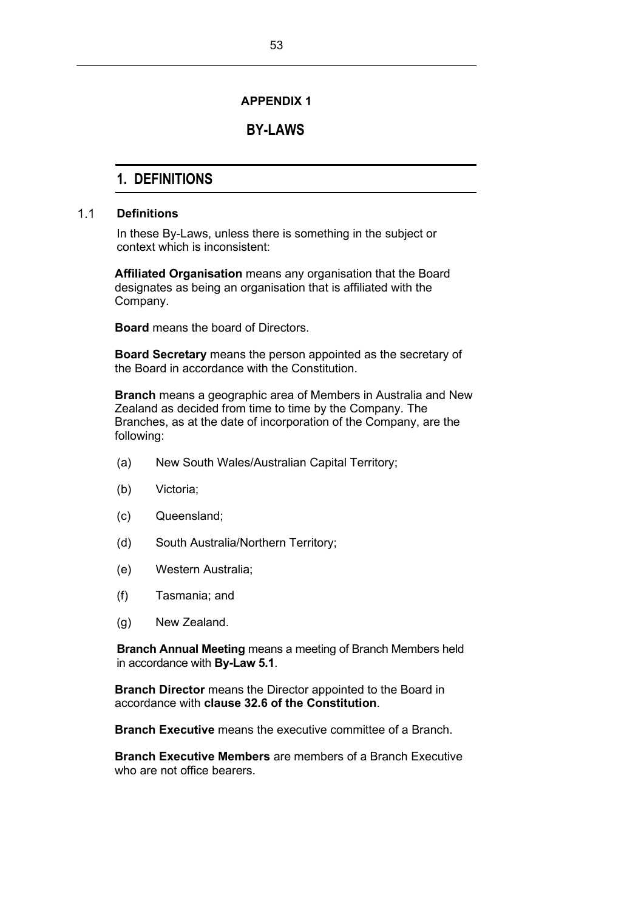## APPENDIX 1

# BY-LAWS

## 1. DEFINITIONS

### 1.1 Definitions

In these By-Laws, unless there is something in the subject or context which is inconsistent:

**Affiliated Organisation** means any organisation that the Board designates as being an organisation that is affiliated with the Company.

**Board** means the board of Directors.

**Board Secretary** means the person appointed as the secretary of the Board in accordance with the Constitution.

**Branch** means a geographic area of Members in Australia and New Zealand as decided from time to time by the Company. The Branches, as at the date of incorporation of the Company, are the following:

(a) New South Wales/Australian Capital Territory;

(b) Victoria;

(c) Queensland;

(d) South Australia/Northern Territory;

(e) Western Australia;

(f) Tasmania; and

(g) New Zealand.

**Branch Annual Meeting** means a meeting of Branch Members held in accordance with **By-Law 5.1**.

**Branch Director** means the Director appointed to the Board in accordance with **clause 32.6 of the Constitution**.

**Branch Executive** means the executive committee of a Branch.

**Branch Executive Members** are members of a Branch Executive who are not office bearers.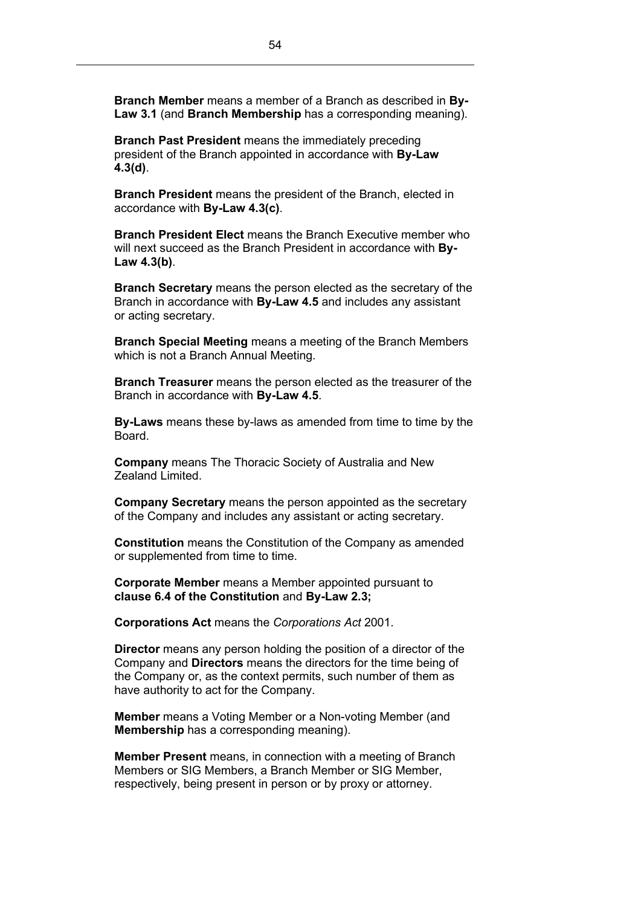**Branch Member** means a member of a Branch as described in **By-Law 3.1** (and **Branch Membership** has a corresponding meaning).

**Branch Past President** means the immediately preceding president of the Branch appointed in accordance with **By-Law 4.3(d)**.

**Branch President** means the president of the Branch, elected in accordance with **By-Law 4.3(c)**.

**Branch President Elect** means the Branch Executive member who will next succeed as the Branch President in accordance with **By-Law 4.3(b)**.

**Branch Secretary** means the person elected as the secretary of the Branch in accordance with **By-Law 4.5** and includes any assistant or acting secretary.

**Branch Special Meeting** means a meeting of the Branch Members which is not a Branch Annual Meeting.

**Branch Treasurer** means the person elected as the treasurer of the Branch in accordance with **By-Law 4.5**.

**By-Laws** means these by-laws as amended from time to time by the Board.

**Company** means The Thoracic Society of Australia and New Zealand Limited.

**Company Secretary** means the person appointed as the secretary of the Company and includes any assistant or acting secretary.

**Constitution** means the Constitution of the Company as amended or supplemented from time to time.

**Corporate Member** means a Member appointed pursuant to **clause 6.4 of the Constitution** and **By-Law 2.3;**

**Corporations Act** means the *Corporations Act* 2001.

**Director** means any person holding the position of a director of the Company and **Directors** means the directors for the time being of the Company or, as the context permits, such number of them as have authority to act for the Company.

**Member** means a Voting Member or a Non-voting Member (and **Membership** has a corresponding meaning).

**Member Present** means, in connection with a meeting of Branch Members or SIG Members, a Branch Member or SIG Member, respectively, being present in person or by proxy or attorney.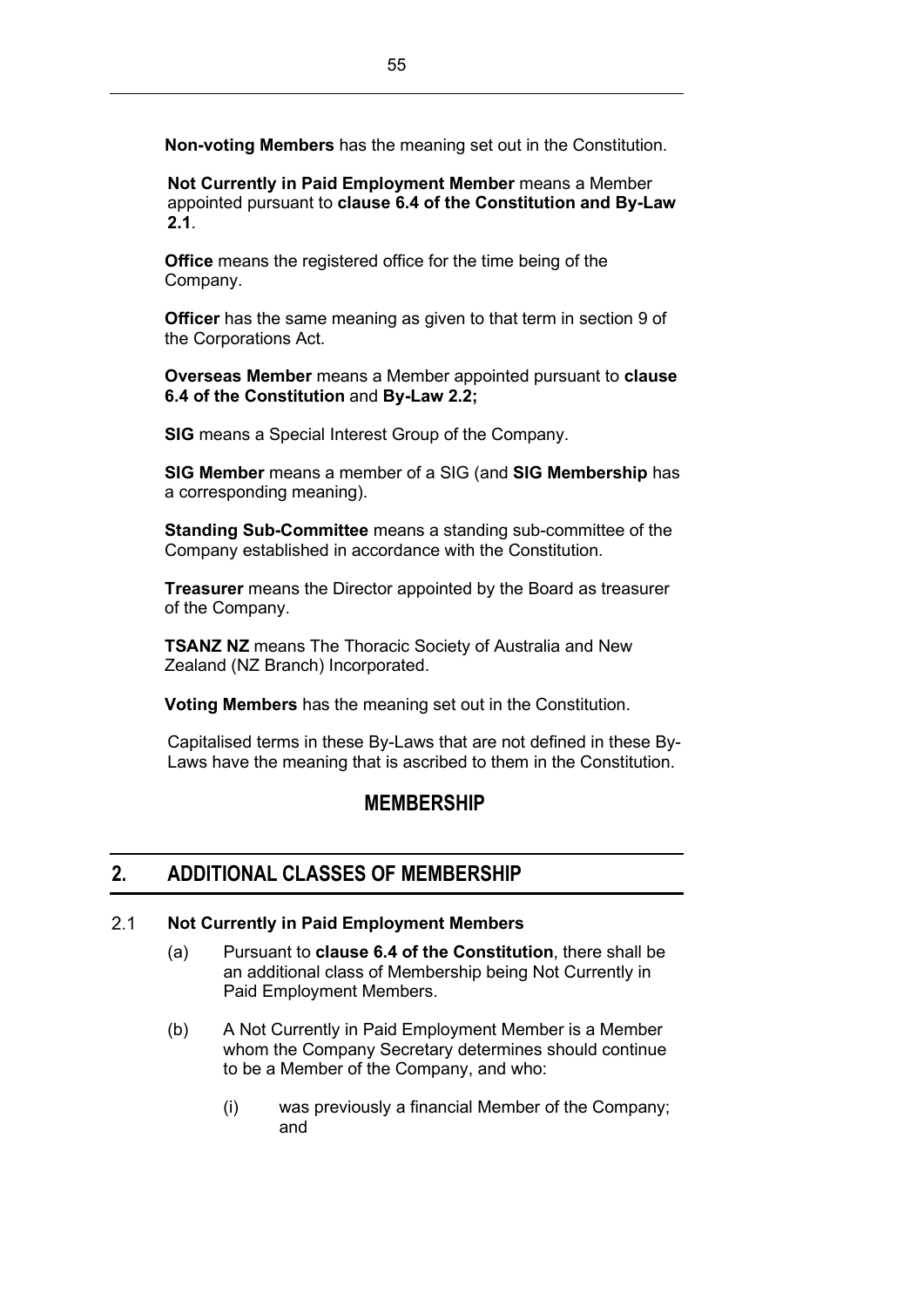**Non-voting Members** has the meaning set out in the Constitution.

**Not Currently in Paid Employment Member** means a Member appointed pursuant to **clause 6.4 of the Constitution and By-Law 2.1**.

**Office** means the registered office for the time being of the Company.

**Officer** has the same meaning as given to that term in section 9 of the Corporations Act.

**Overseas Member** means a Member appointed pursuant to **clause 6.4 of the Constitution** and **By-Law 2.2;**

**SIG** means a Special Interest Group of the Company.

**SIG Member** means a member of a SIG (and **SIG Membership** has a corresponding meaning).

**Standing Sub-Committee** means a standing sub-committee of the Company established in accordance with the Constitution.

**Treasurer** means the Director appointed by the Board as treasurer of the Company.

**TSANZ NZ** means The Thoracic Society of Australia and New Zealand (NZ Branch) Incorporated.

**Voting Members** has the meaning set out in the Constitution.

Capitalised terms in these By-Laws that are not defined in these By-Laws have the meaning that is ascribed to them in the Constitution.

## MEMBERSHIP

## 2. ADDITIONAL CLASSES OF MEMBERSHIP

### 2.1 Not Currently in Paid Employment Members

(a) Pursuant to **clause 6.4 of the Constitution**, there shall be an additional class of Membership being Not Currently in Paid Employment Members.

(b) A Not Currently in Paid Employment Member is a Member whom the Company Secretary determines should continue to be a Member of the Company, and who:

(i) was previously a financial Member of the Company; and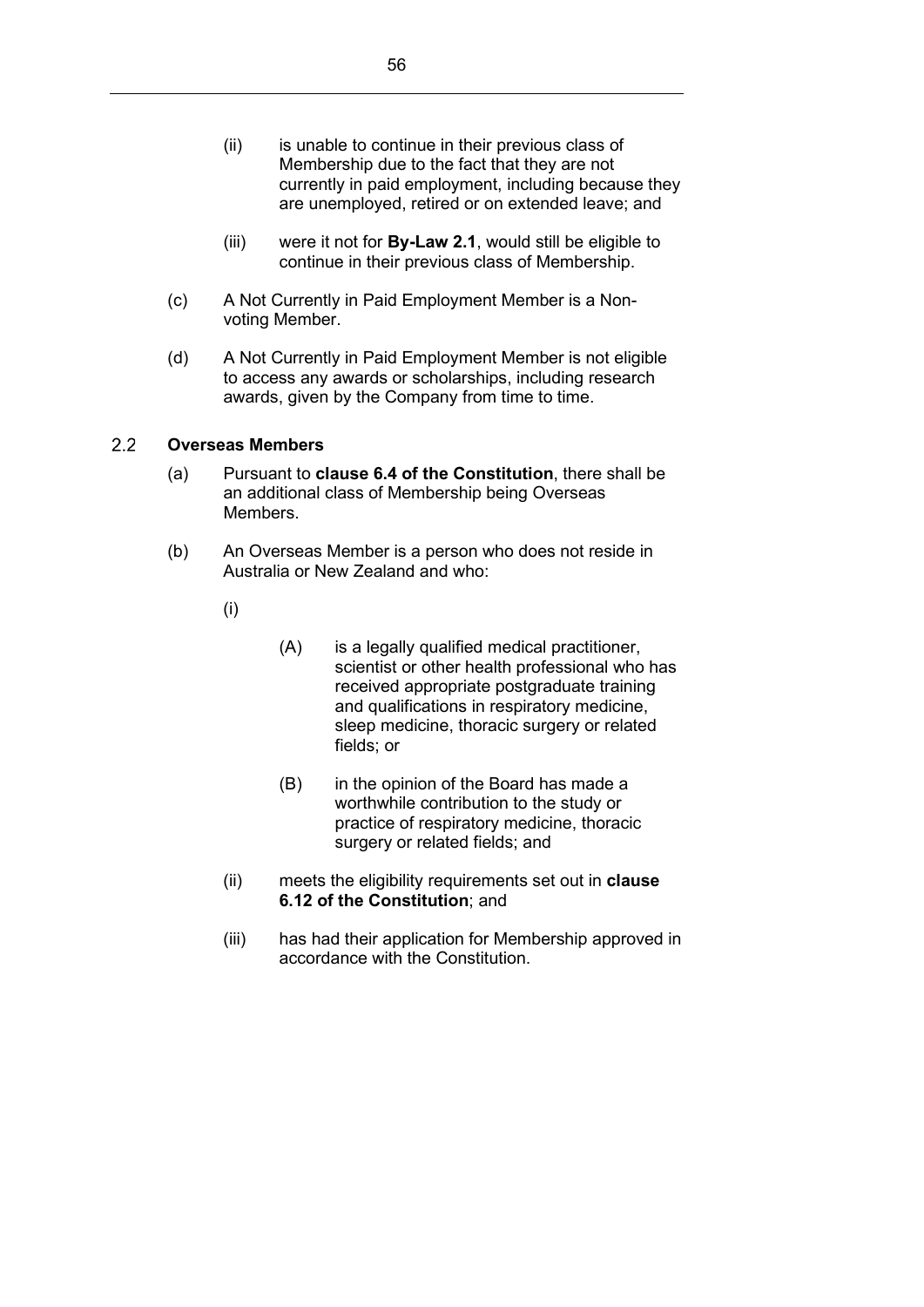(ii) is unable to continue in their previous class of Membership due to the fact that they are not currently in paid employment, including because they are unemployed, retired or on extended leave; and

(iii) were it not for **By-Law 2.1**, would still be eligible to continue in their previous class of Membership.

(c) A Not Currently in Paid Employment Member is a Non-voting Member.

(d) A Not Currently in Paid Employment Member is not eligible to access any awards or scholarships, including research awards, given by the Company from time to time.

### 2.2 Overseas Members

(a) Pursuant to **clause 6.4 of the Constitution**, there shall be an additional class of Membership being Overseas Members.

(b) An Overseas Member is a person who does not reside in Australia or New Zealand and who:

(i)

(A) is a legally qualified medical practitioner, scientist or other health professional who has received appropriate postgraduate training and qualifications in respiratory medicine, sleep medicine, thoracic surgery or related fields; or

(B) in the opinion of the Board has made a worthwhile contribution to the study or practice of respiratory medicine, thoracic surgery or related fields; and

(ii) meets the eligibility requirements set out in **clause 6.12 of the Constitution**; and

(iii) has had their application for Membership approved in accordance with the Constitution.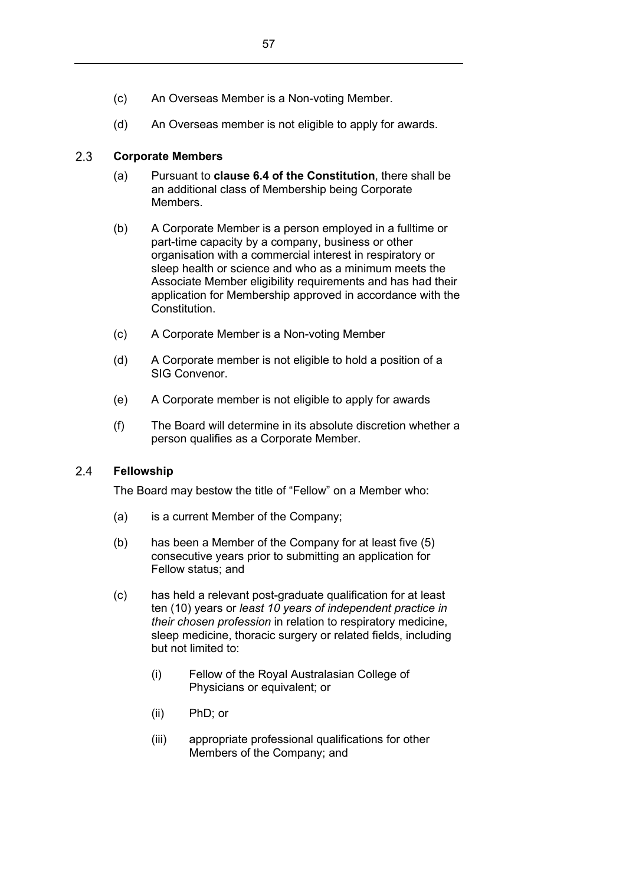(c) An Overseas Member is a Non-voting Member.

(d) An Overseas member is not eligible to apply for awards.

### 2.3 Corporate Members

(a) Pursuant to **clause 6.4 of the Constitution**, there shall be an additional class of Membership being Corporate Members.

(b) A Corporate Member is a person employed in a fulltime or part-time capacity by a company, business or other organisation with a commercial interest in respiratory or sleep health or science and who as a minimum meets the Associate Member eligibility requirements and has had their application for Membership approved in accordance with the Constitution.

(c) A Corporate Member is a Non-voting Member

(d) A Corporate member is not eligible to hold a position of a SIG Convenor.

(e) A Corporate member is not eligible to apply for awards

(f) The Board will determine in its absolute discretion whether a person qualifies as a Corporate Member.

### 2.4 Fellowship

The Board may bestow the title of "Fellow" on a Member who:

(a) is a current Member of the Company;

(b) has been a Member of the Company for at least five (5) consecutive years prior to submitting an application for Fellow status; and

(c) has held a relevant post-graduate qualification for at least ten (10) years or *least 10 years of independent practice in their chosen profession* in relation to respiratory medicine, sleep medicine, thoracic surgery or related fields, including but not limited to:

  (i) Fellow of the Royal Australasian College of Physicians or equivalent; or

  (ii) PhD; or

  (iii) appropriate professional qualifications for other Members of the Company; and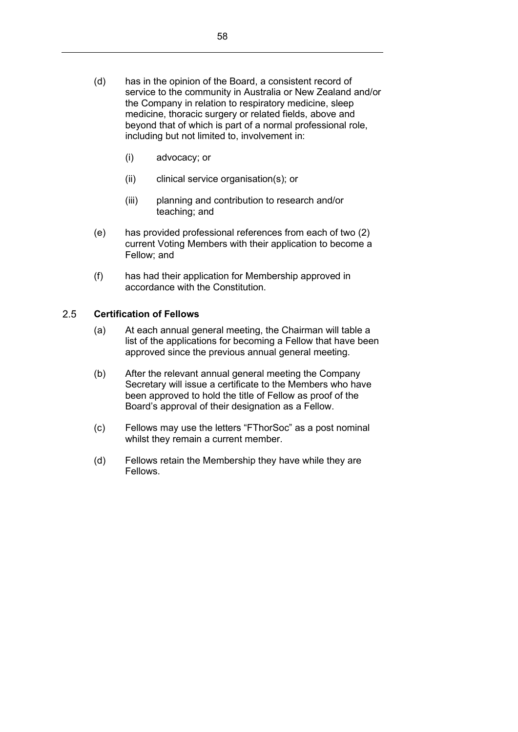(d) has in the opinion of the Board, a consistent record of service to the community in Australia or New Zealand and/or the Company in relation to respiratory medicine, sleep medicine, thoracic surgery or related fields, above and beyond that of which is part of a normal professional role, including but not limited to, involvement in:

   (i) advocacy; or

   (ii) clinical service organisation(s); or

   (iii) planning and contribution to research and/or teaching; and

(e) has provided professional references from each of two (2) current Voting Members with their application to become a Fellow; and

(f) has had their application for Membership approved in accordance with the Constitution.

### 2.5 Certification of Fellows

(a) At each annual general meeting, the Chairman will table a list of the applications for becoming a Fellow that have been approved since the previous annual general meeting.

(b) After the relevant annual general meeting the Company Secretary will issue a certificate to the Members who have been approved to hold the title of Fellow as proof of the Board's approval of their designation as a Fellow.

(c) Fellows may use the letters "FThorSoc" as a post nominal whilst they remain a current member.

(d) Fellows retain the Membership they have while they are Fellows.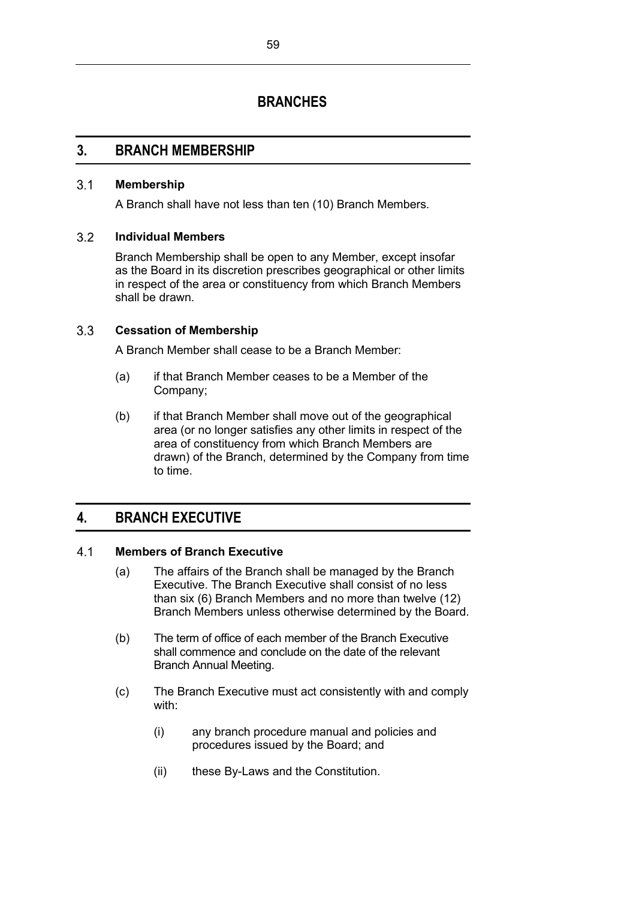# BRANCHES

## 3. BRANCH MEMBERSHIP

### 3.1 Membership

A Branch shall have not less than ten (10) Branch Members.

### 3.2 Individual Members

Branch Membership shall be open to any Member, except insofar as the Board in its discretion prescribes geographical or other limits in respect of the area or constituency from which Branch Members shall be drawn.

### 3.3 Cessation of Membership

A Branch Member shall cease to be a Branch Member:

(a) if that Branch Member ceases to be a Member of the Company;

(b) if that Branch Member shall move out of the geographical area (or no longer satisfies any other limits in respect of the area of constituency from which Branch Members are drawn) of the Branch, determined by the Company from time to time.

## 4. BRANCH EXECUTIVE

### 4.1 Members of Branch Executive

(a) The affairs of the Branch shall be managed by the Branch Executive. The Branch Executive shall consist of no less than six (6) Branch Members and no more than twelve (12) Branch Members unless otherwise determined by the Board.

(b) The term of office of each member of the Branch Executive shall commence and conclude on the date of the relevant Branch Annual Meeting.

(c) The Branch Executive must act consistently with and comply with:

(i) any branch procedure manual and policies and procedures issued by the Board; and

(ii) these By-Laws and the Constitution.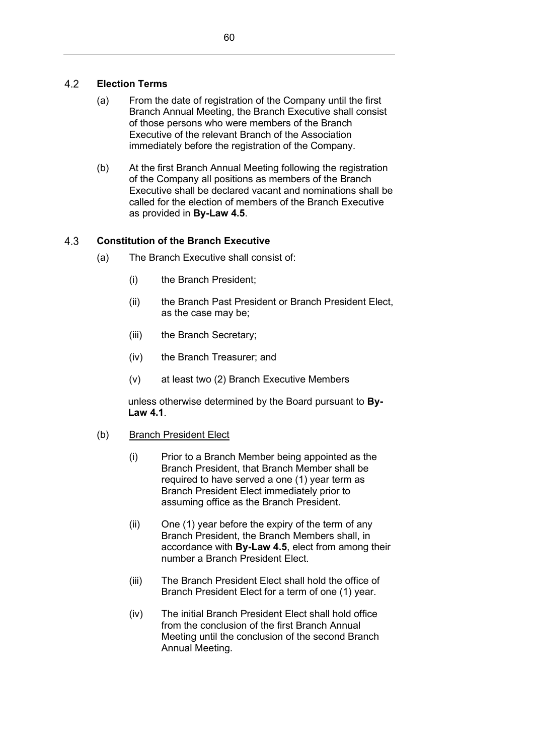## 4.2 Election Terms

(a) From the date of registration of the Company until the first Branch Annual Meeting, the Branch Executive shall consist of those persons who were members of the Branch Executive of the relevant Branch of the Association immediately before the registration of the Company.

(b) At the first Branch Annual Meeting following the registration of the Company all positions as members of the Branch Executive shall be declared vacant and nominations shall be called for the election of members of the Branch Executive as provided in **By-Law 4.5**.

## 4.3 Constitution of the Branch Executive

(a) The Branch Executive shall consist of:

(i) the Branch President;

(ii) the Branch Past President or Branch President Elect, as the case may be;

(iii) the Branch Secretary;

(iv) the Branch Treasurer; and

(v) at least two (2) Branch Executive Members

unless otherwise determined by the Board pursuant to **By-Law 4.1**.

(b) <u>Branch President Elect</u>

(i) Prior to a Branch Member being appointed as the Branch President, that Branch Member shall be required to have served a one (1) year term as Branch President Elect immediately prior to assuming office as the Branch President.

(ii) One (1) year before the expiry of the term of any Branch President, the Branch Members shall, in accordance with **By-Law 4.5**, elect from among their number a Branch President Elect.

(iii) The Branch President Elect shall hold the office of Branch President Elect for a term of one (1) year.

(iv) The initial Branch President Elect shall hold office from the conclusion of the first Branch Annual Meeting until the conclusion of the second Branch Annual Meeting.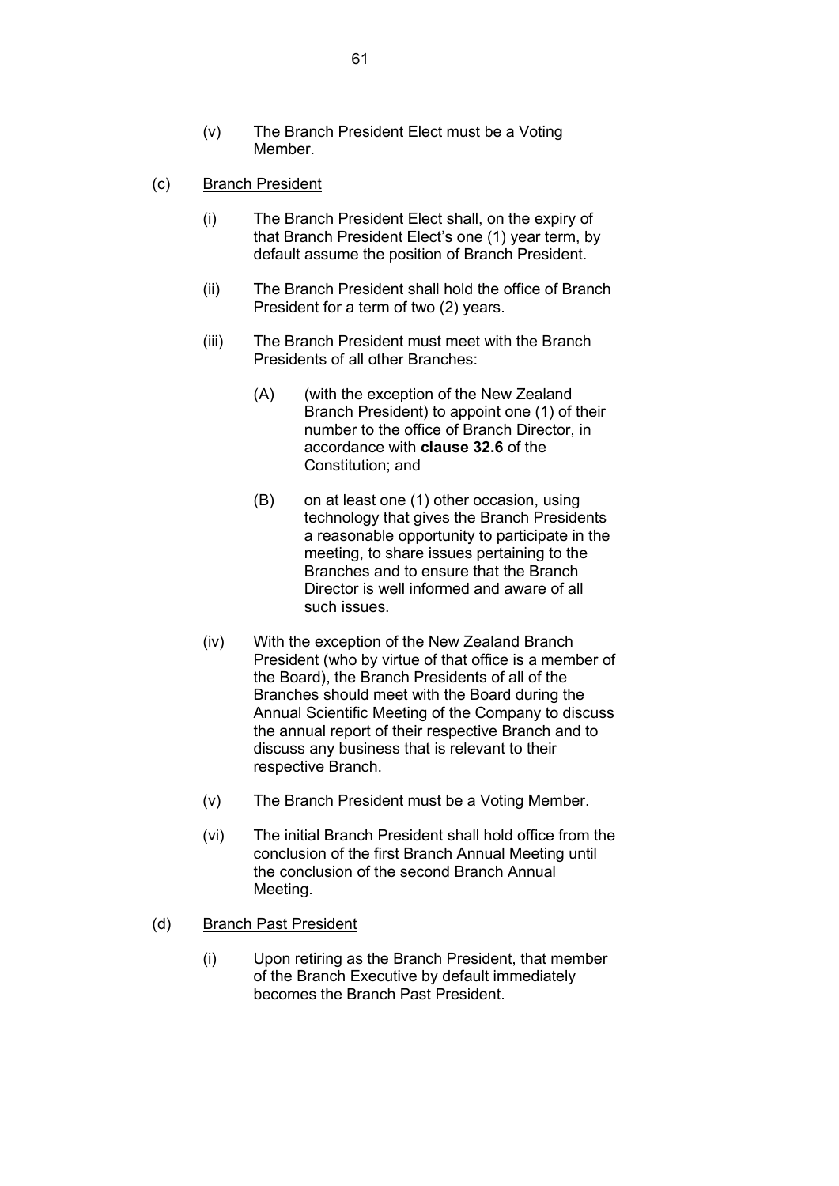(v) The Branch President Elect must be a Voting Member.

(c) <u>Branch President</u>

(i) The Branch President Elect shall, on the expiry of that Branch President Elect's one (1) year term, by default assume the position of Branch President.

(ii) The Branch President shall hold the office of Branch President for a term of two (2) years.

(iii) The Branch President must meet with the Branch Presidents of all other Branches:

(A) (with the exception of the New Zealand Branch President) to appoint one (1) of their number to the office of Branch Director, in accordance with **clause 32.6** of the Constitution; and

(B) on at least one (1) other occasion, using technology that gives the Branch Presidents a reasonable opportunity to participate in the meeting, to share issues pertaining to the Branches and to ensure that the Branch Director is well informed and aware of all such issues.

(iv) With the exception of the New Zealand Branch President (who by virtue of that office is a member of the Board), the Branch Presidents of all of the Branches should meet with the Board during the Annual Scientific Meeting of the Company to discuss the annual report of their respective Branch and to discuss any business that is relevant to their respective Branch.

(v) The Branch President must be a Voting Member.

(vi) The initial Branch President shall hold office from the conclusion of the first Branch Annual Meeting until the conclusion of the second Branch Annual Meeting.

(d) <u>Branch Past President</u>

(i) Upon retiring as the Branch President, that member of the Branch Executive by default immediately becomes the Branch Past President.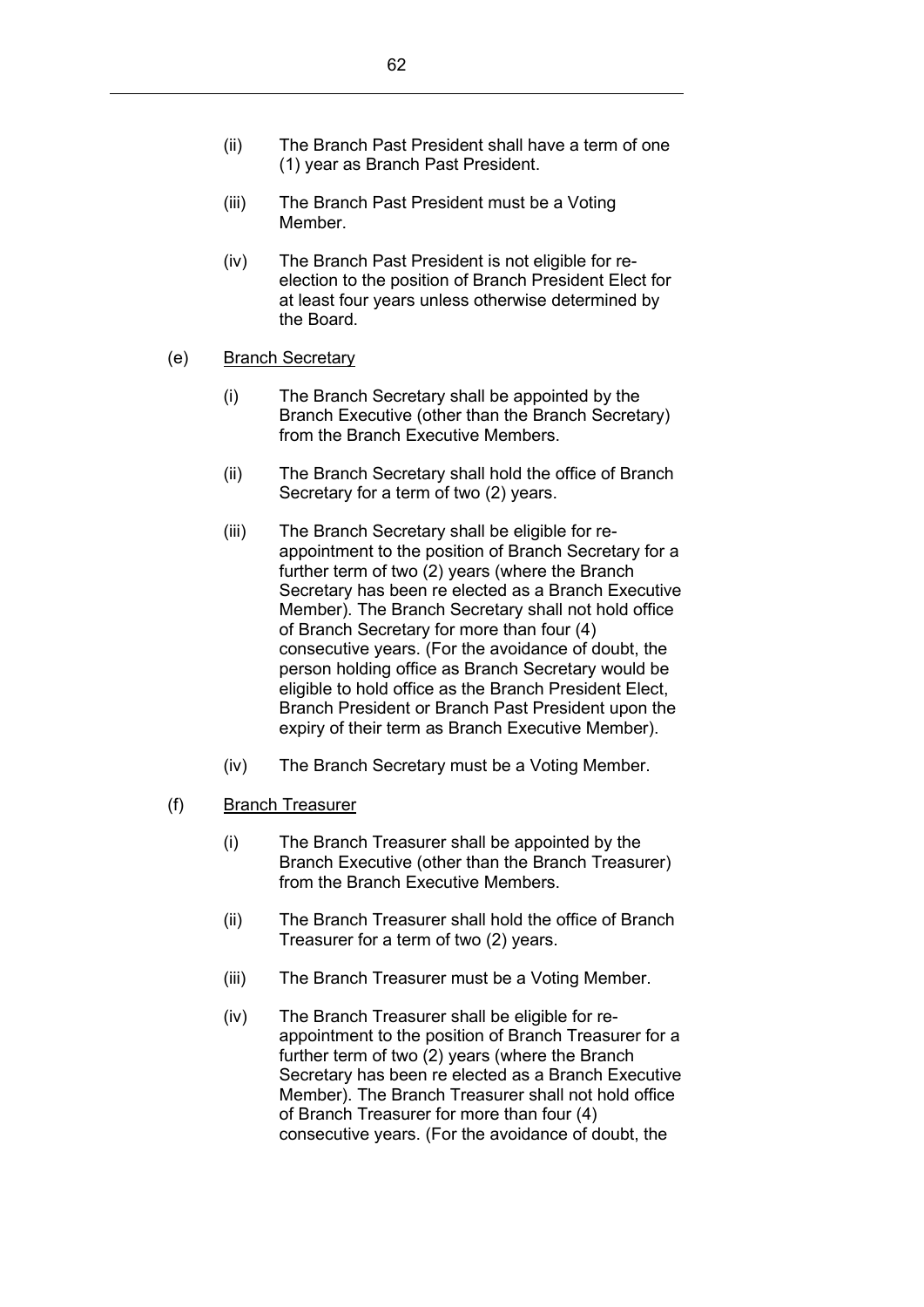(ii) The Branch Past President shall have a term of one (1) year as Branch Past President.

(iii) The Branch Past President must be a Voting Member.

(iv) The Branch Past President is not eligible for re-election to the position of Branch President Elect for at least four years unless otherwise determined by the Board.

(e) <u>Branch Secretary</u>

(i) The Branch Secretary shall be appointed by the Branch Executive (other than the Branch Secretary) from the Branch Executive Members.

(ii) The Branch Secretary shall hold the office of Branch Secretary for a term of two (2) years.

(iii) The Branch Secretary shall be eligible for re-appointment to the position of Branch Secretary for a further term of two (2) years (where the Branch Secretary has been re elected as a Branch Executive Member). The Branch Secretary shall not hold office of Branch Secretary for more than four (4) consecutive years. (For the avoidance of doubt, the person holding office as Branch Secretary would be eligible to hold office as the Branch President Elect, Branch President or Branch Past President upon the expiry of their term as Branch Executive Member).

(iv) The Branch Secretary must be a Voting Member.

(f) <u>Branch Treasurer</u>

(i) The Branch Treasurer shall be appointed by the Branch Executive (other than the Branch Treasurer) from the Branch Executive Members.

(ii) The Branch Treasurer shall hold the office of Branch Treasurer for a term of two (2) years.

(iii) The Branch Treasurer must be a Voting Member.

(iv) The Branch Treasurer shall be eligible for re-appointment to the position of Branch Treasurer for a further term of two (2) years (where the Branch Secretary has been re elected as a Branch Executive Member). The Branch Treasurer shall not hold office of Branch Treasurer for more than four (4) consecutive years. (For the avoidance of doubt, the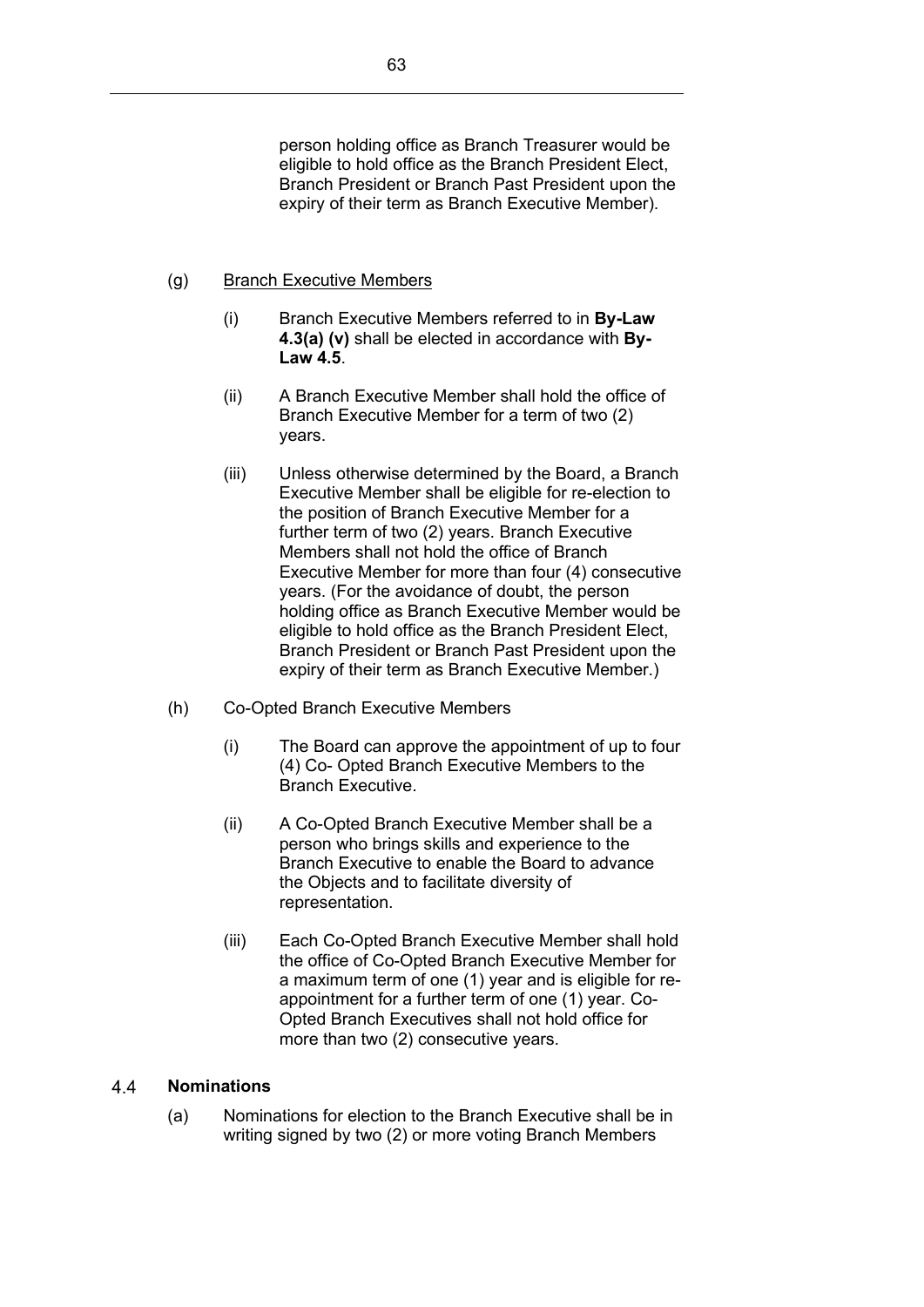person holding office as Branch Treasurer would be eligible to hold office as the Branch President Elect, Branch President or Branch Past President upon the expiry of their term as Branch Executive Member).

(g) <u>Branch Executive Members</u>

(i) Branch Executive Members referred to in **By-Law 4.3(a) (v)** shall be elected in accordance with **By-Law 4.5**.

(ii) A Branch Executive Member shall hold the office of Branch Executive Member for a term of two (2) years.

(iii) Unless otherwise determined by the Board, a Branch Executive Member shall be eligible for re-election to the position of Branch Executive Member for a further term of two (2) years. Branch Executive Members shall not hold the office of Branch Executive Member for more than four (4) consecutive years. (For the avoidance of doubt, the person holding office as Branch Executive Member would be eligible to hold office as the Branch President Elect, Branch President or Branch Past President upon the expiry of their term as Branch Executive Member.)

(h) Co-Opted Branch Executive Members

(i) The Board can approve the appointment of up to four (4) Co- Opted Branch Executive Members to the Branch Executive.

(ii) A Co-Opted Branch Executive Member shall be a person who brings skills and experience to the Branch Executive to enable the Board to advance the Objects and to facilitate diversity of representation.

(iii) Each Co-Opted Branch Executive Member shall hold the office of Co-Opted Branch Executive Member for a maximum term of one (1) year and is eligible for re-appointment for a further term of one (1) year. Co-Opted Branch Executives shall not hold office for more than two (2) consecutive years.

### 4.4 Nominations

(a) Nominations for election to the Branch Executive shall be in writing signed by two (2) or more voting Branch Members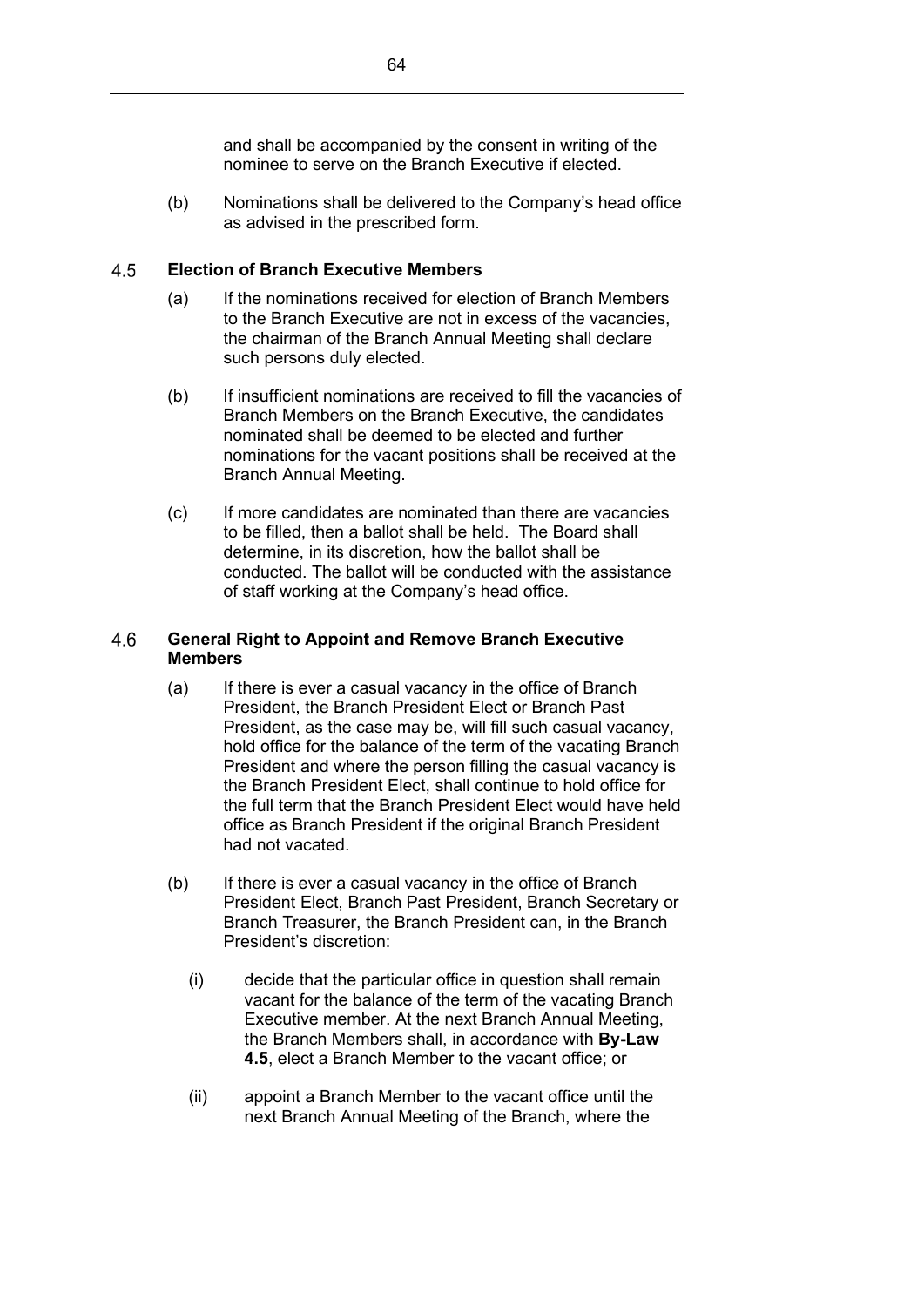and shall be accompanied by the consent in writing of the nominee to serve on the Branch Executive if elected.

(b) Nominations shall be delivered to the Company's head office as advised in the prescribed form.

### 4.5 Election of Branch Executive Members

(a) If the nominations received for election of Branch Members to the Branch Executive are not in excess of the vacancies, the chairman of the Branch Annual Meeting shall declare such persons duly elected.

(b) If insufficient nominations are received to fill the vacancies of Branch Members on the Branch Executive, the candidates nominated shall be deemed to be elected and further nominations for the vacant positions shall be received at the Branch Annual Meeting.

(c) If more candidates are nominated than there are vacancies to be filled, then a ballot shall be held. The Board shall determine, in its discretion, how the ballot shall be conducted. The ballot will be conducted with the assistance of staff working at the Company's head office.

### 4.6 General Right to Appoint and Remove Branch Executive Members

(a) If there is ever a casual vacancy in the office of Branch President, the Branch President Elect or Branch Past President, as the case may be, will fill such casual vacancy, hold office for the balance of the term of the vacating Branch President and where the person filling the casual vacancy is the Branch President Elect, shall continue to hold office for the full term that the Branch President Elect would have held office as Branch President if the original Branch President had not vacated.

(b) If there is ever a casual vacancy in the office of Branch President Elect, Branch Past President, Branch Secretary or Branch Treasurer, the Branch President can, in the Branch President's discretion:

(i) decide that the particular office in question shall remain vacant for the balance of the term of the vacating Branch Executive member. At the next Branch Annual Meeting, the Branch Members shall, in accordance with **By-Law 4.5**, elect a Branch Member to the vacant office; or

(ii) appoint a Branch Member to the vacant office until the next Branch Annual Meeting of the Branch, where the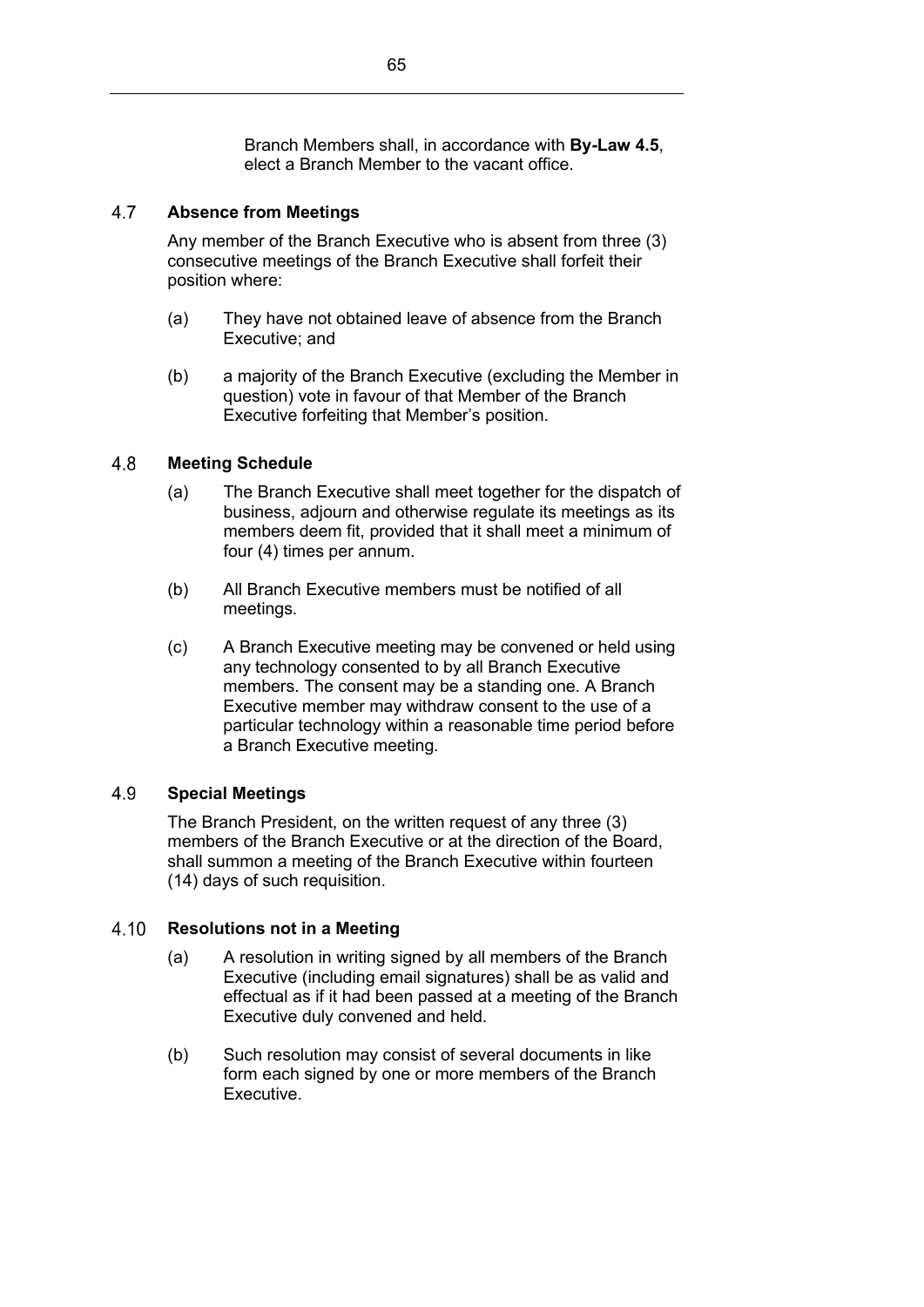Branch Members shall, in accordance with **By-Law 4.5**, elect a Branch Member to the vacant office.

## 4.7 Absence from Meetings

Any member of the Branch Executive who is absent from three (3) consecutive meetings of the Branch Executive shall forfeit their position where:

(a) They have not obtained leave of absence from the Branch Executive; and

(b) a majority of the Branch Executive (excluding the Member in question) vote in favour of that Member of the Branch Executive forfeiting that Member's position.

## 4.8 Meeting Schedule

(a) The Branch Executive shall meet together for the dispatch of business, adjourn and otherwise regulate its meetings as its members deem fit, provided that it shall meet a minimum of four (4) times per annum.

(b) All Branch Executive members must be notified of all meetings.

(c) A Branch Executive meeting may be convened or held using any technology consented to by all Branch Executive members. The consent may be a standing one. A Branch Executive member may withdraw consent to the use of a particular technology within a reasonable time period before a Branch Executive meeting.

## 4.9 Special Meetings

The Branch President, on the written request of any three (3) members of the Branch Executive or at the direction of the Board, shall summon a meeting of the Branch Executive within fourteen (14) days of such requisition.

## 4.10 Resolutions not in a Meeting

(a) A resolution in writing signed by all members of the Branch Executive (including email signatures) shall be as valid and effectual as if it had been passed at a meeting of the Branch Executive duly convened and held.

(b) Such resolution may consist of several documents in like form each signed by one or more members of the Branch Executive.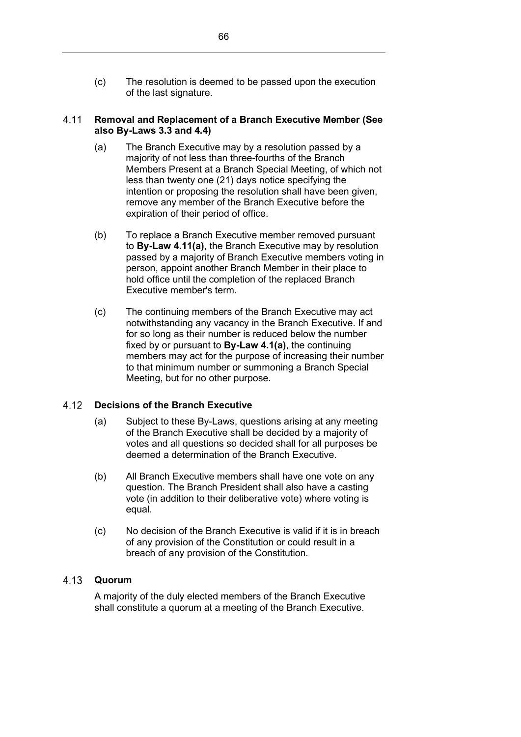(c) The resolution is deemed to be passed upon the execution of the last signature.

### 4.11 Removal and Replacement of a Branch Executive Member (See also By-Laws 3.3 and 4.4)

(a) The Branch Executive may by a resolution passed by a majority of not less than three-fourths of the Branch Members Present at a Branch Special Meeting, of which not less than twenty one (21) days notice specifying the intention or proposing the resolution shall have been given, remove any member of the Branch Executive before the expiration of their period of office.

(b) To replace a Branch Executive member removed pursuant to **By-Law 4.11(a)**, the Branch Executive may by resolution passed by a majority of Branch Executive members voting in person, appoint another Branch Member in their place to hold office until the completion of the replaced Branch Executive member's term.

(c) The continuing members of the Branch Executive may act notwithstanding any vacancy in the Branch Executive. If and for so long as their number is reduced below the number fixed by or pursuant to **By-Law 4.1(a)**, the continuing members may act for the purpose of increasing their number to that minimum number or summoning a Branch Special Meeting, but for no other purpose.

### 4.12 Decisions of the Branch Executive

(a) Subject to these By-Laws, questions arising at any meeting of the Branch Executive shall be decided by a majority of votes and all questions so decided shall for all purposes be deemed a determination of the Branch Executive.

(b) All Branch Executive members shall have one vote on any question. The Branch President shall also have a casting vote (in addition to their deliberative vote) where voting is equal.

(c) No decision of the Branch Executive is valid if it is in breach of any provision of the Constitution or could result in a breach of any provision of the Constitution.

### 4.13 Quorum

A majority of the duly elected members of the Branch Executive shall constitute a quorum at a meeting of the Branch Executive.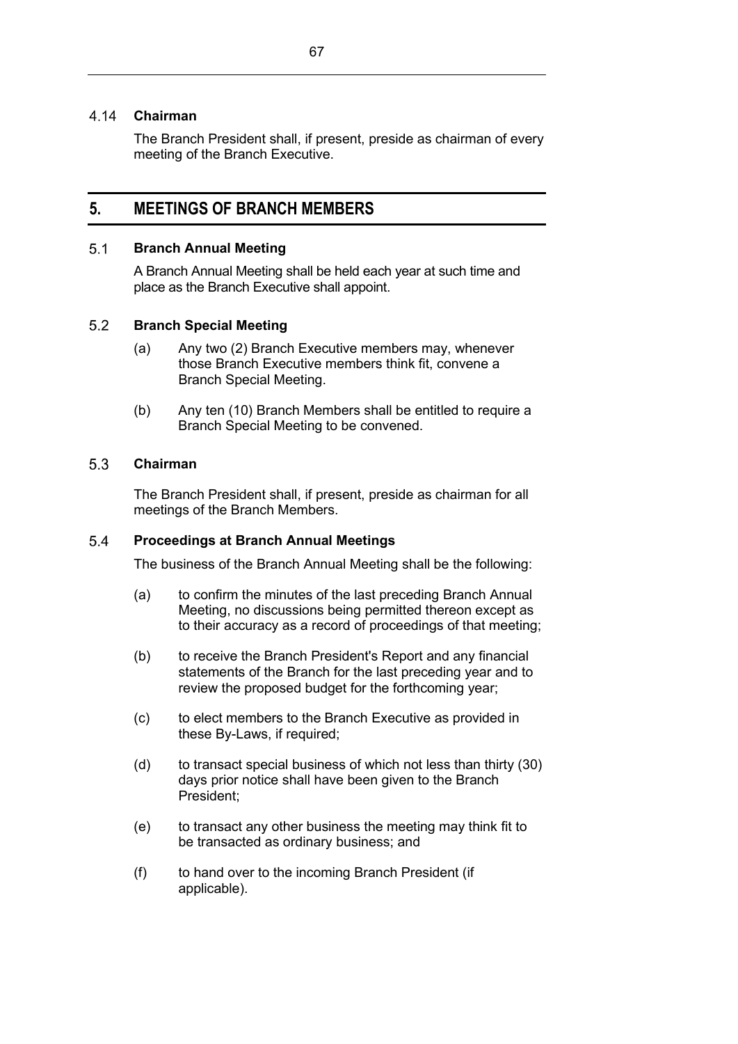### 4.14 Chairman

The Branch President shall, if present, preside as chairman of every meeting of the Branch Executive.

## 5. MEETINGS OF BRANCH MEMBERS

### 5.1 Branch Annual Meeting

A Branch Annual Meeting shall be held each year at such time and place as the Branch Executive shall appoint.

### 5.2 Branch Special Meeting

(a) Any two (2) Branch Executive members may, whenever those Branch Executive members think fit, convene a Branch Special Meeting.

(b) Any ten (10) Branch Members shall be entitled to require a Branch Special Meeting to be convened.

### 5.3 Chairman

The Branch President shall, if present, preside as chairman for all meetings of the Branch Members.

### 5.4 Proceedings at Branch Annual Meetings

The business of the Branch Annual Meeting shall be the following:

(a) to confirm the minutes of the last preceding Branch Annual Meeting, no discussions being permitted thereon except as to their accuracy as a record of proceedings of that meeting;

(b) to receive the Branch President's Report and any financial statements of the Branch for the last preceding year and to review the proposed budget for the forthcoming year;

(c) to elect members to the Branch Executive as provided in these By-Laws, if required;

(d) to transact special business of which not less than thirty (30) days prior notice shall have been given to the Branch President;

(e) to transact any other business the meeting may think fit to be transacted as ordinary business; and

(f) to hand over to the incoming Branch President (if applicable).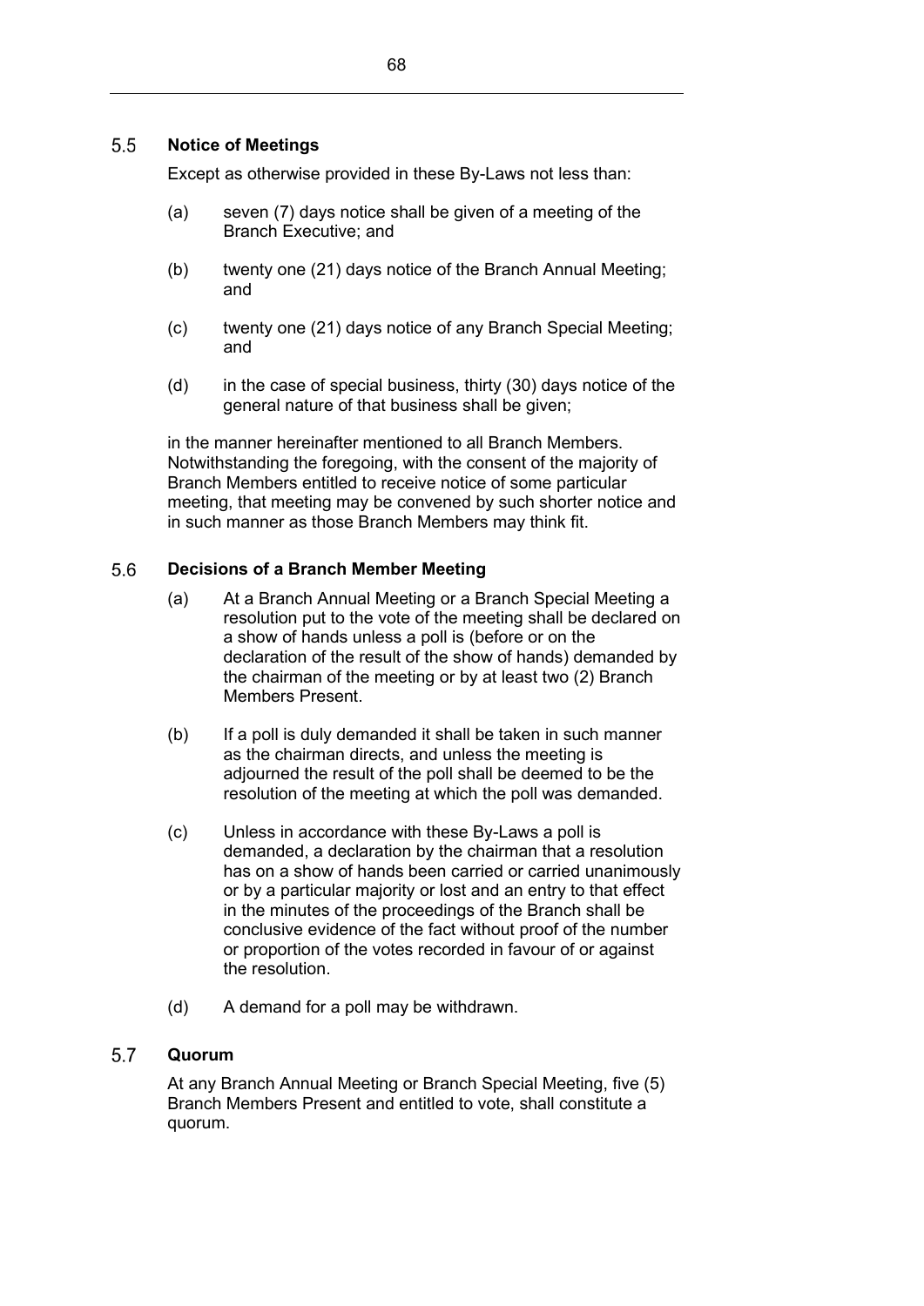## 5.5 Notice of Meetings

Except as otherwise provided in these By-Laws not less than:

(a) seven (7) days notice shall be given of a meeting of the Branch Executive; and

(b) twenty one (21) days notice of the Branch Annual Meeting; and

(c) twenty one (21) days notice of any Branch Special Meeting; and

(d) in the case of special business, thirty (30) days notice of the general nature of that business shall be given;

in the manner hereinafter mentioned to all Branch Members. Notwithstanding the foregoing, with the consent of the majority of Branch Members entitled to receive notice of some particular meeting, that meeting may be convened by such shorter notice and in such manner as those Branch Members may think fit.

## 5.6 Decisions of a Branch Member Meeting

(a) At a Branch Annual Meeting or a Branch Special Meeting a resolution put to the vote of the meeting shall be declared on a show of hands unless a poll is (before or on the declaration of the result of the show of hands) demanded by the chairman of the meeting or by at least two (2) Branch Members Present.

(b) If a poll is duly demanded it shall be taken in such manner as the chairman directs, and unless the meeting is adjourned the result of the poll shall be deemed to be the resolution of the meeting at which the poll was demanded.

(c) Unless in accordance with these By-Laws a poll is demanded, a declaration by the chairman that a resolution has on a show of hands been carried or carried unanimously or by a particular majority or lost and an entry to that effect in the minutes of the proceedings of the Branch shall be conclusive evidence of the fact without proof of the number or proportion of the votes recorded in favour of or against the resolution.

(d) A demand for a poll may be withdrawn.

## 5.7 Quorum

At any Branch Annual Meeting or Branch Special Meeting, five (5) Branch Members Present and entitled to vote, shall constitute a quorum.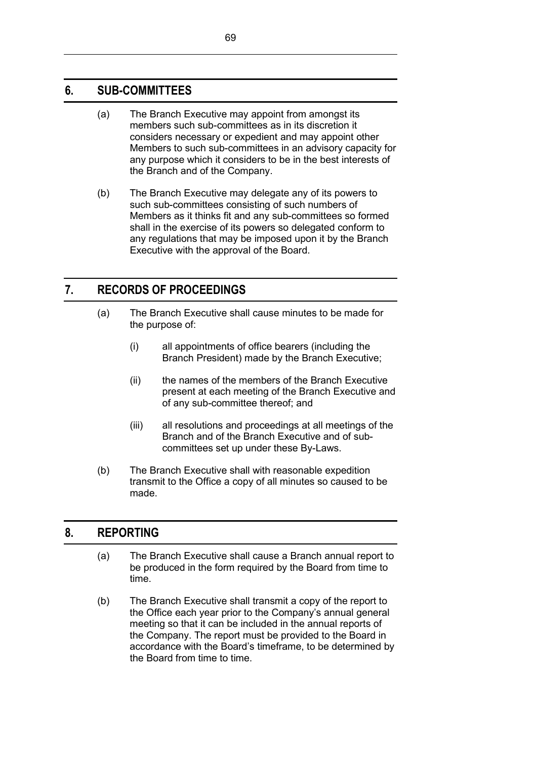## 6. SUB-COMMITTEES

(a) The Branch Executive may appoint from amongst its members such sub-committees as in its discretion it considers necessary or expedient and may appoint other Members to such sub-committees in an advisory capacity for any purpose which it considers to be in the best interests of the Branch and of the Company.

(b) The Branch Executive may delegate any of its powers to such sub-committees consisting of such numbers of Members as it thinks fit and any sub-committees so formed shall in the exercise of its powers so delegated conform to any regulations that may be imposed upon it by the Branch Executive with the approval of the Board.

## 7. RECORDS OF PROCEEDINGS

(a) The Branch Executive shall cause minutes to be made for the purpose of:

   (i) all appointments of office bearers (including the Branch President) made by the Branch Executive;

   (ii) the names of the members of the Branch Executive present at each meeting of the Branch Executive and of any sub-committee thereof; and

   (iii) all resolutions and proceedings at all meetings of the Branch and of the Branch Executive and of sub-committees set up under these By-Laws.

(b) The Branch Executive shall with reasonable expedition transmit to the Office a copy of all minutes so caused to be made.

## 8. REPORTING

(a) The Branch Executive shall cause a Branch annual report to be produced in the form required by the Board from time to time.

(b) The Branch Executive shall transmit a copy of the report to the Office each year prior to the Company's annual general meeting so that it can be included in the annual reports of the Company. The report must be provided to the Board in accordance with the Board's timeframe, to be determined by the Board from time to time.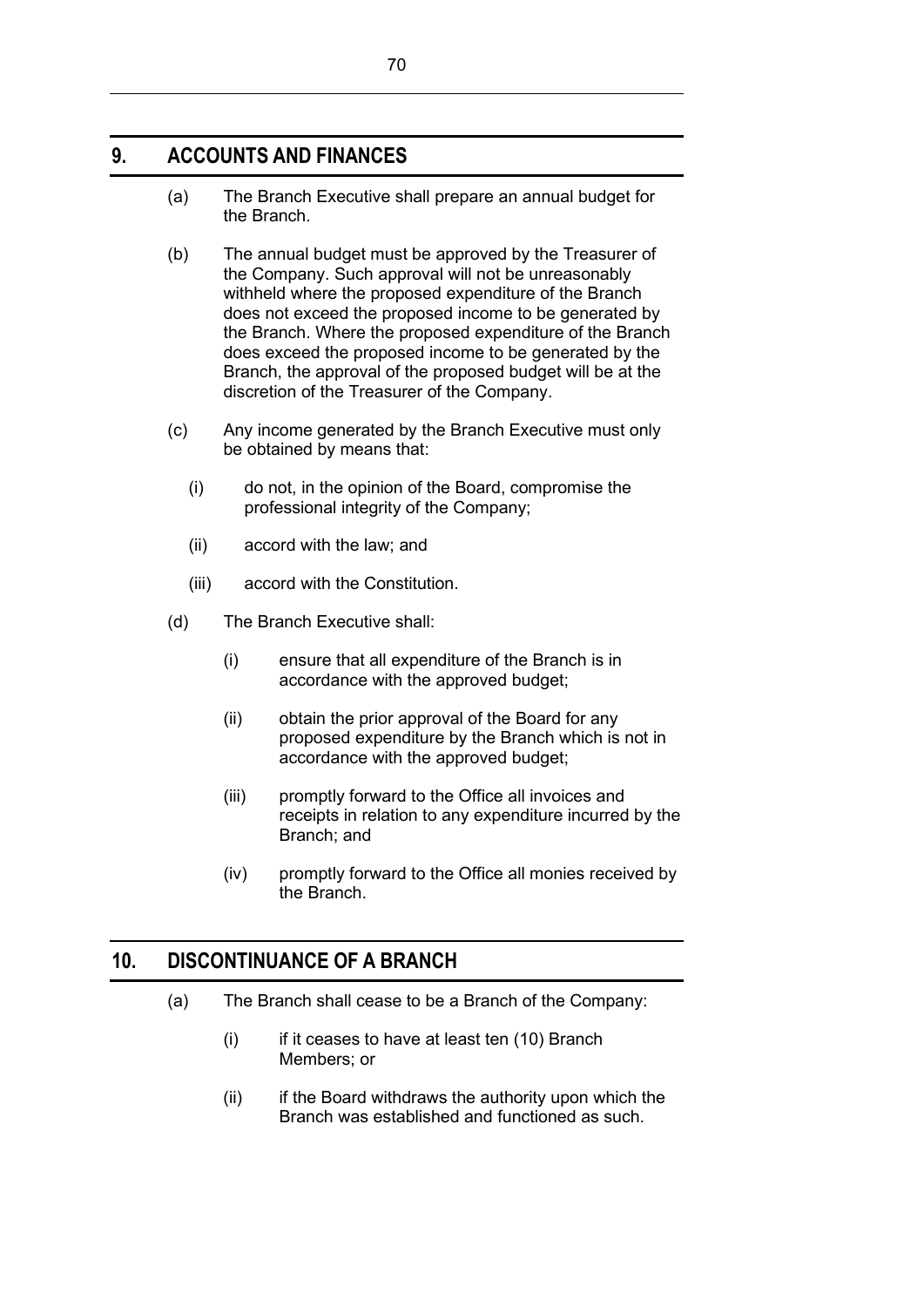## 9. ACCOUNTS AND FINANCES

(a) The Branch Executive shall prepare an annual budget for the Branch.

(b) The annual budget must be approved by the Treasurer of the Company. Such approval will not be unreasonably withheld where the proposed expenditure of the Branch does not exceed the proposed income to be generated by the Branch. Where the proposed expenditure of the Branch does exceed the proposed income to be generated by the Branch, the approval of the proposed budget will be at the discretion of the Treasurer of the Company.

(c) Any income generated by the Branch Executive must only be obtained by means that:

- (i) do not, in the opinion of the Board, compromise the professional integrity of the Company;
- (ii) accord with the law; and
- (iii) accord with the Constitution.

(d) The Branch Executive shall:

- (i) ensure that all expenditure of the Branch is in accordance with the approved budget;
- (ii) obtain the prior approval of the Board for any proposed expenditure by the Branch which is not in accordance with the approved budget;
- (iii) promptly forward to the Office all invoices and receipts in relation to any expenditure incurred by the Branch; and
- (iv) promptly forward to the Office all monies received by the Branch.

## 10. DISCONTINUANCE OF A BRANCH

(a) The Branch shall cease to be a Branch of the Company:

- (i) if it ceases to have at least ten (10) Branch Members; or
- (ii) if the Board withdraws the authority upon which the Branch was established and functioned as such.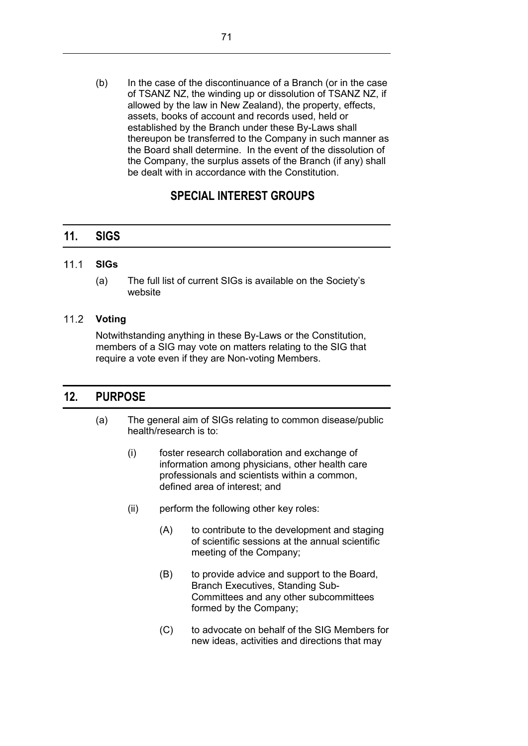(b) In the case of the discontinuance of a Branch (or in the case of TSANZ NZ, the winding up or dissolution of TSANZ NZ, if allowed by the law in New Zealand), the property, effects, assets, books of account and records used, held or established by the Branch under these By-Laws shall thereupon be transferred to the Company in such manner as the Board shall determine. In the event of the dissolution of the Company, the surplus assets of the Branch (if any) shall be dealt with in accordance with the Constitution.

## SPECIAL INTEREST GROUPS

## 11. SIGS

### 11.1 SIGs

(a) The full list of current SIGs is available on the Society's website

### 11.2 Voting

Notwithstanding anything in these By-Laws or the Constitution, members of a SIG may vote on matters relating to the SIG that require a vote even if they are Non-voting Members.

## 12. PURPOSE

(a) The general aim of SIGs relating to common disease/public health/research is to:

(i) foster research collaboration and exchange of information among physicians, other health care professionals and scientists within a common, defined area of interest; and

(ii) perform the following other key roles:

(A) to contribute to the development and staging of scientific sessions at the annual scientific meeting of the Company;

(B) to provide advice and support to the Board, Branch Executives, Standing Sub-Committees and any other subcommittees formed by the Company;

(C) to advocate on behalf of the SIG Members for new ideas, activities and directions that may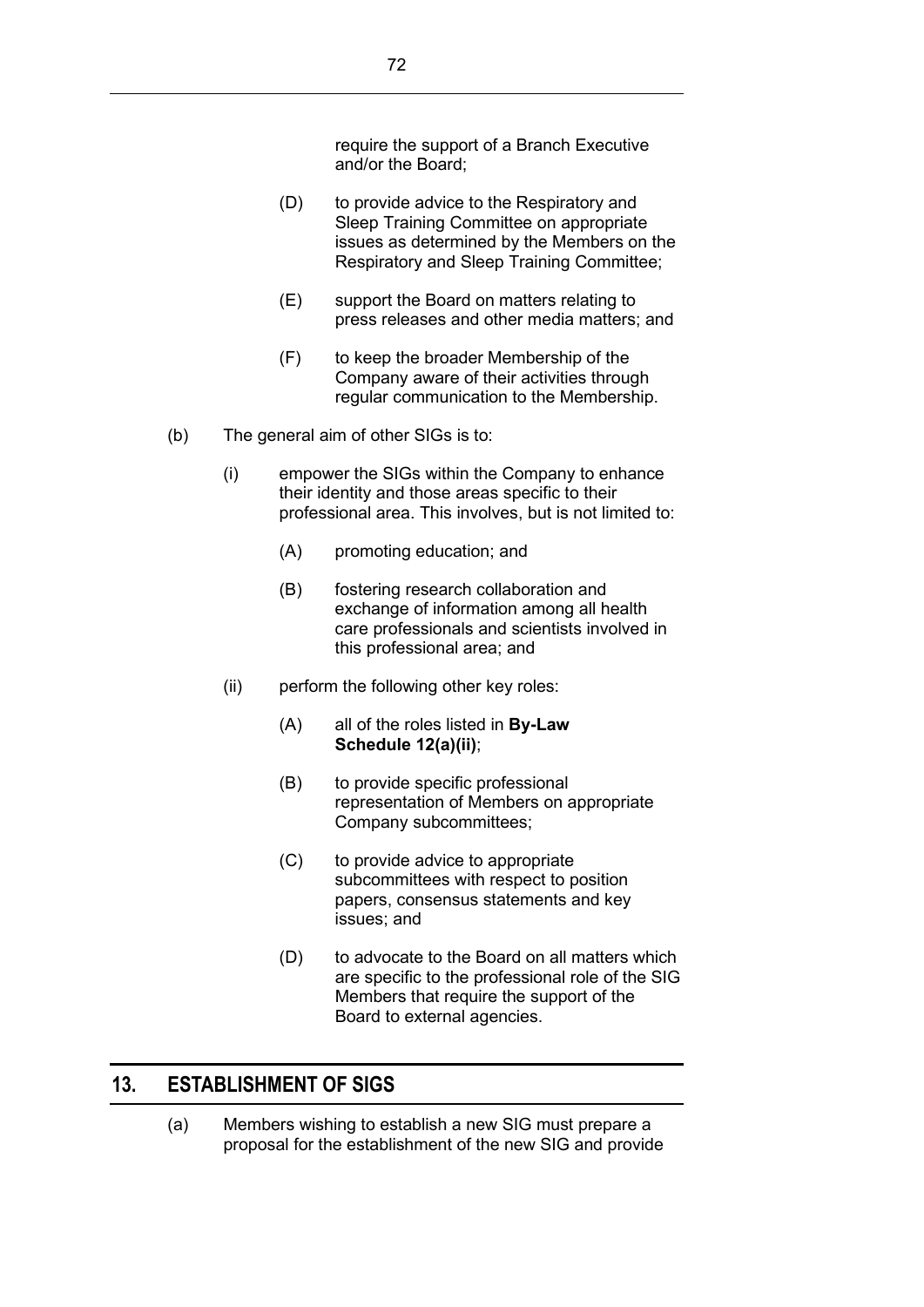require the support of a Branch Executive and/or the Board;

(D) to provide advice to the Respiratory and Sleep Training Committee on appropriate issues as determined by the Members on the Respiratory and Sleep Training Committee;

(E) support the Board on matters relating to press releases and other media matters; and

(F) to keep the broader Membership of the Company aware of their activities through regular communication to the Membership.

(b) The general aim of other SIGs is to:

(i) empower the SIGs within the Company to enhance their identity and those areas specific to their professional area. This involves, but is not limited to:

(A) promoting education; and

(B) fostering research collaboration and exchange of information among all health care professionals and scientists involved in this professional area; and

(ii) perform the following other key roles:

(A) all of the roles listed in **By-Law Schedule 12(a)(ii)**;

(B) to provide specific professional representation of Members on appropriate Company subcommittees;

(C) to provide advice to appropriate subcommittees with respect to position papers, consensus statements and key issues; and

(D) to advocate to the Board on all matters which are specific to the professional role of the SIG Members that require the support of the Board to external agencies.

## 13. ESTABLISHMENT OF SIGS

(a) Members wishing to establish a new SIG must prepare a proposal for the establishment of the new SIG and provide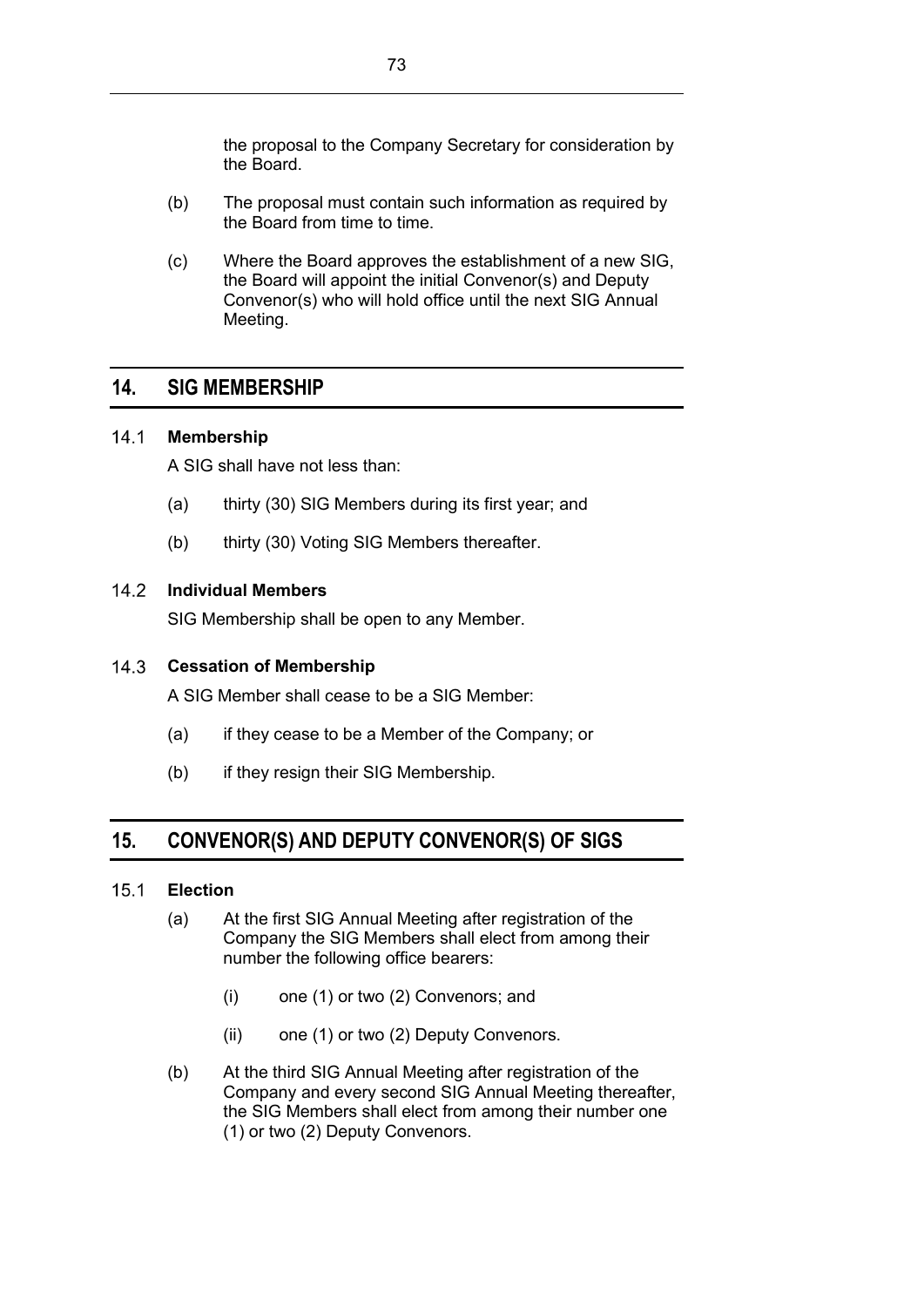the proposal to the Company Secretary for consideration by the Board.

(b) The proposal must contain such information as required by the Board from time to time.

(c) Where the Board approves the establishment of a new SIG, the Board will appoint the initial Convenor(s) and Deputy Convenor(s) who will hold office until the next SIG Annual Meeting.

## 14. SIG MEMBERSHIP

### 14.1 Membership

A SIG shall have not less than:

(a) thirty (30) SIG Members during its first year; and

(b) thirty (30) Voting SIG Members thereafter.

### 14.2 Individual Members

SIG Membership shall be open to any Member.

### 14.3 Cessation of Membership

A SIG Member shall cease to be a SIG Member:

(a) if they cease to be a Member of the Company; or

(b) if they resign their SIG Membership.

## 15. CONVENOR(S) AND DEPUTY CONVENOR(S) OF SIGS

### 15.1 Election

(a) At the first SIG Annual Meeting after registration of the Company the SIG Members shall elect from among their number the following office bearers:

(i) one (1) or two (2) Convenors; and

(ii) one (1) or two (2) Deputy Convenors.

(b) At the third SIG Annual Meeting after registration of the Company and every second SIG Annual Meeting thereafter, the SIG Members shall elect from among their number one (1) or two (2) Deputy Convenors.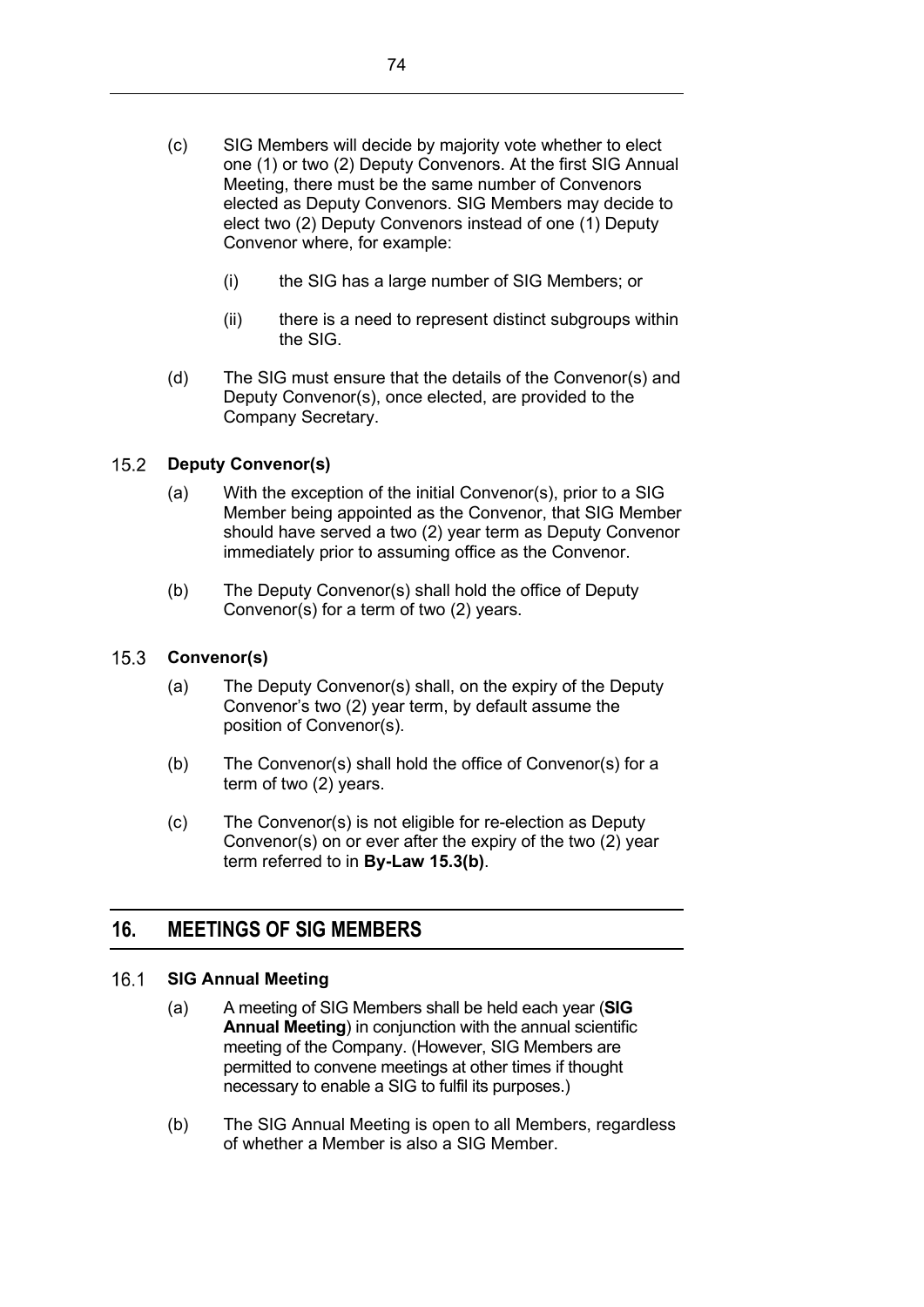(c) SIG Members will decide by majority vote whether to elect one (1) or two (2) Deputy Convenors. At the first SIG Annual Meeting, there must be the same number of Convenors elected as Deputy Convenors. SIG Members may decide to elect two (2) Deputy Convenors instead of one (1) Deputy Convenor where, for example:

   (i) the SIG has a large number of SIG Members; or

   (ii) there is a need to represent distinct subgroups within the SIG.

(d) The SIG must ensure that the details of the Convenor(s) and Deputy Convenor(s), once elected, are provided to the Company Secretary.

### 15.2 Deputy Convenor(s)

(a) With the exception of the initial Convenor(s), prior to a SIG Member being appointed as the Convenor, that SIG Member should have served a two (2) year term as Deputy Convenor immediately prior to assuming office as the Convenor.

(b) The Deputy Convenor(s) shall hold the office of Deputy Convenor(s) for a term of two (2) years.

### 15.3 Convenor(s)

(a) The Deputy Convenor(s) shall, on the expiry of the Deputy Convenor's two (2) year term, by default assume the position of Convenor(s).

(b) The Convenor(s) shall hold the office of Convenor(s) for a term of two (2) years.

(c) The Convenor(s) is not eligible for re-election as Deputy Convenor(s) on or ever after the expiry of the two (2) year term referred to in **By-Law 15.3(b)**.

## 16. MEETINGS OF SIG MEMBERS

### 16.1 SIG Annual Meeting

(a) A meeting of SIG Members shall be held each year (**SIG Annual Meeting**) in conjunction with the annual scientific meeting of the Company. (However, SIG Members are permitted to convene meetings at other times if thought necessary to enable a SIG to fulfil its purposes.)

(b) The SIG Annual Meeting is open to all Members, regardless of whether a Member is also a SIG Member.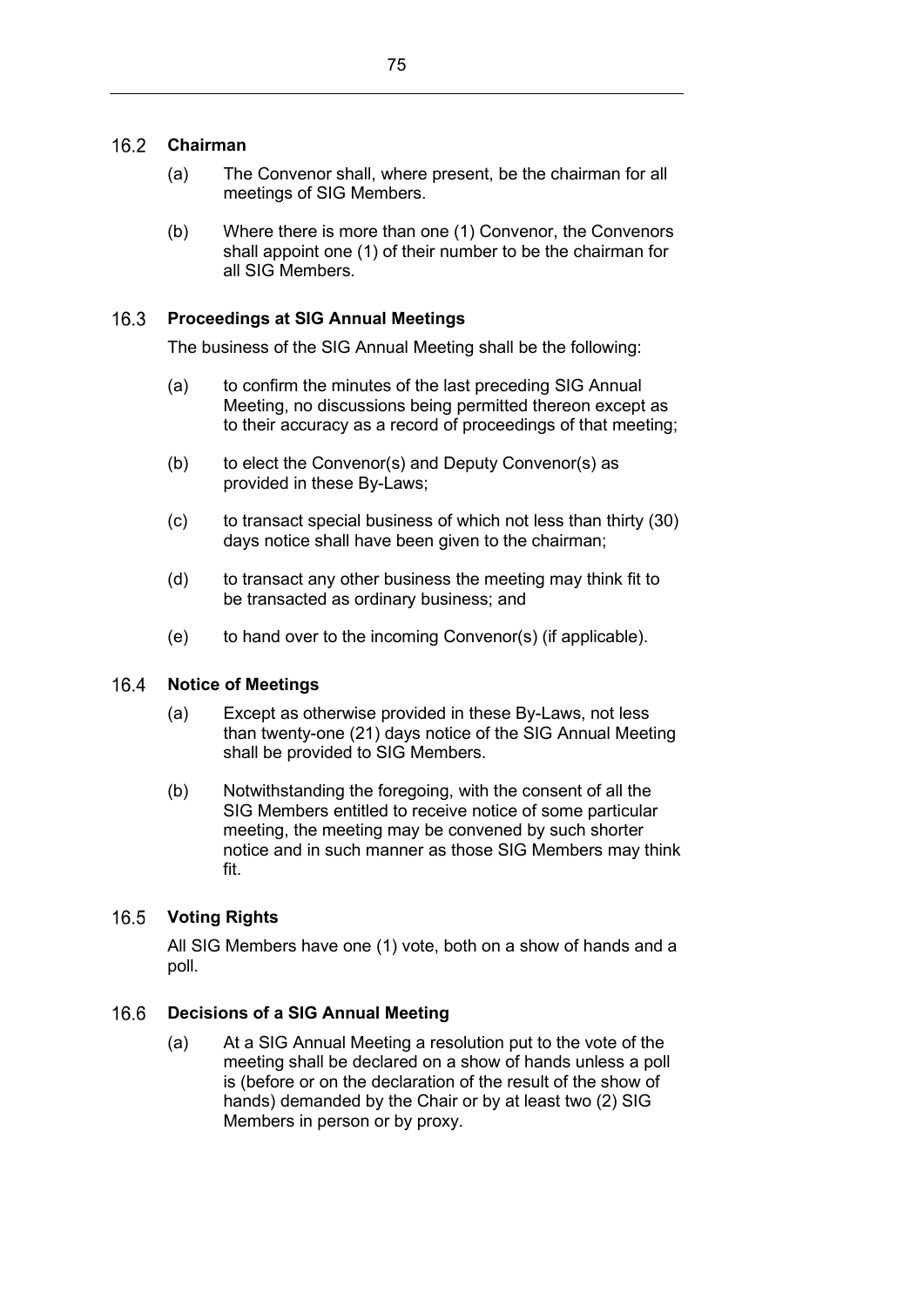### 16.2 Chairman

(a) The Convenor shall, where present, be the chairman for all meetings of SIG Members.

(b) Where there is more than one (1) Convenor, the Convenors shall appoint one (1) of their number to be the chairman for all SIG Members.

### 16.3 Proceedings at SIG Annual Meetings

The business of the SIG Annual Meeting shall be the following:

(a) to confirm the minutes of the last preceding SIG Annual Meeting, no discussions being permitted thereon except as to their accuracy as a record of proceedings of that meeting;

(b) to elect the Convenor(s) and Deputy Convenor(s) as provided in these By-Laws;

(c) to transact special business of which not less than thirty (30) days notice shall have been given to the chairman;

(d) to transact any other business the meeting may think fit to be transacted as ordinary business; and

(e) to hand over to the incoming Convenor(s) (if applicable).

### 16.4 Notice of Meetings

(a) Except as otherwise provided in these By-Laws, not less than twenty-one (21) days notice of the SIG Annual Meeting shall be provided to SIG Members.

(b) Notwithstanding the foregoing, with the consent of all the SIG Members entitled to receive notice of some particular meeting, the meeting may be convened by such shorter notice and in such manner as those SIG Members may think fit.

### 16.5 Voting Rights

All SIG Members have one (1) vote, both on a show of hands and a poll.

### 16.6 Decisions of a SIG Annual Meeting

(a) At a SIG Annual Meeting a resolution put to the vote of the meeting shall be declared on a show of hands unless a poll is (before or on the declaration of the result of the show of hands) demanded by the Chair or by at least two (2) SIG Members in person or by proxy.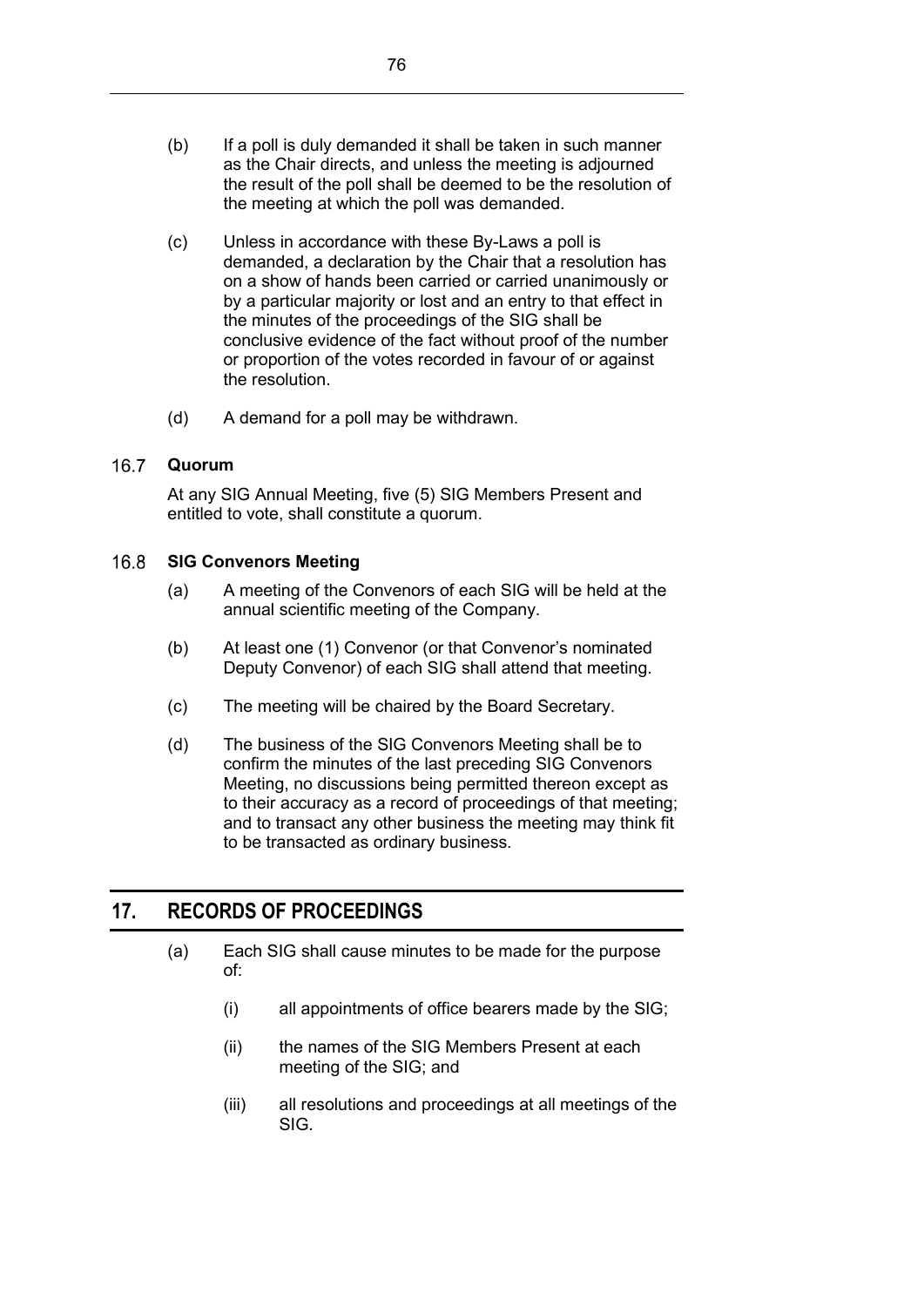(b) If a poll is duly demanded it shall be taken in such manner as the Chair directs, and unless the meeting is adjourned the result of the poll shall be deemed to be the resolution of the meeting at which the poll was demanded.

(c) Unless in accordance with these By-Laws a poll is demanded, a declaration by the Chair that a resolution has on a show of hands been carried or carried unanimously or by a particular majority or lost and an entry to that effect in the minutes of the proceedings of the SIG shall be conclusive evidence of the fact without proof of the number or proportion of the votes recorded in favour of or against the resolution.

(d) A demand for a poll may be withdrawn.

### 16.7 Quorum

At any SIG Annual Meeting, five (5) SIG Members Present and entitled to vote, shall constitute a quorum.

### 16.8 SIG Convenors Meeting

(a) A meeting of the Convenors of each SIG will be held at the annual scientific meeting of the Company.

(b) At least one (1) Convenor (or that Convenor's nominated Deputy Convenor) of each SIG shall attend that meeting.

(c) The meeting will be chaired by the Board Secretary.

(d) The business of the SIG Convenors Meeting shall be to confirm the minutes of the last preceding SIG Convenors Meeting, no discussions being permitted thereon except as to their accuracy as a record of proceedings of that meeting; and to transact any other business the meeting may think fit to be transacted as ordinary business.

## 17. RECORDS OF PROCEEDINGS

(a) Each SIG shall cause minutes to be made for the purpose of:

   (i) all appointments of office bearers made by the SIG;

   (ii) the names of the SIG Members Present at each meeting of the SIG; and

   (iii) all resolutions and proceedings at all meetings of the SIG.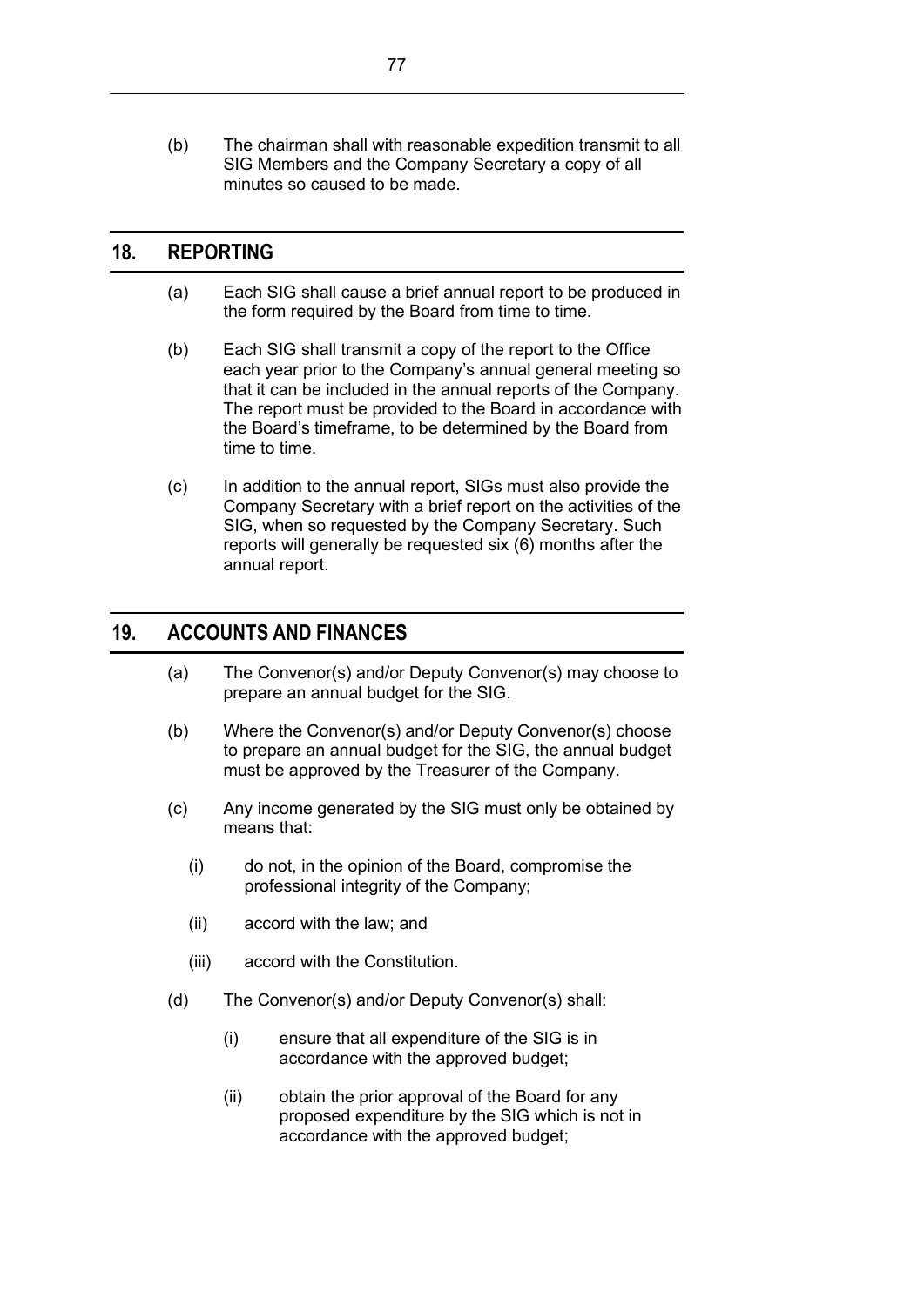(b) The chairman shall with reasonable expedition transmit to all SIG Members and the Company Secretary a copy of all minutes so caused to be made.

## 18. REPORTING

(a) Each SIG shall cause a brief annual report to be produced in the form required by the Board from time to time.

(b) Each SIG shall transmit a copy of the report to the Office each year prior to the Company's annual general meeting so that it can be included in the annual reports of the Company. The report must be provided to the Board in accordance with the Board's timeframe, to be determined by the Board from time to time.

(c) In addition to the annual report, SIGs must also provide the Company Secretary with a brief report on the activities of the SIG, when so requested by the Company Secretary. Such reports will generally be requested six (6) months after the annual report.

## 19. ACCOUNTS AND FINANCES

(a) The Convenor(s) and/or Deputy Convenor(s) may choose to prepare an annual budget for the SIG.

(b) Where the Convenor(s) and/or Deputy Convenor(s) choose to prepare an annual budget for the SIG, the annual budget must be approved by the Treasurer of the Company.

(c) Any income generated by the SIG must only be obtained by means that:

(i) do not, in the opinion of the Board, compromise the professional integrity of the Company;

(ii) accord with the law; and

(iii) accord with the Constitution.

(d) The Convenor(s) and/or Deputy Convenor(s) shall:

(i) ensure that all expenditure of the SIG is in accordance with the approved budget;

(ii) obtain the prior approval of the Board for any proposed expenditure by the SIG which is not in accordance with the approved budget;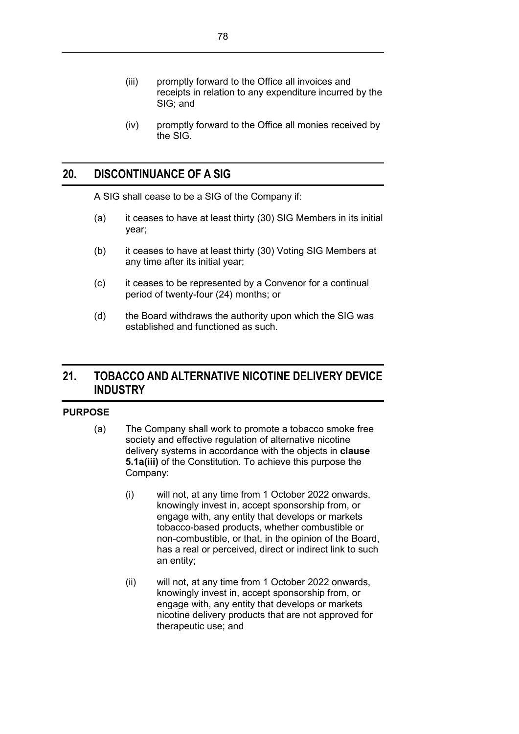(iii) promptly forward to the Office all invoices and receipts in relation to any expenditure incurred by the SIG; and

(iv) promptly forward to the Office all monies received by the SIG.

## 20. DISCONTINUANCE OF A SIG

A SIG shall cease to be a SIG of the Company if:

(a) it ceases to have at least thirty (30) SIG Members in its initial year;

(b) it ceases to have at least thirty (30) Voting SIG Members at any time after its initial year;

(c) it ceases to be represented by a Convenor for a continual period of twenty-four (24) months; or

(d) the Board withdraws the authority upon which the SIG was established and functioned as such.

## 21. TOBACCO AND ALTERNATIVE NICOTINE DELIVERY DEVICE INDUSTRY

### PURPOSE

(a) The Company shall work to promote a tobacco smoke free society and effective regulation of alternative nicotine delivery systems in accordance with the objects in **clause 5.1a(iii)** of the Constitution. To achieve this purpose the Company:

(i) will not, at any time from 1 October 2022 onwards, knowingly invest in, accept sponsorship from, or engage with, any entity that develops or markets tobacco-based products, whether combustible or non-combustible, or that, in the opinion of the Board, has a real or perceived, direct or indirect link to such an entity;

(ii) will not, at any time from 1 October 2022 onwards, knowingly invest in, accept sponsorship from, or engage with, any entity that develops or markets nicotine delivery products that are not approved for therapeutic use; and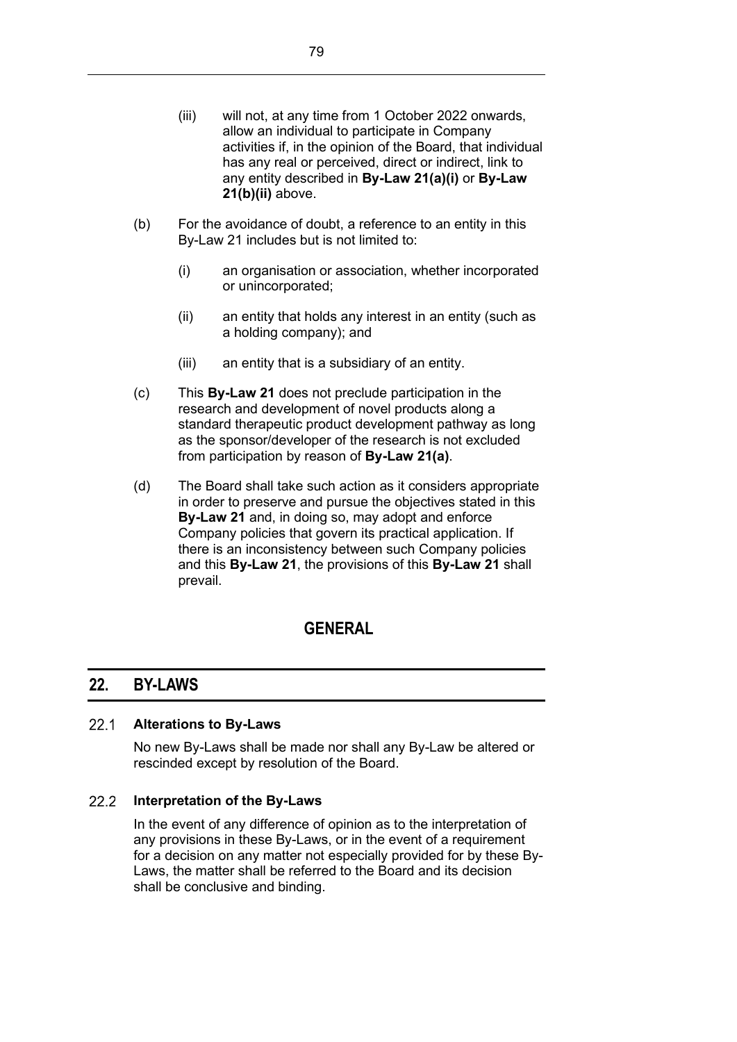(iii) will not, at any time from 1 October 2022 onwards, allow an individual to participate in Company activities if, in the opinion of the Board, that individual has any real or perceived, direct or indirect, link to any entity described in **By-Law 21(a)(i)** or **By-Law 21(b)(ii)** above.

(b) For the avoidance of doubt, a reference to an entity in this By-Law 21 includes but is not limited to:

(i) an organisation or association, whether incorporated or unincorporated;

(ii) an entity that holds any interest in an entity (such as a holding company); and

(iii) an entity that is a subsidiary of an entity.

(c) This **By-Law 21** does not preclude participation in the research and development of novel products along a standard therapeutic product development pathway as long as the sponsor/developer of the research is not excluded from participation by reason of **By-Law 21(a)**.

(d) The Board shall take such action as it considers appropriate in order to preserve and pursue the objectives stated in this **By-Law 21** and, in doing so, may adopt and enforce Company policies that govern its practical application. If there is an inconsistency between such Company policies and this **By-Law 21**, the provisions of this **By-Law 21** shall prevail.

# GENERAL

## 22. BY-LAWS

### 22.1 Alterations to By-Laws

No new By-Laws shall be made nor shall any By-Law be altered or rescinded except by resolution of the Board.

### 22.2 Interpretation of the By-Laws

In the event of any difference of opinion as to the interpretation of any provisions in these By-Laws, or in the event of a requirement for a decision on any matter not especially provided for by these By-Laws, the matter shall be referred to the Board and its decision shall be conclusive and binding.